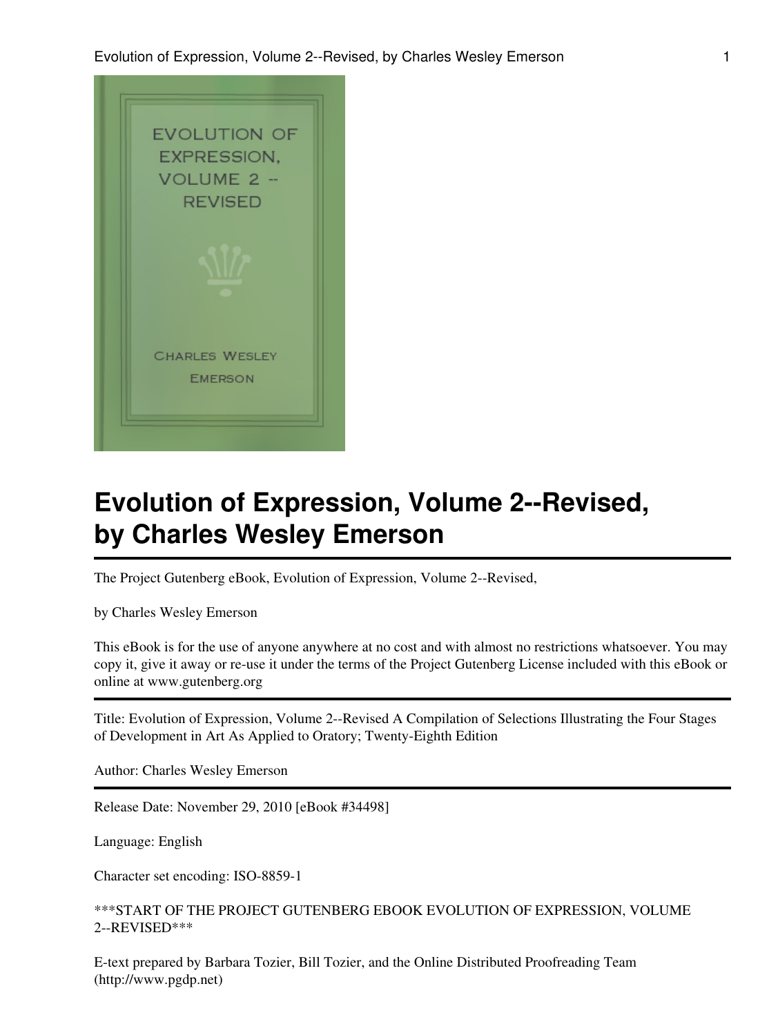# Evolution of Expression, Volume 2--Revised, by Charles Wesley Emerson

The Project Gutenberg eBook, Evolution of Expression, Volume 2--Revised,

by Charles Wesley Emerson

This eBook is for the use of anyone anywhere at no cost and with almost no restrictions whatsoever. You may copy it, give it away or re-use it under the terms of the Project Gutenberg License included with this eBook or online at www.gutenberg.org

Title: Evolution of Expression, Volume 2--Revised A Compilation of Selections Illustrating the Four Stages of Development in Art As Applied to Oratory; Twenty-Eighth Edition

Author: Charles Wesley Emerson

Release Date: November 29, 2010 [eBook #34498]

Language: English

Character set encoding: ISO-8859-1

***START OF THE PROJECT GUTENBERG EBOOK EVOLUTION OF EXPRESSION, VOLUME 2--REVISED***

E-text prepared by Barbara Tozier, Bill Tozier, and the Online Distributed Proofreading Team (http://www.pgdp.net)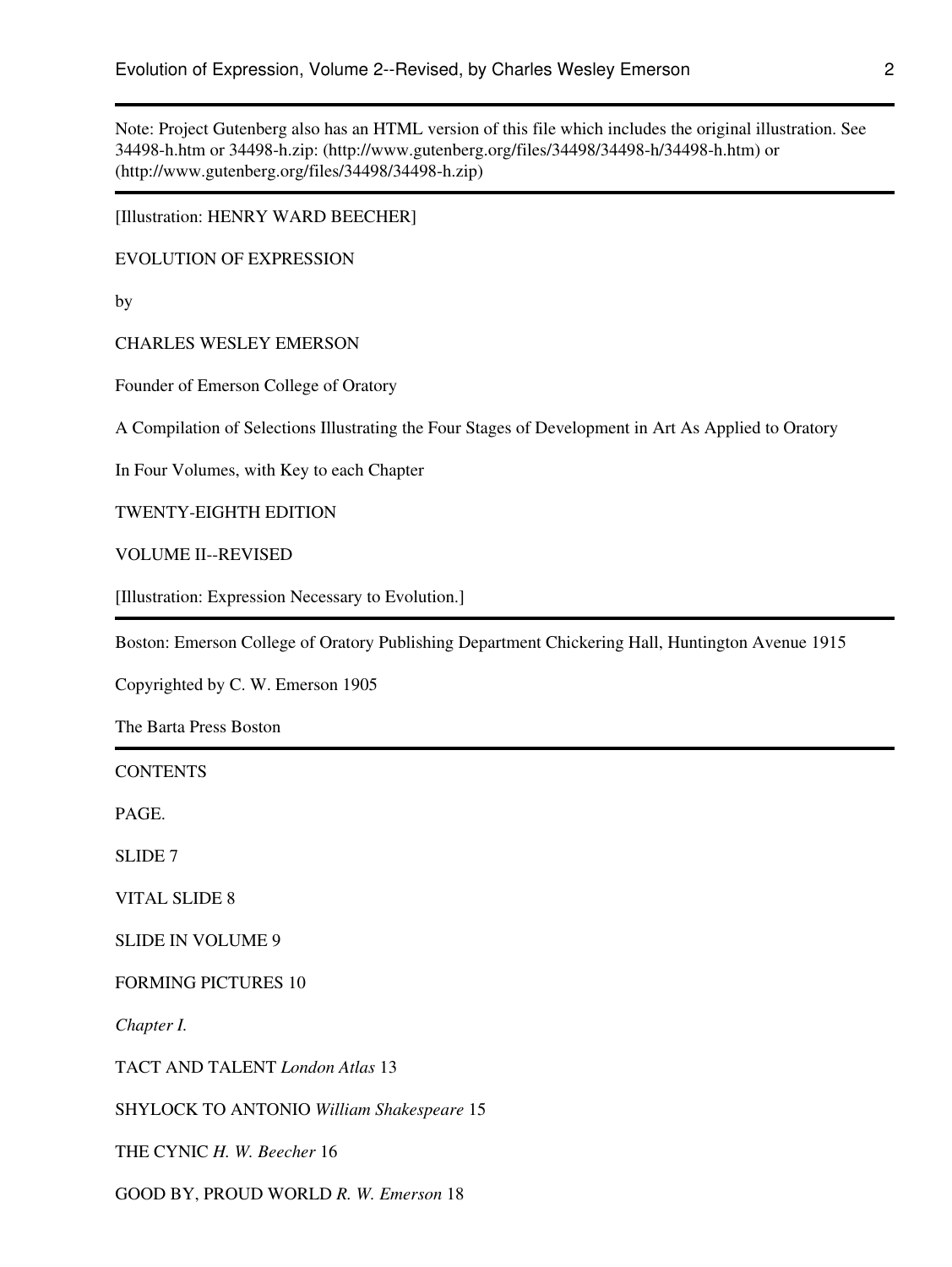Note: Project Gutenberg also has an HTML version of this file which includes the original illustration. See 34498-h.htm or 34498-h.zip: (http://www.gutenberg.org/files/34498/34498-h/34498-h.htm) or (http://www.gutenberg.org/files/34498/34498-h.zip)

---

[Illustration: HENRY WARD BEECHER]

EVOLUTION OF EXPRESSION

by

CHARLES WESLEY EMERSON

Founder of Emerson College of Oratory

A Compilation of Selections Illustrating the Four Stages of Development in Art As Applied to Oratory

In Four Volumes, with Key to each Chapter

TWENTY-EIGHTH EDITION

VOLUME II--REVISED

[Illustration: Expression Necessary to Evolution.]

---

Boston: Emerson College of Oratory Publishing Department Chickering Hall, Huntington Avenue 1915

Copyrighted by C. W. Emerson 1905

The Barta Press Boston

---

CONTENTS

PAGE.

SLIDE 7

VITAL SLIDE 8

SLIDE IN VOLUME 9

FORMING PICTURES 10

*Chapter I.*

TACT AND TALENT *London Atlas* 13

SHYLOCK TO ANTONIO *William Shakespeare* 15

THE CYNIC *H. W. Beecher* 16

GOOD BY, PROUD WORLD *R. W. Emerson* 18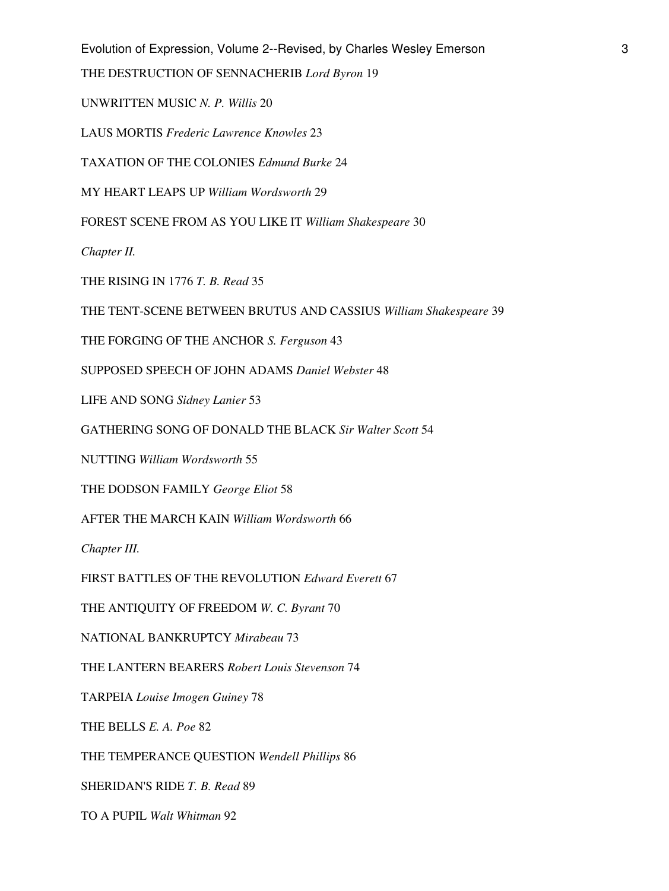THE DESTRUCTION OF SENNACHERIB *Lord Byron* 19

UNWRITTEN MUSIC *N. P. Willis* 20

LAUS MORTIS *Frederic Lawrence Knowles* 23

TAXATION OF THE COLONIES *Edmund Burke* 24

MY HEART LEAPS UP *William Wordsworth* 29

FOREST SCENE FROM AS YOU LIKE IT *William Shakespeare* 30

*Chapter II.*

THE RISING IN 1776 *T. B. Read* 35

THE TENT-SCENE BETWEEN BRUTUS AND CASSIUS *William Shakespeare* 39

THE FORGING OF THE ANCHOR *S. Ferguson* 43

SUPPOSED SPEECH OF JOHN ADAMS *Daniel Webster* 48

LIFE AND SONG *Sidney Lanier* 53

GATHERING SONG OF DONALD THE BLACK *Sir Walter Scott* 54

NUTTING *William Wordsworth* 55

THE DODSON FAMILY *George Eliot* 58

AFTER THE MARCH KAIN *William Wordsworth* 66

*Chapter III.*

FIRST BATTLES OF THE REVOLUTION *Edward Everett* 67

THE ANTIQUITY OF FREEDOM *W. C. Byrant* 70

NATIONAL BANKRUPTCY *Mirabeau* 73

THE LANTERN BEARERS *Robert Louis Stevenson* 74

TARPEIA *Louise Imogen Guiney* 78

THE BELLS *E. A. Poe* 82

THE TEMPERANCE QUESTION *Wendell Phillips* 86

SHERIDAN'S RIDE *T. B. Read* 89

TO A PUPIL *Walt Whitman* 92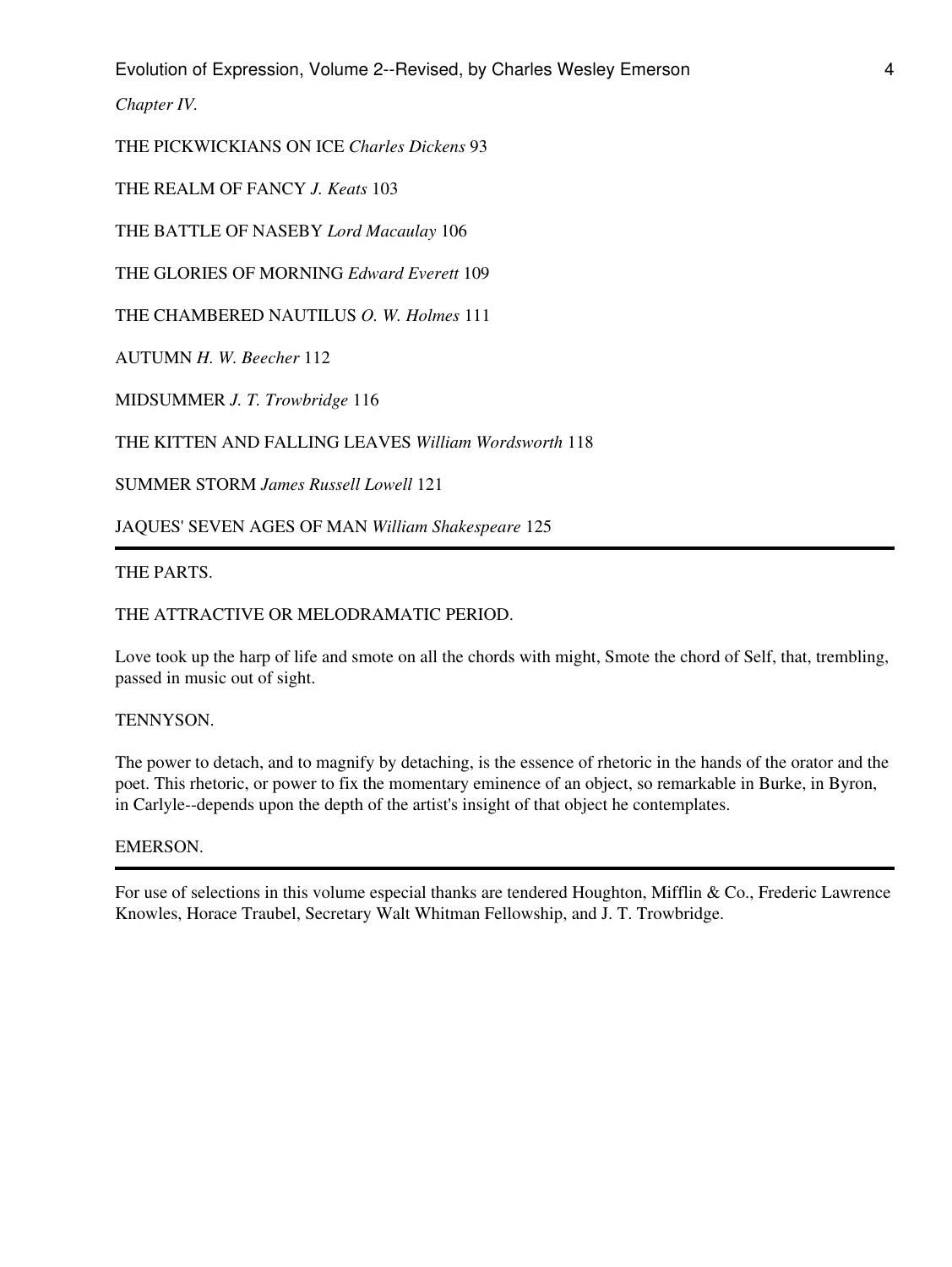*Chapter IV.*

THE PICKWICKIANS ON ICE *Charles Dickens* 93

THE REALM OF FANCY *J. Keats* 103

THE BATTLE OF NASEBY *Lord Macaulay* 106

THE GLORIES OF MORNING *Edward Everett* 109

THE CHAMBERED NAUTILUS *O. W. Holmes* 111

AUTUMN *H. W. Beecher* 112

MIDSUMMER *J. T. Trowbridge* 116

THE KITTEN AND FALLING LEAVES *William Wordsworth* 118

SUMMER STORM *James Russell Lowell* 121

JAQUES' SEVEN AGES OF MAN *William Shakespeare* 125

---

THE PARTS.

THE ATTRACTIVE OR MELODRAMATIC PERIOD.

Love took up the harp of life and smote on all the chords with might, Smote the chord of Self, that, trembling, passed in music out of sight.

TENNYSON.

The power to detach, and to magnify by detaching, is the essence of rhetoric in the hands of the orator and the poet. This rhetoric, or power to fix the momentary eminence of an object, so remarkable in Burke, in Byron, in Carlyle--depends upon the depth of the artist's insight of that object he contemplates.

EMERSON.

---

For use of selections in this volume especial thanks are tendered Houghton, Mifflin & Co., Frederic Lawrence Knowles, Horace Traubel, Secretary Walt Whitman Fellowship, and J. T. Trowbridge.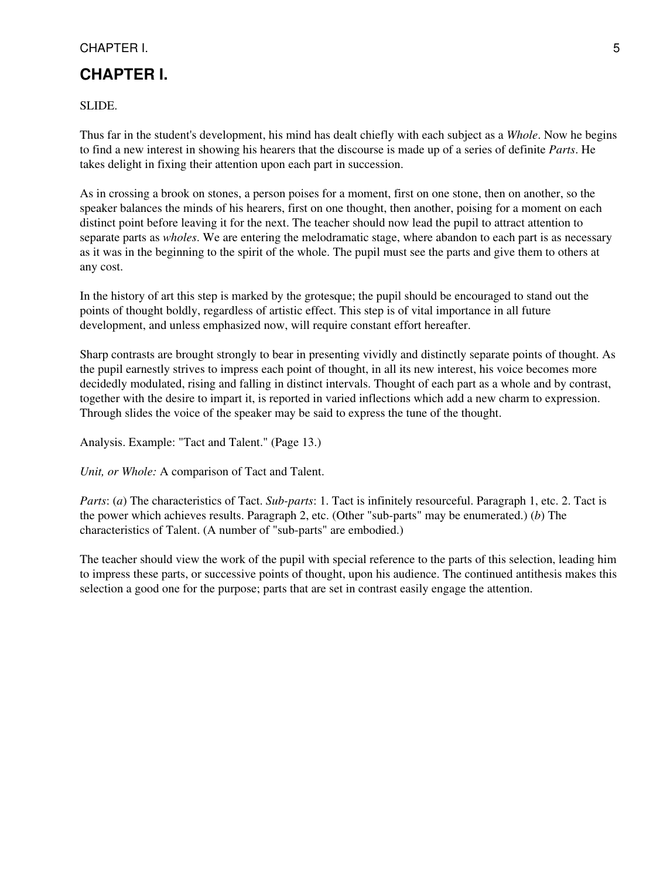# CHAPTER I.

SLIDE.

Thus far in the student's development, his mind has dealt chiefly with each subject as a *Whole*. Now he begins to find a new interest in showing his hearers that the discourse is made up of a series of definite *Parts*. He takes delight in fixing their attention upon each part in succession.

As in crossing a brook on stones, a person poises for a moment, first on one stone, then on another, so the speaker balances the minds of his hearers, first on one thought, then another, poising for a moment on each distinct point before leaving it for the next. The teacher should now lead the pupil to attract attention to separate parts as *wholes*. We are entering the melodramatic stage, where abandon to each part is as necessary as it was in the beginning to the spirit of the whole. The pupil must see the parts and give them to others at any cost.

In the history of art this step is marked by the grotesque; the pupil should be encouraged to stand out the points of thought boldly, regardless of artistic effect. This step is of vital importance in all future development, and unless emphasized now, will require constant effort hereafter.

Sharp contrasts are brought strongly to bear in presenting vividly and distinctly separate points of thought. As the pupil earnestly strives to impress each point of thought, in all its new interest, his voice becomes more decidedly modulated, rising and falling in distinct intervals. Thought of each part as a whole and by contrast, together with the desire to impart it, is reported in varied inflections which add a new charm to expression. Through slides the voice of the speaker may be said to express the tune of the thought.

Analysis. Example: "Tact and Talent." (Page 13.)

*Unit, or Whole:* A comparison of Tact and Talent.

*Parts*: (*a*) The characteristics of Tact. *Sub-parts*: 1. Tact is infinitely resourceful. Paragraph 1, etc. 2. Tact is the power which achieves results. Paragraph 2, etc. (Other "sub-parts" may be enumerated.) (*b*) The characteristics of Talent. (A number of "sub-parts" are embodied.)

The teacher should view the work of the pupil with special reference to the parts of this selection, leading him to impress these parts, or successive points of thought, upon his audience. The continued antithesis makes this selection a good one for the purpose; parts that are set in contrast easily engage the attention.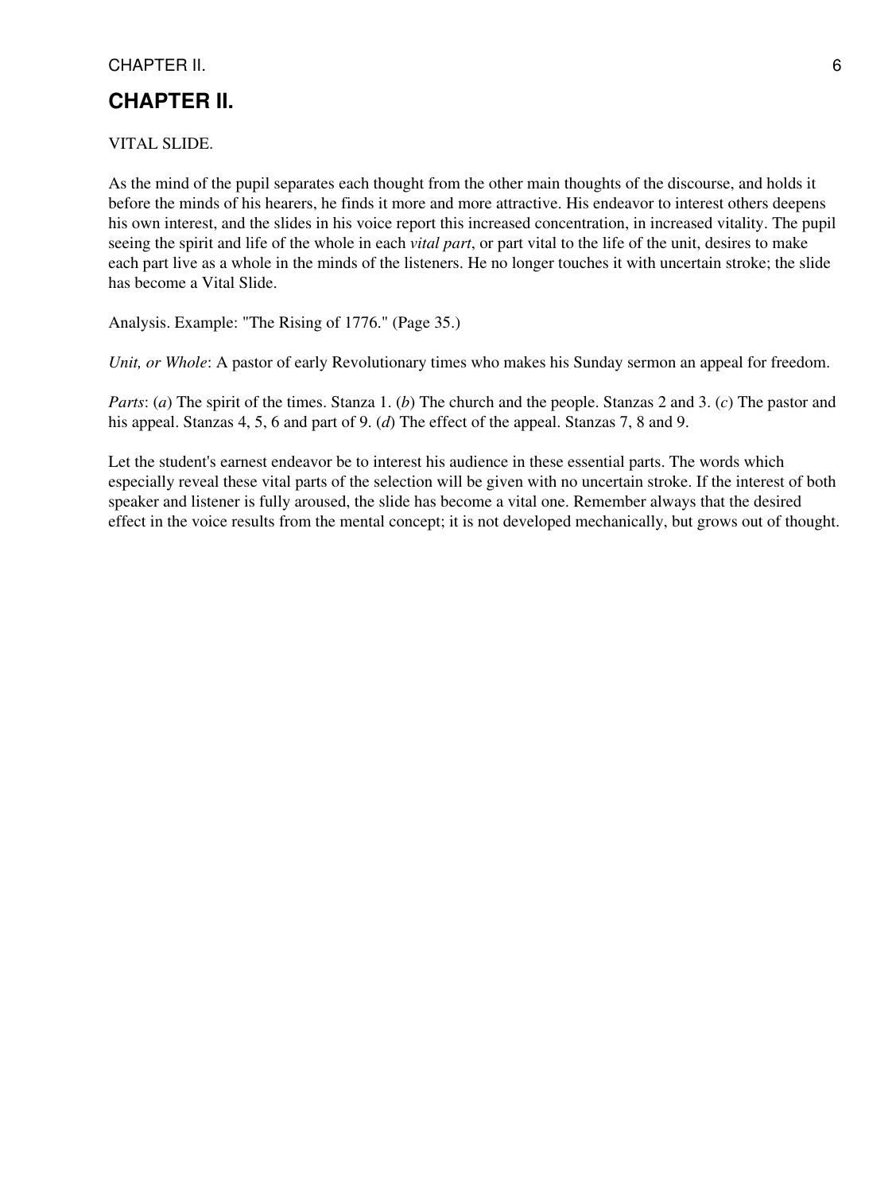## CHAPTER II.

VITAL SLIDE.

As the mind of the pupil separates each thought from the other main thoughts of the discourse, and holds it before the minds of his hearers, he finds it more and more attractive. His endeavor to interest others deepens his own interest, and the slides in his voice report this increased concentration, in increased vitality. The pupil seeing the spirit and life of the whole in each *vital part*, or part vital to the life of the unit, desires to make each part live as a whole in the minds of the listeners. He no longer touches it with uncertain stroke; the slide has become a Vital Slide.

Analysis. Example: "The Rising of 1776." (Page 35.)

*Unit, or Whole*: A pastor of early Revolutionary times who makes his Sunday sermon an appeal for freedom.

*Parts*: (*a*) The spirit of the times. Stanza 1. (*b*) The church and the people. Stanzas 2 and 3. (*c*) The pastor and his appeal. Stanzas 4, 5, 6 and part of 9. (*d*) The effect of the appeal. Stanzas 7, 8 and 9.

Let the student's earnest endeavor be to interest his audience in these essential parts. The words which especially reveal these vital parts of the selection will be given with no uncertain stroke. If the interest of both speaker and listener is fully aroused, the slide has become a vital one. Remember always that the desired effect in the voice results from the mental concept; it is not developed mechanically, but grows out of thought.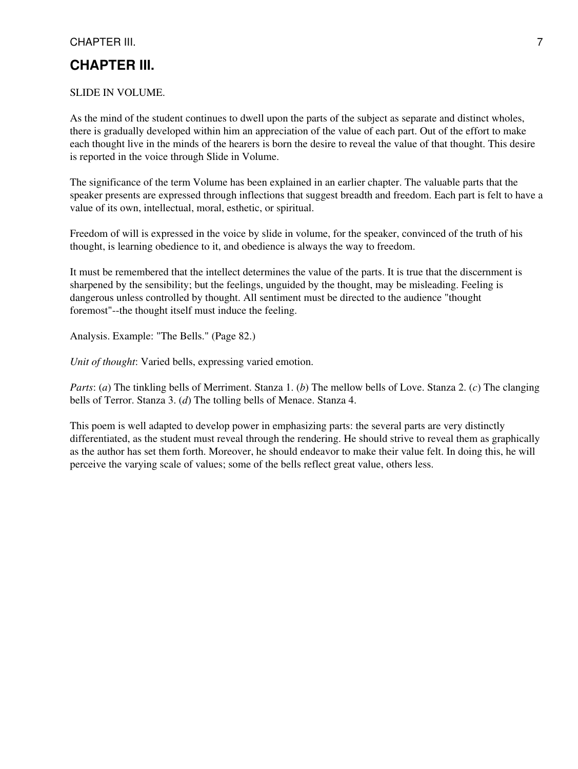## CHAPTER III.

SLIDE IN VOLUME.

As the mind of the student continues to dwell upon the parts of the subject as separate and distinct wholes, there is gradually developed within him an appreciation of the value of each part. Out of the effort to make each thought live in the minds of the hearers is born the desire to reveal the value of that thought. This desire is reported in the voice through Slide in Volume.

The significance of the term Volume has been explained in an earlier chapter. The valuable parts that the speaker presents are expressed through inflections that suggest breadth and freedom. Each part is felt to have a value of its own, intellectual, moral, esthetic, or spiritual.

Freedom of will is expressed in the voice by slide in volume, for the speaker, convinced of the truth of his thought, is learning obedience to it, and obedience is always the way to freedom.

It must be remembered that the intellect determines the value of the parts. It is true that the discernment is sharpened by the sensibility; but the feelings, unguided by the thought, may be misleading. Feeling is dangerous unless controlled by thought. All sentiment must be directed to the audience "thought foremost"--the thought itself must induce the feeling.

Analysis. Example: "The Bells." (Page 82.)

*Unit of thought*: Varied bells, expressing varied emotion.

*Parts*: (*a*) The tinkling bells of Merriment. Stanza 1. (*b*) The mellow bells of Love. Stanza 2. (*c*) The clanging bells of Terror. Stanza 3. (*d*) The tolling bells of Menace. Stanza 4.

This poem is well adapted to develop power in emphasizing parts: the several parts are very distinctly differentiated, as the student must reveal through the rendering. He should strive to reveal them as graphically as the author has set them forth. Moreover, he should endeavor to make their value felt. In doing this, he will perceive the varying scale of values; some of the bells reflect great value, others less.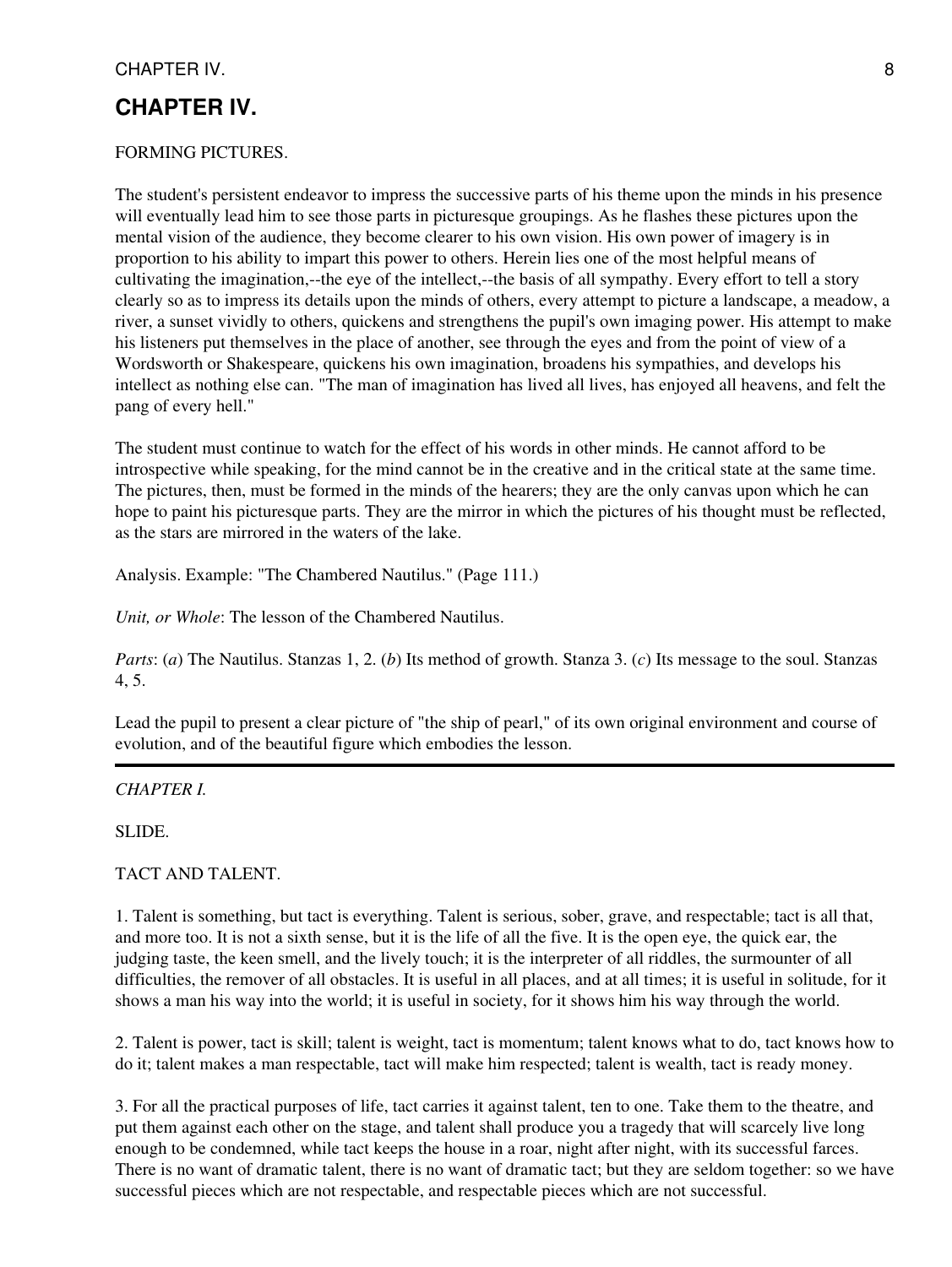## CHAPTER IV.

FORMING PICTURES.

The student's persistent endeavor to impress the successive parts of his theme upon the minds in his presence will eventually lead him to see those parts in picturesque groupings. As he flashes these pictures upon the mental vision of the audience, they become clearer to his own vision. His own power of imagery is in proportion to his ability to impart this power to others. Herein lies one of the most helpful means of cultivating the imagination,--the eye of the intellect,--the basis of all sympathy. Every effort to tell a story clearly so as to impress its details upon the minds of others, every attempt to picture a landscape, a meadow, a river, a sunset vividly to others, quickens and strengthens the pupil's own imaging power. His attempt to make his listeners put themselves in the place of another, see through the eyes and from the point of view of a Wordsworth or Shakespeare, quickens his own imagination, broadens his sympathies, and develops his intellect as nothing else can. "The man of imagination has lived all lives, has enjoyed all heavens, and felt the pang of every hell."

The student must continue to watch for the effect of his words in other minds. He cannot afford to be introspective while speaking, for the mind cannot be in the creative and in the critical state at the same time. The pictures, then, must be formed in the minds of the hearers; they are the only canvas upon which he can hope to paint his picturesque parts. They are the mirror in which the pictures of his thought must be reflected, as the stars are mirrored in the waters of the lake.

Analysis. Example: "The Chambered Nautilus." (Page 111.)

*Unit, or Whole*: The lesson of the Chambered Nautilus.

*Parts*: (*a*) The Nautilus. Stanzas 1, 2. (*b*) Its method of growth. Stanza 3. (*c*) Its message to the soul. Stanzas 4, 5.

Lead the pupil to present a clear picture of "the ship of pearl," of its own original environment and course of evolution, and of the beautiful figure which embodies the lesson.

---

*CHAPTER I.*

SLIDE.

TACT AND TALENT.

1. Talent is something, but tact is everything. Talent is serious, sober, grave, and respectable; tact is all that, and more too. It is not a sixth sense, but it is the life of all the five. It is the open eye, the quick ear, the judging taste, the keen smell, and the lively touch; it is the interpreter of all riddles, the surmounter of all difficulties, the remover of all obstacles. It is useful in all places, and at all times; it is useful in solitude, for it shows a man his way into the world; it is useful in society, for it shows him his way through the world.

2. Talent is power, tact is skill; talent is weight, tact is momentum; talent knows what to do, tact knows how to do it; talent makes a man respectable, tact will make him respected; talent is wealth, tact is ready money.

3. For all the practical purposes of life, tact carries it against talent, ten to one. Take them to the theatre, and put them against each other on the stage, and talent shall produce you a tragedy that will scarcely live long enough to be condemned, while tact keeps the house in a roar, night after night, with its successful farces. There is no want of dramatic talent, there is no want of dramatic tact; but they are seldom together: so we have successful pieces which are not respectable, and respectable pieces which are not successful.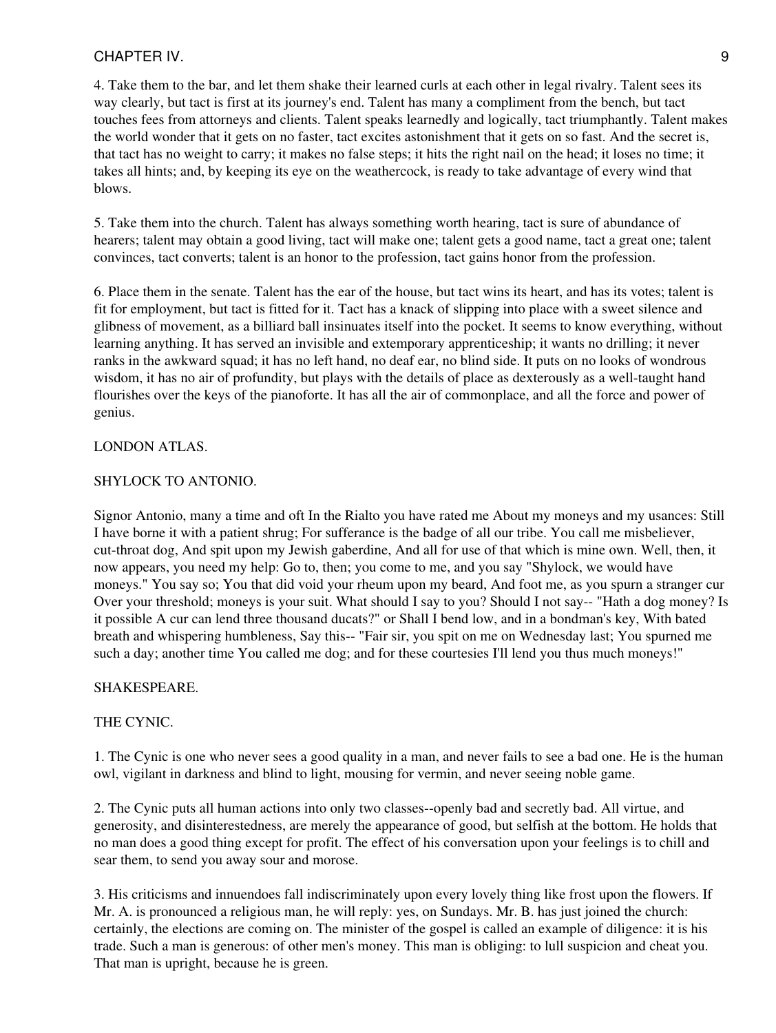4. Take them to the bar, and let them shake their learned curls at each other in legal rivalry. Talent sees its way clearly, but tact is first at its journey's end. Talent has many a compliment from the bench, but tact touches fees from attorneys and clients. Talent speaks learnedly and logically, tact triumphantly. Talent makes the world wonder that it gets on no faster, tact excites astonishment that it gets on so fast. And the secret is, that tact has no weight to carry; it makes no false steps; it hits the right nail on the head; it loses no time; it takes all hints; and, by keeping its eye on the weathercock, is ready to take advantage of every wind that blows.

5. Take them into the church. Talent has always something worth hearing, tact is sure of abundance of hearers; talent may obtain a good living, tact will make one; talent gets a good name, tact a great one; talent convinces, tact converts; talent is an honor to the profession, tact gains honor from the profession.

6. Place them in the senate. Talent has the ear of the house, but tact wins its heart, and has its votes; talent is fit for employment, but tact is fitted for it. Tact has a knack of slipping into place with a sweet silence and glibness of movement, as a billiard ball insinuates itself into the pocket. It seems to know everything, without learning anything. It has served an invisible and extemporary apprenticeship; it wants no drilling; it never ranks in the awkward squad; it has no left hand, no deaf ear, no blind side. It puts on no looks of wondrous wisdom, it has no air of profundity, but plays with the details of place as dexterously as a well-taught hand flourishes over the keys of the pianoforte. It has all the air of commonplace, and all the force and power of genius.

LONDON ATLAS.

## SHYLOCK TO ANTONIO.

Signor Antonio, many a time and oft In the Rialto you have rated me About my moneys and my usances: Still I have borne it with a patient shrug; For sufferance is the badge of all our tribe. You call me misbeliever, cut-throat dog, And spit upon my Jewish gaberdine, And all for use of that which is mine own. Well, then, it now appears, you need my help: Go to, then; you come to me, and you say "Shylock, we would have moneys." You say so; You that did void your rheum upon my beard, And foot me, as you spurn a stranger cur Over your threshold; moneys is your suit. What should I say to you? Should I not say-- "Hath a dog money? Is it possible A cur can lend three thousand ducats?" or Shall I bend low, and in a bondman's key, With bated breath and whispering humbleness, Say this-- "Fair sir, you spit on me on Wednesday last; You spurned me such a day; another time You called me dog; and for these courtesies I'll lend you thus much moneys!"

SHAKESPEARE.

## THE CYNIC.

1. The Cynic is one who never sees a good quality in a man, and never fails to see a bad one. He is the human owl, vigilant in darkness and blind to light, mousing for vermin, and never seeing noble game.

2. The Cynic puts all human actions into only two classes--openly bad and secretly bad. All virtue, and generosity, and disinterestedness, are merely the appearance of good, but selfish at the bottom. He holds that no man does a good thing except for profit. The effect of his conversation upon your feelings is to chill and sear them, to send you away sour and morose.

3. His criticisms and innuendoes fall indiscriminately upon every lovely thing like frost upon the flowers. If Mr. A. is pronounced a religious man, he will reply: yes, on Sundays. Mr. B. has just joined the church: certainly, the elections are coming on. The minister of the gospel is called an example of diligence: it is his trade. Such a man is generous: of other men's money. This man is obliging: to lull suspicion and cheat you. That man is upright, because he is green.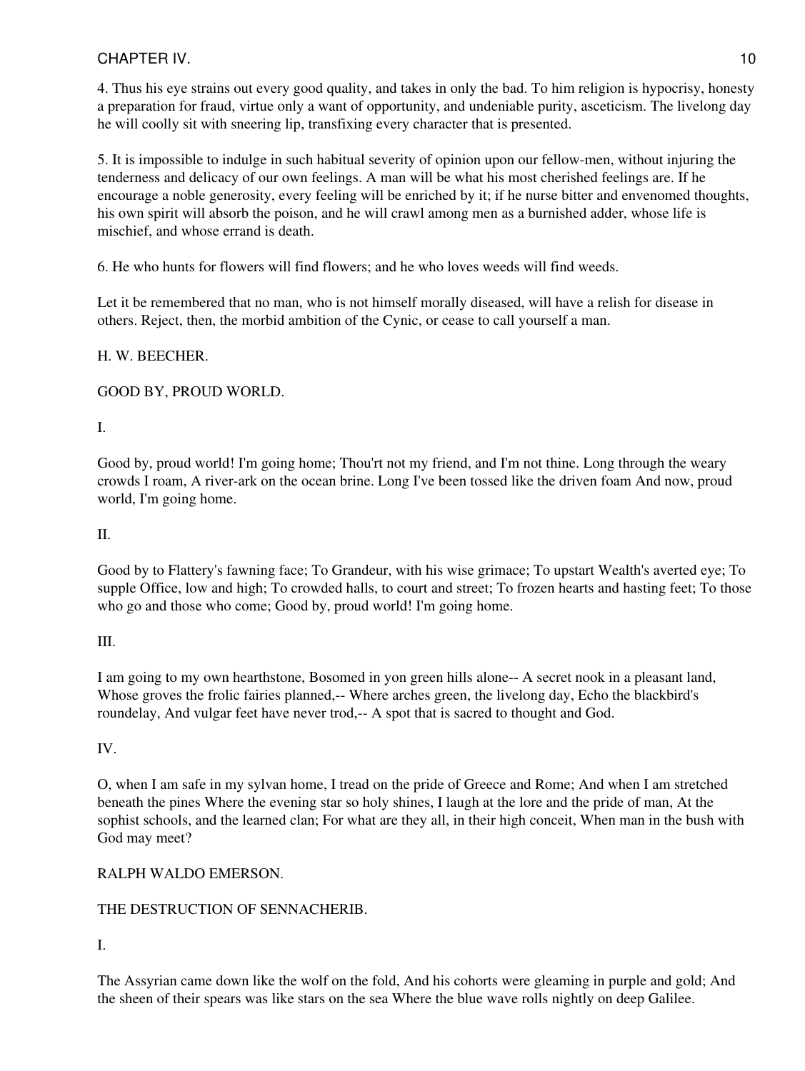4. Thus his eye strains out every good quality, and takes in only the bad. To him religion is hypocrisy, honesty a preparation for fraud, virtue only a want of opportunity, and undeniable purity, asceticism. The livelong day he will coolly sit with sneering lip, transfixing every character that is presented.

5. It is impossible to indulge in such habitual severity of opinion upon our fellow-men, without injuring the tenderness and delicacy of our own feelings. A man will be what his most cherished feelings are. If he encourage a noble generosity, every feeling will be enriched by it; if he nurse bitter and envenomed thoughts, his own spirit will absorb the poison, and he will crawl among men as a burnished adder, whose life is mischief, and whose errand is death.

6. He who hunts for flowers will find flowers; and he who loves weeds will find weeds.

Let it be remembered that no man, who is not himself morally diseased, will have a relish for disease in others. Reject, then, the morbid ambition of the Cynic, or cease to call yourself a man.

H. W. BEECHER.

## GOOD BY, PROUD WORLD.

I.

Good by, proud world! I'm going home; Thou'rt not my friend, and I'm not thine. Long through the weary crowds I roam, A river-ark on the ocean brine. Long I've been tossed like the driven foam And now, proud world, I'm going home.

II.

Good by to Flattery's fawning face; To Grandeur, with his wise grimace; To upstart Wealth's averted eye; To supple Office, low and high; To crowded halls, to court and street; To frozen hearts and hasting feet; To those who go and those who come; Good by, proud world! I'm going home.

III.

I am going to my own hearthstone, Bosomed in yon green hills alone-- A secret nook in a pleasant land, Whose groves the frolic fairies planned,-- Where arches green, the livelong day, Echo the blackbird's roundelay, And vulgar feet have never trod,-- A spot that is sacred to thought and God.

IV.

O, when I am safe in my sylvan home, I tread on the pride of Greece and Rome; And when I am stretched beneath the pines Where the evening star so holy shines, I laugh at the lore and the pride of man, At the sophist schools, and the learned clan; For what are they all, in their high conceit, When man in the bush with God may meet?

RALPH WALDO EMERSON.

## THE DESTRUCTION OF SENNACHERIB.

I.

The Assyrian came down like the wolf on the fold, And his cohorts were gleaming in purple and gold; And the sheen of their spears was like stars on the sea Where the blue wave rolls nightly on deep Galilee.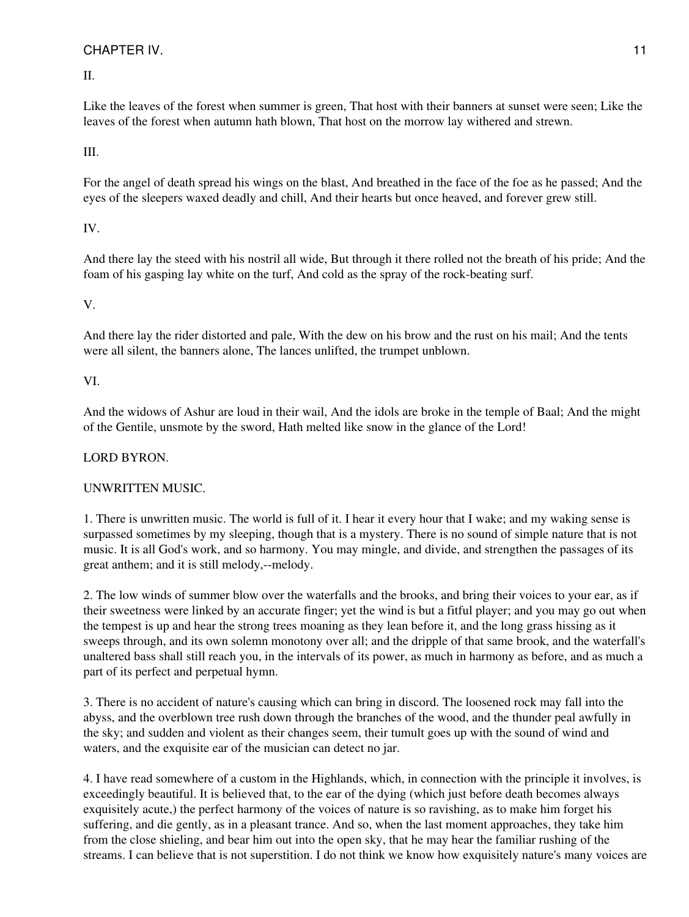II.

Like the leaves of the forest when summer is green, That host with their banners at sunset were seen; Like the leaves of the forest when autumn hath blown, That host on the morrow lay withered and strewn.

III.

For the angel of death spread his wings on the blast, And breathed in the face of the foe as he passed; And the eyes of the sleepers waxed deadly and chill, And their hearts but once heaved, and forever grew still.

IV.

And there lay the steed with his nostril all wide, But through it there rolled not the breath of his pride; And the foam of his gasping lay white on the turf, And cold as the spray of the rock-beating surf.

V.

And there lay the rider distorted and pale, With the dew on his brow and the rust on his mail; And the tents were all silent, the banners alone, The lances unlifted, the trumpet unblown.

VI.

And the widows of Ashur are loud in their wail, And the idols are broke in the temple of Baal; And the might of the Gentile, unsmote by the sword, Hath melted like snow in the glance of the Lord!

LORD BYRON.

## UNWRITTEN MUSIC.

1. There is unwritten music. The world is full of it. I hear it every hour that I wake; and my waking sense is surpassed sometimes by my sleeping, though that is a mystery. There is no sound of simple nature that is not music. It is all God's work, and so harmony. You may mingle, and divide, and strengthen the passages of its great anthem; and it is still melody,--melody.

2. The low winds of summer blow over the waterfalls and the brooks, and bring their voices to your ear, as if their sweetness were linked by an accurate finger; yet the wind is but a fitful player; and you may go out when the tempest is up and hear the strong trees moaning as they lean before it, and the long grass hissing as it sweeps through, and its own solemn monotony over all; and the dripple of that same brook, and the waterfall's unaltered bass shall still reach you, in the intervals of its power, as much in harmony as before, and as much a part of its perfect and perpetual hymn.

3. There is no accident of nature's causing which can bring in discord. The loosened rock may fall into the abyss, and the overblown tree rush down through the branches of the wood, and the thunder peal awfully in the sky; and sudden and violent as their changes seem, their tumult goes up with the sound of wind and waters, and the exquisite ear of the musician can detect no jar.

4. I have read somewhere of a custom in the Highlands, which, in connection with the principle it involves, is exceedingly beautiful. It is believed that, to the ear of the dying (which just before death becomes always exquisitely acute,) the perfect harmony of the voices of nature is so ravishing, as to make him forget his suffering, and die gently, as in a pleasant trance. And so, when the last moment approaches, they take him from the close shieling, and bear him out into the open sky, that he may hear the familiar rushing of the streams. I can believe that is not superstition. I do not think we know how exquisitely nature's many voices are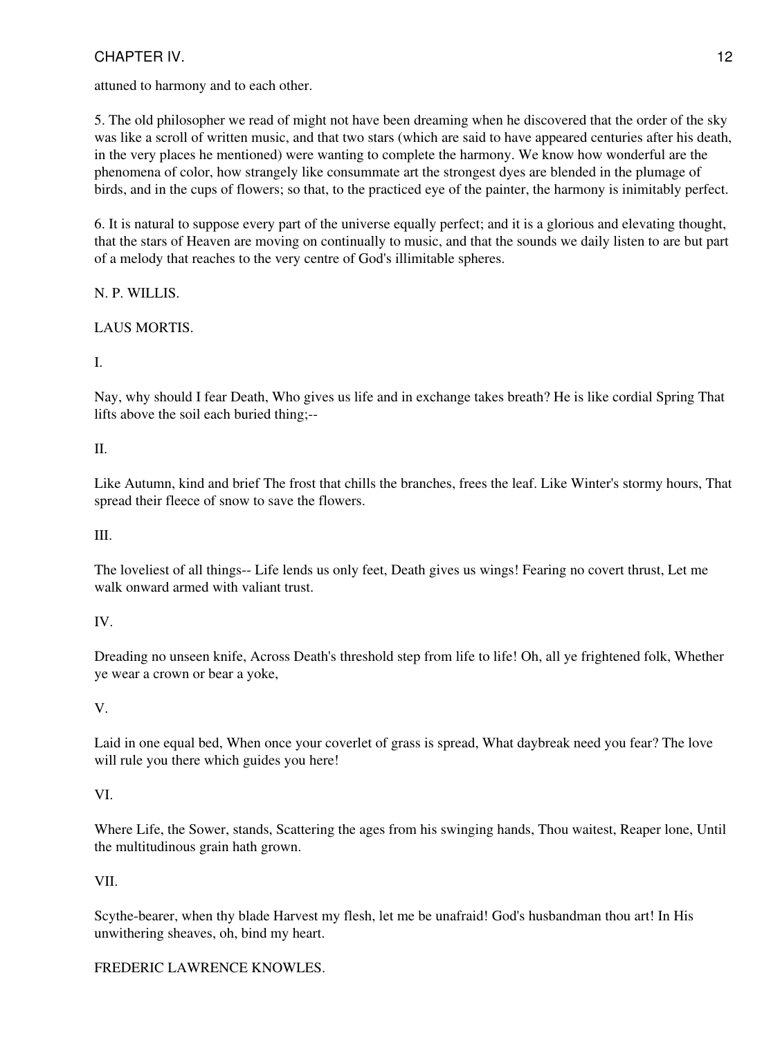attuned to harmony and to each other.

5. The old philosopher we read of might not have been dreaming when he discovered that the order of the sky was like a scroll of written music, and that two stars (which are said to have appeared centuries after his death, in the very places he mentioned) were wanting to complete the harmony. We know how wonderful are the phenomena of color, how strangely like consummate art the strongest dyes are blended in the plumage of birds, and in the cups of flowers; so that, to the practiced eye of the painter, the harmony is inimitably perfect.

6. It is natural to suppose every part of the universe equally perfect; and it is a glorious and elevating thought, that the stars of Heaven are moving on continually to music, and that the sounds we daily listen to are but part of a melody that reaches to the very centre of God's illimitable spheres.

N. P. WILLIS.

## LAUS MORTIS.

I.

Nay, why should I fear Death, Who gives us life and in exchange takes breath? He is like cordial Spring That lifts above the soil each buried thing;--

II.

Like Autumn, kind and brief The frost that chills the branches, frees the leaf. Like Winter's stormy hours, That spread their fleece of snow to save the flowers.

III.

The loveliest of all things-- Life lends us only feet, Death gives us wings! Fearing no covert thrust, Let me walk onward armed with valiant trust.

IV.

Dreading no unseen knife, Across Death's threshold step from life to life! Oh, all ye frightened folk, Whether ye wear a crown or bear a yoke,

V.

Laid in one equal bed, When once your coverlet of grass is spread, What daybreak need you fear? The love will rule you there which guides you here!

VI.

Where Life, the Sower, stands, Scattering the ages from his swinging hands, Thou waitest, Reaper lone, Until the multitudinous grain hath grown.

VII.

Scythe-bearer, when thy blade Harvest my flesh, let me be unafraid! God's husbandman thou art! In His unwithering sheaves, oh, bind my heart.

FREDERIC LAWRENCE KNOWLES.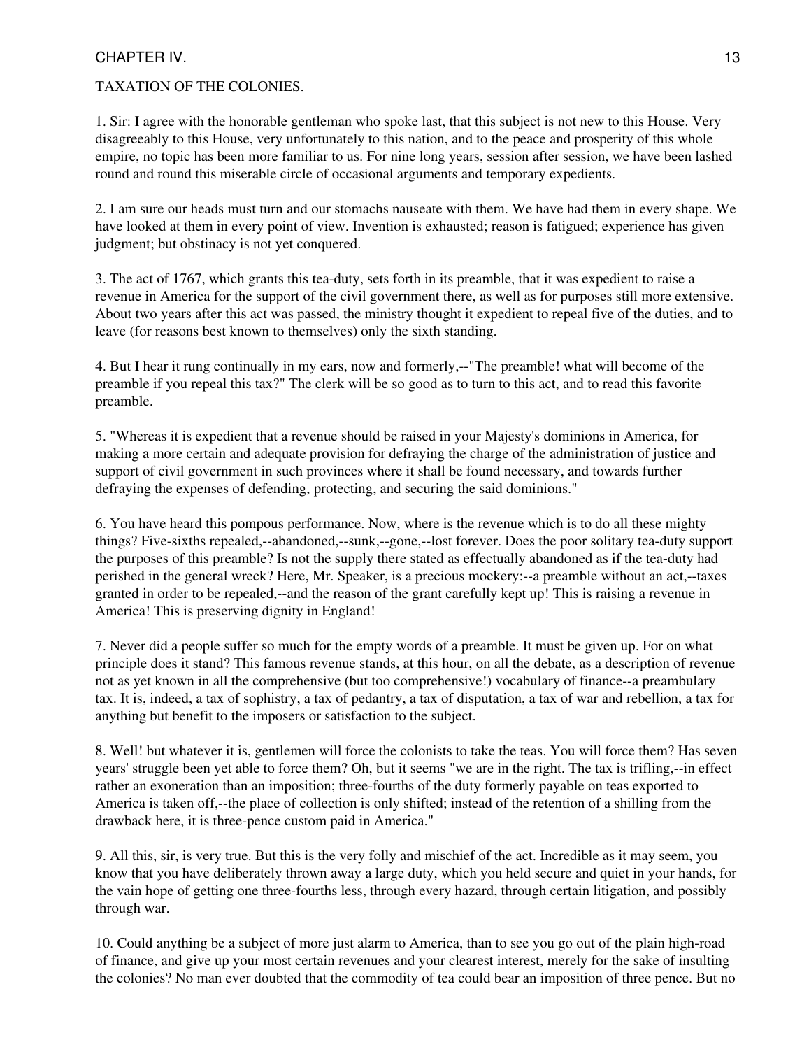# CHAPTER IV.

## TAXATION OF THE COLONIES.

1. Sir: I agree with the honorable gentleman who spoke last, that this subject is not new to this House. Very disagreeably to this House, very unfortunately to this nation, and to the peace and prosperity of this whole empire, no topic has been more familiar to us. For nine long years, session after session, we have been lashed round and round this miserable circle of occasional arguments and temporary expedients.

2. I am sure our heads must turn and our stomachs nauseate with them. We have had them in every shape. We have looked at them in every point of view. Invention is exhausted; reason is fatigued; experience has given judgment; but obstinacy is not yet conquered.

3. The act of 1767, which grants this tea-duty, sets forth in its preamble, that it was expedient to raise a revenue in America for the support of the civil government there, as well as for purposes still more extensive. About two years after this act was passed, the ministry thought it expedient to repeal five of the duties, and to leave (for reasons best known to themselves) only the sixth standing.

4. But I hear it rung continually in my ears, now and formerly,--"The preamble! what will become of the preamble if you repeal this tax?" The clerk will be so good as to turn to this act, and to read this favorite preamble.

5. "Whereas it is expedient that a revenue should be raised in your Majesty's dominions in America, for making a more certain and adequate provision for defraying the charge of the administration of justice and support of civil government in such provinces where it shall be found necessary, and towards further defraying the expenses of defending, protecting, and securing the said dominions."

6. You have heard this pompous performance. Now, where is the revenue which is to do all these mighty things? Five-sixths repealed,--abandoned,--sunk,--gone,--lost forever. Does the poor solitary tea-duty support the purposes of this preamble? Is not the supply there stated as effectually abandoned as if the tea-duty had perished in the general wreck? Here, Mr. Speaker, is a precious mockery:--a preamble without an act,--taxes granted in order to be repealed,--and the reason of the grant carefully kept up! This is raising a revenue in America! This is preserving dignity in England!

7. Never did a people suffer so much for the empty words of a preamble. It must be given up. For on what principle does it stand? This famous revenue stands, at this hour, on all the debate, as a description of revenue not as yet known in all the comprehensive (but too comprehensive!) vocabulary of finance--a preambulary tax. It is, indeed, a tax of sophistry, a tax of pedantry, a tax of disputation, a tax of war and rebellion, a tax for anything but benefit to the imposers or satisfaction to the subject.

8. Well! but whatever it is, gentlemen will force the colonists to take the teas. You will force them? Has seven years' struggle been yet able to force them? Oh, but it seems "we are in the right. The tax is trifling,--in effect rather an exoneration than an imposition; three-fourths of the duty formerly payable on teas exported to America is taken off,--the place of collection is only shifted; instead of the retention of a shilling from the drawback here, it is three-pence custom paid in America."

9. All this, sir, is very true. But this is the very folly and mischief of the act. Incredible as it may seem, you know that you have deliberately thrown away a large duty, which you held secure and quiet in your hands, for the vain hope of getting one three-fourths less, through every hazard, through certain litigation, and possibly through war.

10. Could anything be a subject of more just alarm to America, than to see you go out of the plain high-road of finance, and give up your most certain revenues and your clearest interest, merely for the sake of insulting the colonies? No man ever doubted that the commodity of tea could bear an imposition of three pence. But no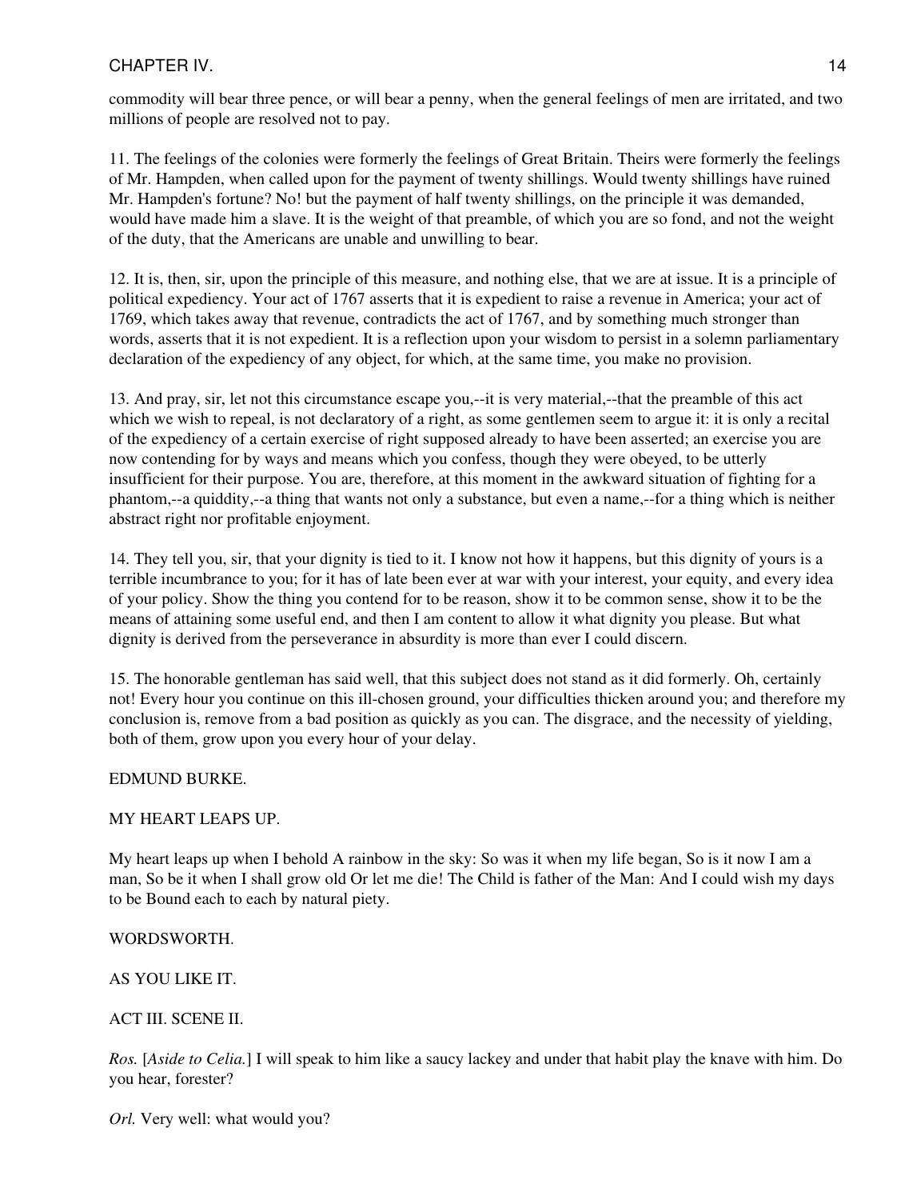commodity will bear three pence, or will bear a penny, when the general feelings of men are irritated, and two millions of people are resolved not to pay.

11. The feelings of the colonies were formerly the feelings of Great Britain. Theirs were formerly the feelings of Mr. Hampden, when called upon for the payment of twenty shillings. Would twenty shillings have ruined Mr. Hampden's fortune? No! but the payment of half twenty shillings, on the principle it was demanded, would have made him a slave. It is the weight of that preamble, of which you are so fond, and not the weight of the duty, that the Americans are unable and unwilling to bear.

12. It is, then, sir, upon the principle of this measure, and nothing else, that we are at issue. It is a principle of political expediency. Your act of 1767 asserts that it is expedient to raise a revenue in America; your act of 1769, which takes away that revenue, contradicts the act of 1767, and by something much stronger than words, asserts that it is not expedient. It is a reflection upon your wisdom to persist in a solemn parliamentary declaration of the expediency of any object, for which, at the same time, you make no provision.

13. And pray, sir, let not this circumstance escape you,--it is very material,--that the preamble of this act which we wish to repeal, is not declaratory of a right, as some gentlemen seem to argue it: it is only a recital of the expediency of a certain exercise of right supposed already to have been asserted; an exercise you are now contending for by ways and means which you confess, though they were obeyed, to be utterly insufficient for their purpose. You are, therefore, at this moment in the awkward situation of fighting for a phantom,--a quiddity,--a thing that wants not only a substance, but even a name,--for a thing which is neither abstract right nor profitable enjoyment.

14. They tell you, sir, that your dignity is tied to it. I know not how it happens, but this dignity of yours is a terrible incumbrance to you; for it has of late been ever at war with your interest, your equity, and every idea of your policy. Show the thing you contend for to be reason, show it to be common sense, show it to be the means of attaining some useful end, and then I am content to allow it what dignity you please. But what dignity is derived from the perseverance in absurdity is more than ever I could discern.

15. The honorable gentleman has said well, that this subject does not stand as it did formerly. Oh, certainly not! Every hour you continue on this ill-chosen ground, your difficulties thicken around you; and therefore my conclusion is, remove from a bad position as quickly as you can. The disgrace, and the necessity of yielding, both of them, grow upon you every hour of your delay.

EDMUND BURKE.

## MY HEART LEAPS UP.

My heart leaps up when I behold A rainbow in the sky: So was it when my life began, So is it now I am a man, So be it when I shall grow old Or let me die! The Child is father of the Man: And I could wish my days to be Bound each to each by natural piety.

WORDSWORTH.

## AS YOU LIKE IT.

### ACT III. SCENE II.

*Ros.* [*Aside to Celia.*] I will speak to him like a saucy lackey and under that habit play the knave with him. Do you hear, forester?

*Orl.* Very well: what would you?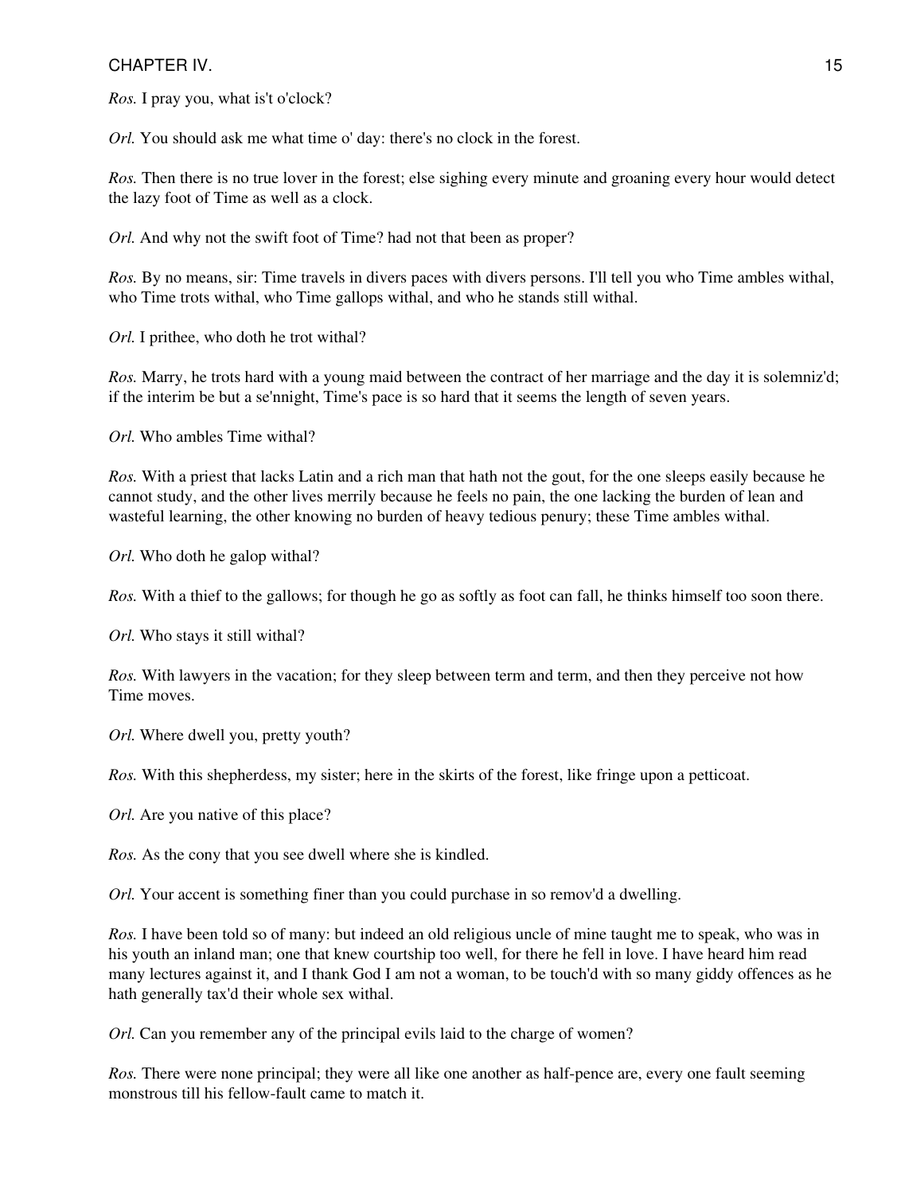*Ros.* I pray you, what is't o'clock?

*Orl.* You should ask me what time o' day: there's no clock in the forest.

*Ros.* Then there is no true lover in the forest; else sighing every minute and groaning every hour would detect the lazy foot of Time as well as a clock.

*Orl.* And why not the swift foot of Time? had not that been as proper?

*Ros.* By no means, sir: Time travels in divers paces with divers persons. I'll tell you who Time ambles withal, who Time trots withal, who Time gallops withal, and who he stands still withal.

*Orl.* I prithee, who doth he trot withal?

*Ros.* Marry, he trots hard with a young maid between the contract of her marriage and the day it is solemniz'd; if the interim be but a se'nnight, Time's pace is so hard that it seems the length of seven years.

*Orl.* Who ambles Time withal?

*Ros.* With a priest that lacks Latin and a rich man that hath not the gout, for the one sleeps easily because he cannot study, and the other lives merrily because he feels no pain, the one lacking the burden of lean and wasteful learning, the other knowing no burden of heavy tedious penury; these Time ambles withal.

*Orl.* Who doth he galop withal?

*Ros.* With a thief to the gallows; for though he go as softly as foot can fall, he thinks himself too soon there.

*Orl.* Who stays it still withal?

*Ros.* With lawyers in the vacation; for they sleep between term and term, and then they perceive not how Time moves.

*Orl.* Where dwell you, pretty youth?

*Ros.* With this shepherdess, my sister; here in the skirts of the forest, like fringe upon a petticoat.

*Orl.* Are you native of this place?

*Ros.* As the cony that you see dwell where she is kindled.

*Orl.* Your accent is something finer than you could purchase in so remov'd a dwelling.

*Ros.* I have been told so of many: but indeed an old religious uncle of mine taught me to speak, who was in his youth an inland man; one that knew courtship too well, for there he fell in love. I have heard him read many lectures against it, and I thank God I am not a woman, to be touch'd with so many giddy offences as he hath generally tax'd their whole sex withal.

*Orl.* Can you remember any of the principal evils laid to the charge of women?

*Ros.* There were none principal; they were all like one another as half-pence are, every one fault seeming monstrous till his fellow-fault came to match it.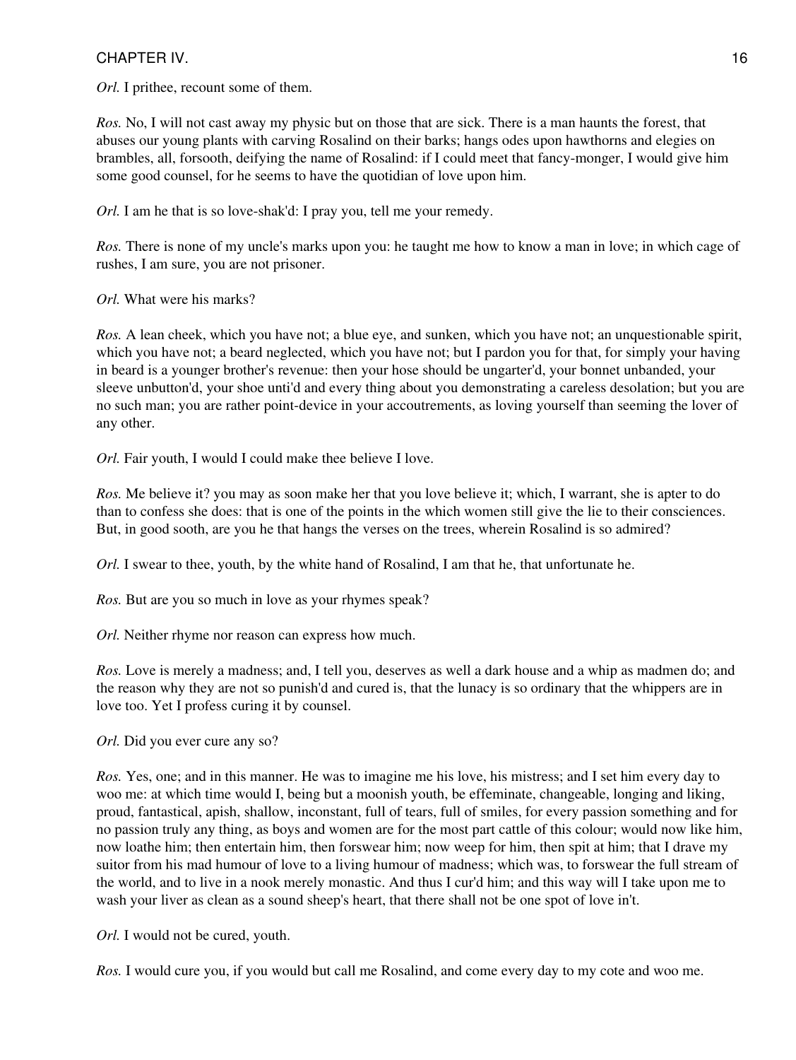*Orl.* I prithee, recount some of them.

*Ros.* No, I will not cast away my physic but on those that are sick. There is a man haunts the forest, that abuses our young plants with carving Rosalind on their barks; hangs odes upon hawthorns and elegies on brambles, all, forsooth, deifying the name of Rosalind: if I could meet that fancy-monger, I would give him some good counsel, for he seems to have the quotidian of love upon him.

*Orl.* I am he that is so love-shak'd: I pray you, tell me your remedy.

*Ros.* There is none of my uncle's marks upon you: he taught me how to know a man in love; in which cage of rushes, I am sure, you are not prisoner.

*Orl.* What were his marks?

*Ros.* A lean cheek, which you have not; a blue eye, and sunken, which you have not; an unquestionable spirit, which you have not; a beard neglected, which you have not; but I pardon you for that, for simply your having in beard is a younger brother's revenue: then your hose should be ungarter'd, your bonnet unbanded, your sleeve unbutton'd, your shoe unti'd and every thing about you demonstrating a careless desolation; but you are no such man; you are rather point-device in your accoutrements, as loving yourself than seeming the lover of any other.

*Orl.* Fair youth, I would I could make thee believe I love.

*Ros.* Me believe it? you may as soon make her that you love believe it; which, I warrant, she is apter to do than to confess she does: that is one of the points in the which women still give the lie to their consciences. But, in good sooth, are you he that hangs the verses on the trees, wherein Rosalind is so admired?

*Orl.* I swear to thee, youth, by the white hand of Rosalind, I am that he, that unfortunate he.

*Ros.* But are you so much in love as your rhymes speak?

*Orl.* Neither rhyme nor reason can express how much.

*Ros.* Love is merely a madness; and, I tell you, deserves as well a dark house and a whip as madmen do; and the reason why they are not so punish'd and cured is, that the lunacy is so ordinary that the whippers are in love too. Yet I profess curing it by counsel.

*Orl.* Did you ever cure any so?

*Ros.* Yes, one; and in this manner. He was to imagine me his love, his mistress; and I set him every day to woo me: at which time would I, being but a moonish youth, be effeminate, changeable, longing and liking, proud, fantastical, apish, shallow, inconstant, full of tears, full of smiles, for every passion something and for no passion truly any thing, as boys and women are for the most part cattle of this colour; would now like him, now loathe him; then entertain him, then forswear him; now weep for him, then spit at him; that I drave my suitor from his mad humour of love to a living humour of madness; which was, to forswear the full stream of the world, and to live in a nook merely monastic. And thus I cur'd him; and this way will I take upon me to wash your liver as clean as a sound sheep's heart, that there shall not be one spot of love in't.

*Orl.* I would not be cured, youth.

*Ros.* I would cure you, if you would but call me Rosalind, and come every day to my cote and woo me.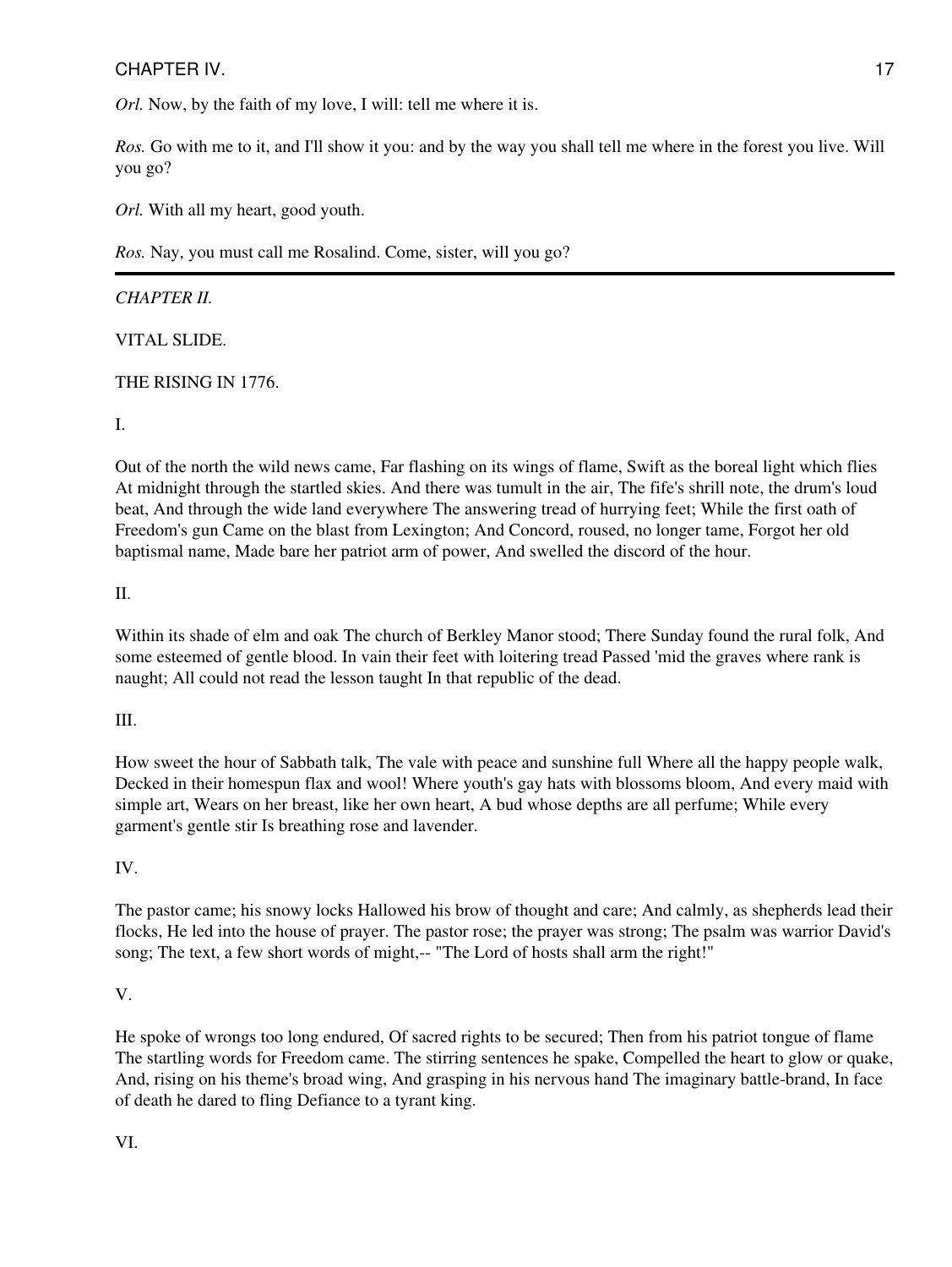*Orl.* Now, by the faith of my love, I will: tell me where it is.

*Ros.* Go with me to it, and I'll show it you: and by the way you shall tell me where in the forest you live. Will you go?

*Orl.* With all my heart, good youth.

*Ros.* Nay, you must call me Rosalind. Come, sister, will you go?

---

*CHAPTER II.*

VITAL SLIDE.

THE RISING IN 1776.

I.

Out of the north the wild news came, Far flashing on its wings of flame, Swift as the boreal light which flies At midnight through the startled skies. And there was tumult in the air, The fife's shrill note, the drum's loud beat, And through the wide land everywhere The answering tread of hurrying feet; While the first oath of Freedom's gun Came on the blast from Lexington; And Concord, roused, no longer tame, Forgot her old baptismal name, Made bare her patriot arm of power, And swelled the discord of the hour.

II.

Within its shade of elm and oak The church of Berkley Manor stood; There Sunday found the rural folk, And some esteemed of gentle blood. In vain their feet with loitering tread Passed 'mid the graves where rank is naught; All could not read the lesson taught In that republic of the dead.

III.

How sweet the hour of Sabbath talk, The vale with peace and sunshine full Where all the happy people walk, Decked in their homespun flax and wool! Where youth's gay hats with blossoms bloom, And every maid with simple art, Wears on her breast, like her own heart, A bud whose depths are all perfume; While every garment's gentle stir Is breathing rose and lavender.

IV.

The pastor came; his snowy locks Hallowed his brow of thought and care; And calmly, as shepherds lead their flocks, He led into the house of prayer. The pastor rose; the prayer was strong; The psalm was warrior David's song; The text, a few short words of might,-- "The Lord of hosts shall arm the right!"

V.

He spoke of wrongs too long endured, Of sacred rights to be secured; Then from his patriot tongue of flame The startling words for Freedom came. The stirring sentences he spake, Compelled the heart to glow or quake, And, rising on his theme's broad wing, And grasping in his nervous hand The imaginary battle-brand, In face of death he dared to fling Defiance to a tyrant king.

VI.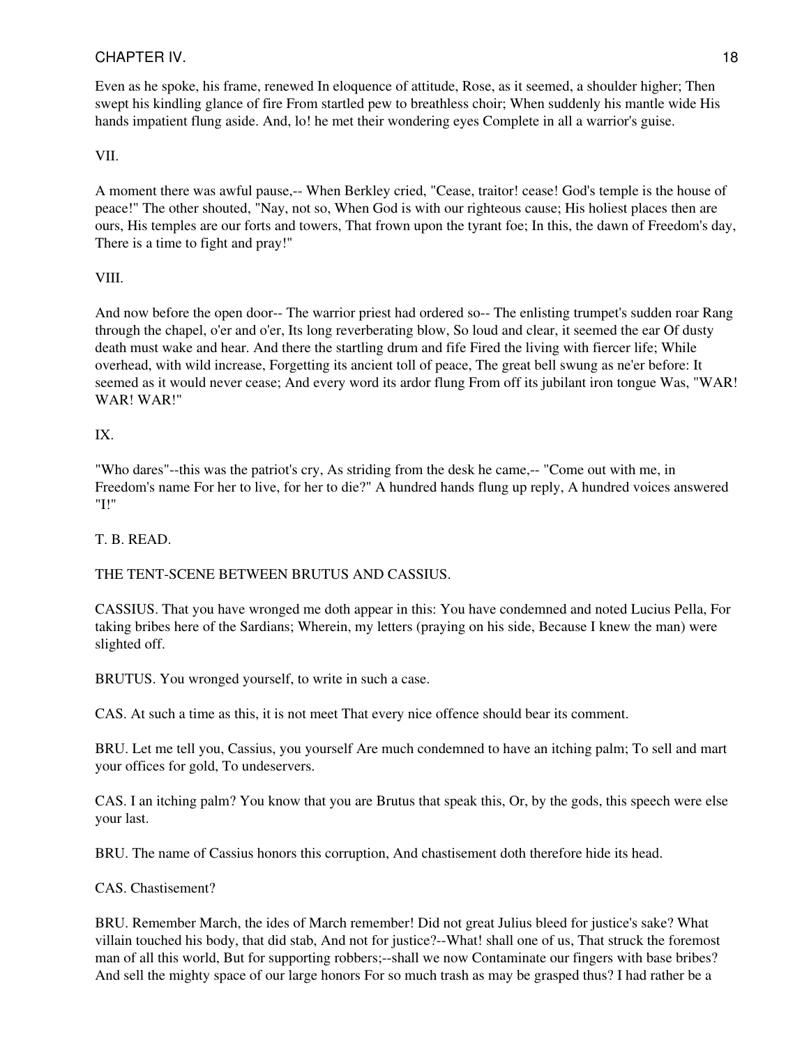Even as he spoke, his frame, renewed In eloquence of attitude, Rose, as it seemed, a shoulder higher; Then swept his kindling glance of fire From startled pew to breathless choir; When suddenly his mantle wide His hands impatient flung aside. And, lo! he met their wondering eyes Complete in all a warrior's guise.

VII.

A moment there was awful pause,-- When Berkley cried, "Cease, traitor! cease! God's temple is the house of peace!" The other shouted, "Nay, not so, When God is with our righteous cause; His holiest places then are ours, His temples are our forts and towers, That frown upon the tyrant foe; In this, the dawn of Freedom's day, There is a time to fight and pray!"

VIII.

And now before the open door-- The warrior priest had ordered so-- The enlisting trumpet's sudden roar Rang through the chapel, o'er and o'er, Its long reverberating blow, So loud and clear, it seemed the ear Of dusty death must wake and hear. And there the startling drum and fife Fired the living with fiercer life; While overhead, with wild increase, Forgetting its ancient toll of peace, The great bell swung as ne'er before: It seemed as it would never cease; And every word its ardor flung From off its jubilant iron tongue Was, "WAR! WAR! WAR!"

IX.

"Who dares"--this was the patriot's cry, As striding from the desk he came,-- "Come out with me, in Freedom's name For her to live, for her to die?" A hundred hands flung up reply, A hundred voices answered "I!"

T. B. READ.

THE TENT-SCENE BETWEEN BRUTUS AND CASSIUS.

CASSIUS. That you have wronged me doth appear in this: You have condemned and noted Lucius Pella, For taking bribes here of the Sardians; Wherein, my letters (praying on his side, Because I knew the man) were slighted off.

BRUTUS. You wronged yourself, to write in such a case.

CAS. At such a time as this, it is not meet That every nice offence should bear its comment.

BRU. Let me tell you, Cassius, you yourself Are much condemned to have an itching palm; To sell and mart your offices for gold, To undeservers.

CAS. I an itching palm? You know that you are Brutus that speak this, Or, by the gods, this speech were else your last.

BRU. The name of Cassius honors this corruption, And chastisement doth therefore hide its head.

CAS. Chastisement?

BRU. Remember March, the ides of March remember! Did not great Julius bleed for justice's sake? What villain touched his body, that did stab, And not for justice?--What! shall one of us, That struck the foremost man of all this world, But for supporting robbers;--shall we now Contaminate our fingers with base bribes? And sell the mighty space of our large honors For so much trash as may be grasped thus? I had rather be a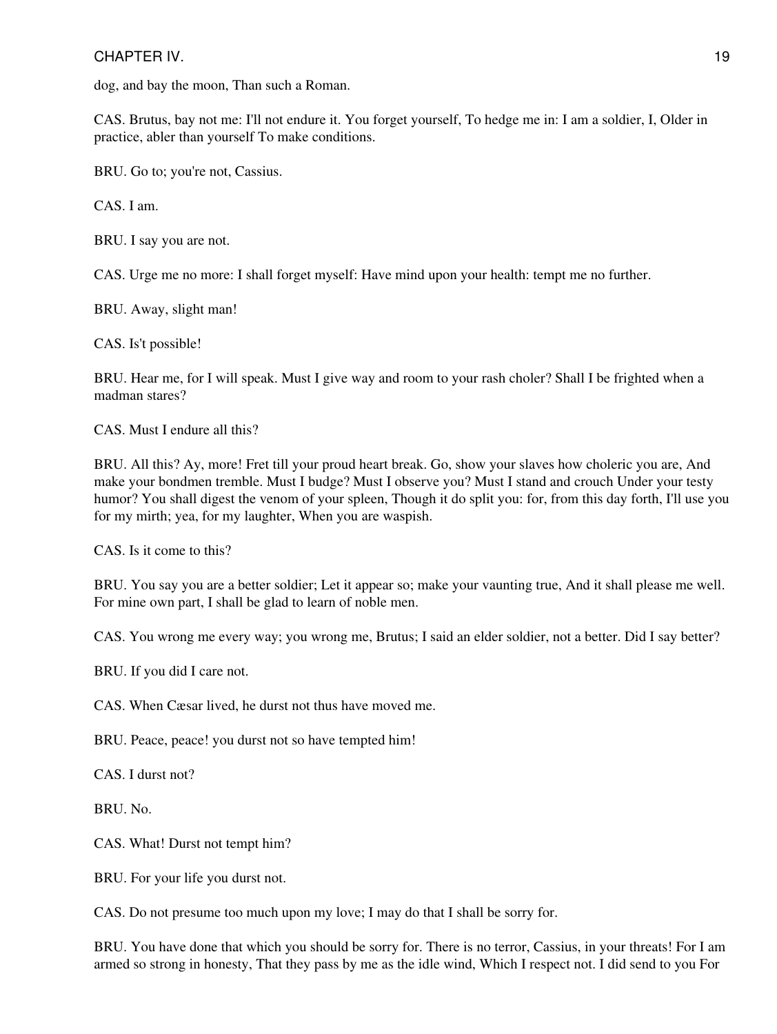dog, and bay the moon, Than such a Roman.

CAS. Brutus, bay not me: I'll not endure it. You forget yourself, To hedge me in: I am a soldier, I, Older in practice, abler than yourself To make conditions.

BRU. Go to; you're not, Cassius.

CAS. I am.

BRU. I say you are not.

CAS. Urge me no more: I shall forget myself: Have mind upon your health: tempt me no further.

BRU. Away, slight man!

CAS. Is't possible!

BRU. Hear me, for I will speak. Must I give way and room to your rash choler? Shall I be frighted when a madman stares?

CAS. Must I endure all this?

BRU. All this? Ay, more! Fret till your proud heart break. Go, show your slaves how choleric you are, And make your bondmen tremble. Must I budge? Must I observe you? Must I stand and crouch Under your testy humor? You shall digest the venom of your spleen, Though it do split you: for, from this day forth, I'll use you for my mirth; yea, for my laughter, When you are waspish.

CAS. Is it come to this?

BRU. You say you are a better soldier; Let it appear so; make your vaunting true, And it shall please me well. For mine own part, I shall be glad to learn of noble men.

CAS. You wrong me every way; you wrong me, Brutus; I said an elder soldier, not a better. Did I say better?

BRU. If you did I care not.

CAS. When Cæsar lived, he durst not thus have moved me.

BRU. Peace, peace! you durst not so have tempted him!

CAS. I durst not?

BRU. No.

CAS. What! Durst not tempt him?

BRU. For your life you durst not.

CAS. Do not presume too much upon my love; I may do that I shall be sorry for.

BRU. You have done that which you should be sorry for. There is no terror, Cassius, in your threats! For I am armed so strong in honesty, That they pass by me as the idle wind, Which I respect not. I did send to you For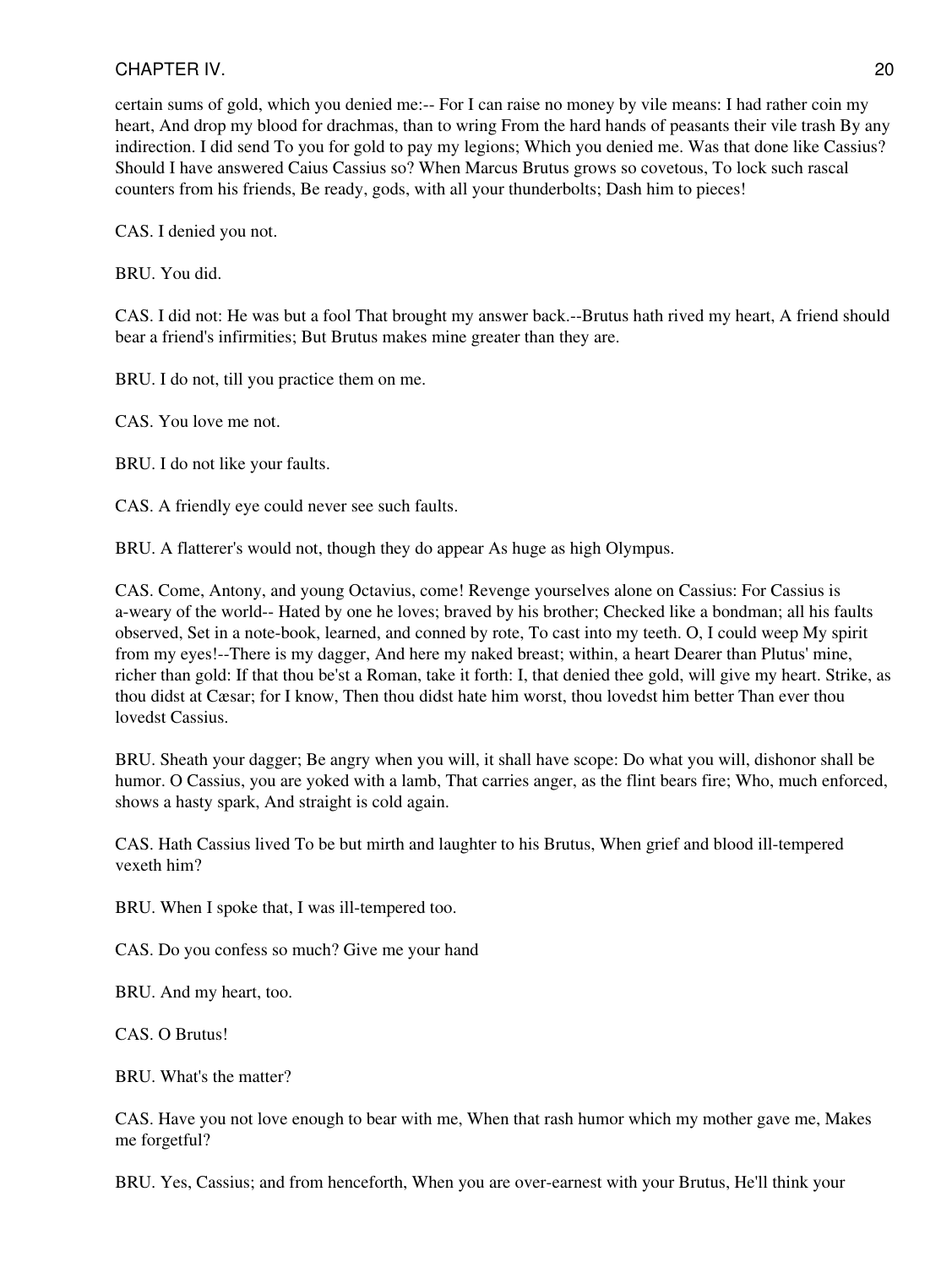certain sums of gold, which you denied me:-- For I can raise no money by vile means: I had rather coin my heart, And drop my blood for drachmas, than to wring From the hard hands of peasants their vile trash By any indirection. I did send To you for gold to pay my legions; Which you denied me. Was that done like Cassius? Should I have answered Caius Cassius so? When Marcus Brutus grows so covetous, To lock such rascal counters from his friends, Be ready, gods, with all your thunderbolts; Dash him to pieces!

CAS. I denied you not.

BRU. You did.

CAS. I did not: He was but a fool That brought my answer back.--Brutus hath rived my heart, A friend should bear a friend's infirmities; But Brutus makes mine greater than they are.

BRU. I do not, till you practice them on me.

CAS. You love me not.

BRU. I do not like your faults.

CAS. A friendly eye could never see such faults.

BRU. A flatterer's would not, though they do appear As huge as high Olympus.

CAS. Come, Antony, and young Octavius, come! Revenge yourselves alone on Cassius: For Cassius is a-weary of the world-- Hated by one he loves; braved by his brother; Checked like a bondman; all his faults observed, Set in a note-book, learned, and conned by rote, To cast into my teeth. O, I could weep My spirit from my eyes!--There is my dagger, And here my naked breast; within, a heart Dearer than Plutus' mine, richer than gold: If that thou be'st a Roman, take it forth: I, that denied thee gold, will give my heart. Strike, as thou didst at Cæsar; for I know, Then thou didst hate him worst, thou lovedst him better Than ever thou lovedst Cassius.

BRU. Sheath your dagger; Be angry when you will, it shall have scope: Do what you will, dishonor shall be humor. O Cassius, you are yoked with a lamb, That carries anger, as the flint bears fire; Who, much enforced, shows a hasty spark, And straight is cold again.

CAS. Hath Cassius lived To be but mirth and laughter to his Brutus, When grief and blood ill-tempered vexeth him?

BRU. When I spoke that, I was ill-tempered too.

CAS. Do you confess so much? Give me your hand

BRU. And my heart, too.

CAS. O Brutus!

BRU. What's the matter?

CAS. Have you not love enough to bear with me, When that rash humor which my mother gave me, Makes me forgetful?

BRU. Yes, Cassius; and from henceforth, When you are over-earnest with your Brutus, He'll think your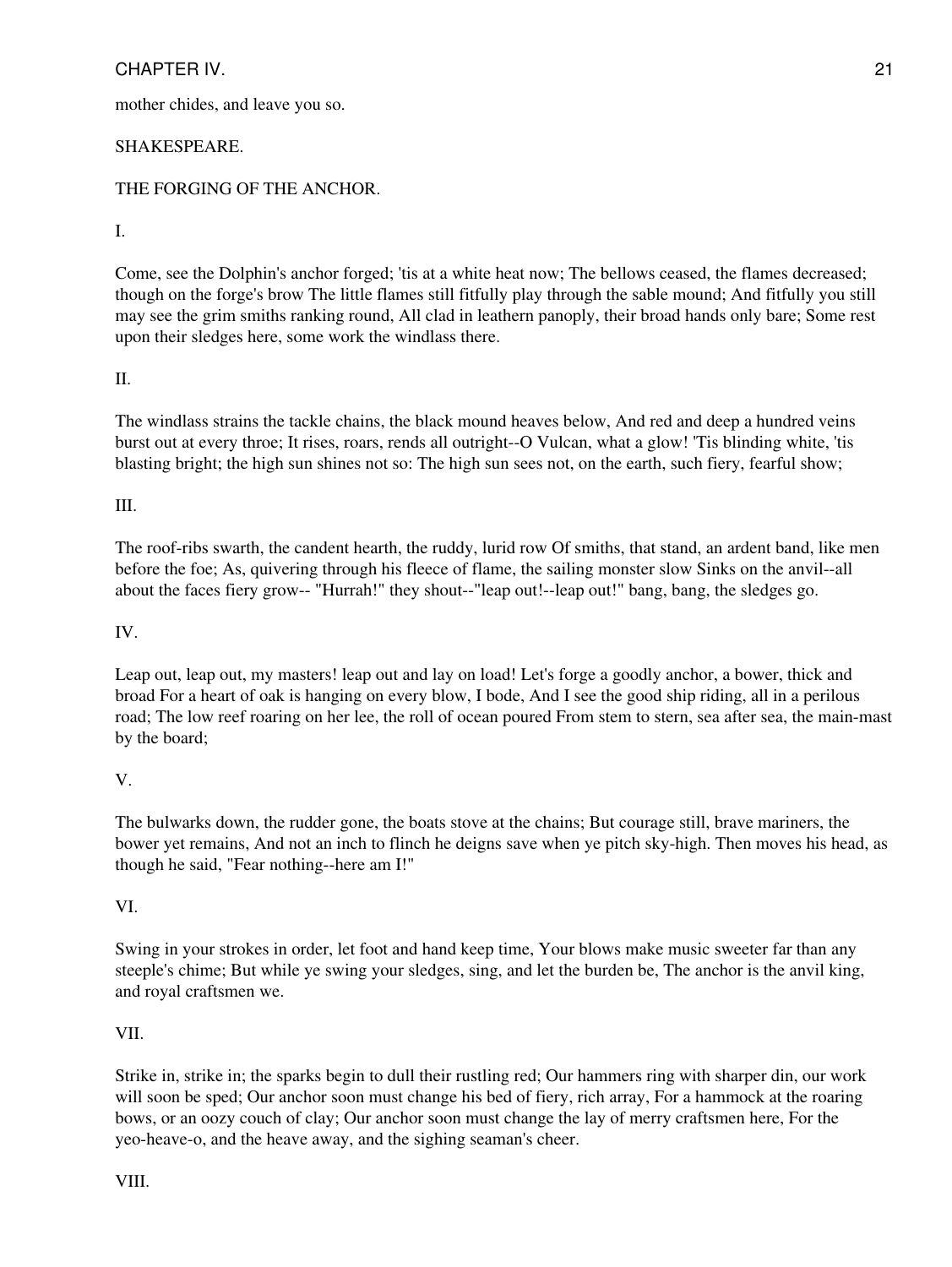mother chides, and leave you so.

SHAKESPEARE.

THE FORGING OF THE ANCHOR.

I.

Come, see the Dolphin's anchor forged; 'tis at a white heat now; The bellows ceased, the flames decreased; though on the forge's brow The little flames still fitfully play through the sable mound; And fitfully you still may see the grim smiths ranking round, All clad in leathern panoply, their broad hands only bare; Some rest upon their sledges here, some work the windlass there.

II.

The windlass strains the tackle chains, the black mound heaves below, And red and deep a hundred veins burst out at every throe; It rises, roars, rends all outright--O Vulcan, what a glow! 'Tis blinding white, 'tis blasting bright; the high sun shines not so: The high sun sees not, on the earth, such fiery, fearful show;

III.

The roof-ribs swarth, the candent hearth, the ruddy, lurid row Of smiths, that stand, an ardent band, like men before the foe; As, quivering through his fleece of flame, the sailing monster slow Sinks on the anvil--all about the faces fiery grow-- "Hurrah!" they shout--"leap out!--leap out!" bang, bang, the sledges go.

IV.

Leap out, leap out, my masters! leap out and lay on load! Let's forge a goodly anchor, a bower, thick and broad For a heart of oak is hanging on every blow, I bode, And I see the good ship riding, all in a perilous road; The low reef roaring on her lee, the roll of ocean poured From stem to stern, sea after sea, the main-mast by the board;

V.

The bulwarks down, the rudder gone, the boats stove at the chains; But courage still, brave mariners, the bower yet remains, And not an inch to flinch he deigns save when ye pitch sky-high. Then moves his head, as though he said, "Fear nothing--here am I!"

VI.

Swing in your strokes in order, let foot and hand keep time, Your blows make music sweeter far than any steeple's chime; But while ye swing your sledges, sing, and let the burden be, The anchor is the anvil king, and royal craftsmen we.

VII.

Strike in, strike in; the sparks begin to dull their rustling red; Our hammers ring with sharper din, our work will soon be sped; Our anchor soon must change his bed of fiery, rich array, For a hammock at the roaring bows, or an oozy couch of clay; Our anchor soon must change the lay of merry craftsmen here, For the yeo-heave-o, and the heave away, and the sighing seaman's cheer.

VIII.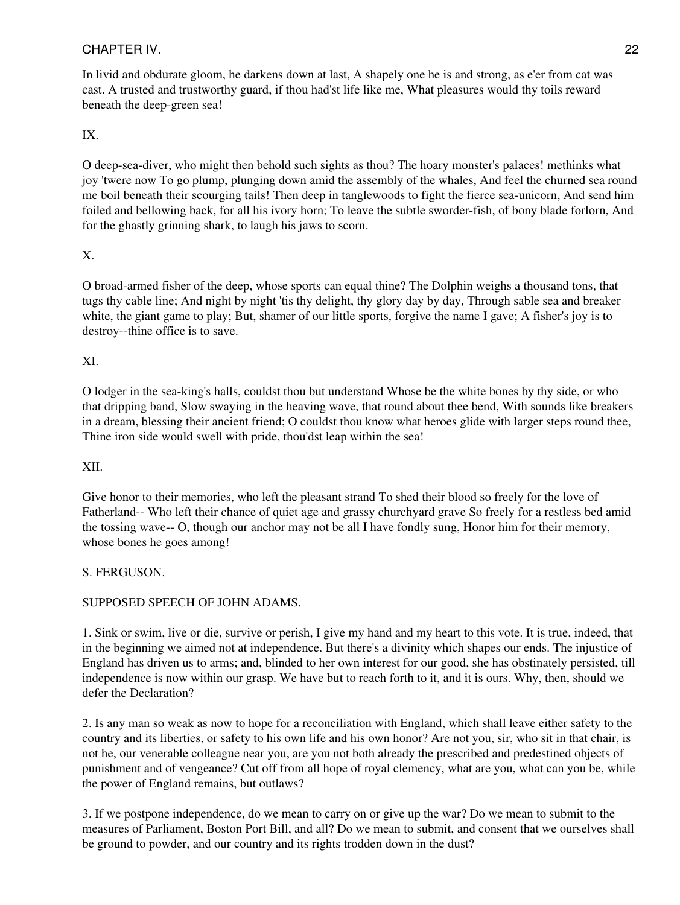In livid and obdurate gloom, he darkens down at last, A shapely one he is and strong, as e'er from cat was cast. A trusted and trustworthy guard, if thou had'st life like me, What pleasures would thy toils reward beneath the deep-green sea!

IX.

O deep-sea-diver, who might then behold such sights as thou? The hoary monster's palaces! methinks what joy 'twere now To go plump, plunging down amid the assembly of the whales, And feel the churned sea round me boil beneath their scourging tails! Then deep in tanglewoods to fight the fierce sea-unicorn, And send him foiled and bellowing back, for all his ivory horn; To leave the subtle sworder-fish, of bony blade forlorn, And for the ghastly grinning shark, to laugh his jaws to scorn.

X.

O broad-armed fisher of the deep, whose sports can equal thine? The Dolphin weighs a thousand tons, that tugs thy cable line; And night by night 'tis thy delight, thy glory day by day, Through sable sea and breaker white, the giant game to play; But, shamer of our little sports, forgive the name I gave; A fisher's joy is to destroy--thine office is to save.

XI.

O lodger in the sea-king's halls, couldst thou but understand Whose be the white bones by thy side, or who that dripping band, Slow swaying in the heaving wave, that round about thee bend, With sounds like breakers in a dream, blessing their ancient friend; O couldst thou know what heroes glide with larger steps round thee, Thine iron side would swell with pride, thou'dst leap within the sea!

XII.

Give honor to their memories, who left the pleasant strand To shed their blood so freely for the love of Fatherland-- Who left their chance of quiet age and grassy churchyard grave So freely for a restless bed amid the tossing wave-- O, though our anchor may not be all I have fondly sung, Honor him for their memory, whose bones he goes among!

S. FERGUSON.

SUPPOSED SPEECH OF JOHN ADAMS.

1. Sink or swim, live or die, survive or perish, I give my hand and my heart to this vote. It is true, indeed, that in the beginning we aimed not at independence. But there's a divinity which shapes our ends. The injustice of England has driven us to arms; and, blinded to her own interest for our good, she has obstinately persisted, till independence is now within our grasp. We have but to reach forth to it, and it is ours. Why, then, should we defer the Declaration?

2. Is any man so weak as now to hope for a reconciliation with England, which shall leave either safety to the country and its liberties, or safety to his own life and his own honor? Are not you, sir, who sit in that chair, is not he, our venerable colleague near you, are you not both already the prescribed and predestined objects of punishment and of vengeance? Cut off from all hope of royal clemency, what are you, what can you be, while the power of England remains, but outlaws?

3. If we postpone independence, do we mean to carry on or give up the war? Do we mean to submit to the measures of Parliament, Boston Port Bill, and all? Do we mean to submit, and consent that we ourselves shall be ground to powder, and our country and its rights trodden down in the dust?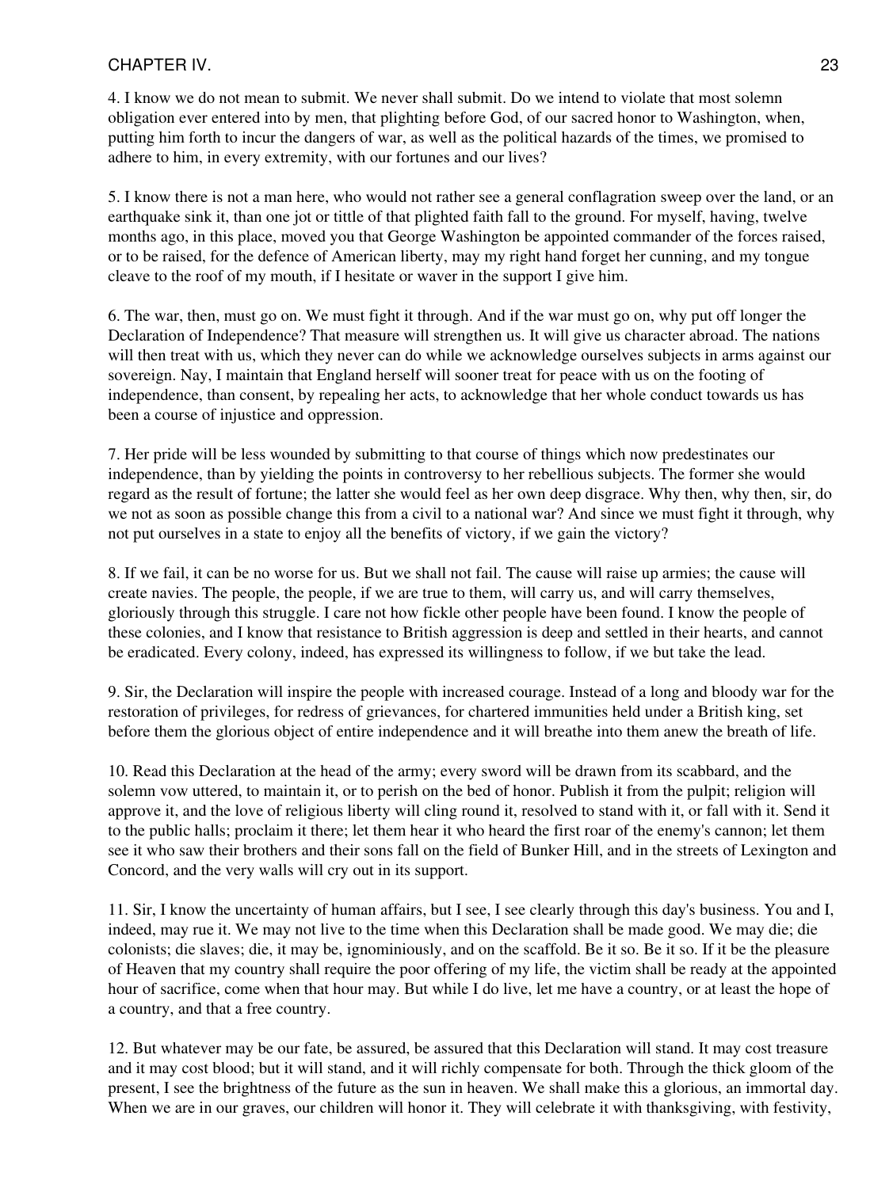4. I know we do not mean to submit. We never shall submit. Do we intend to violate that most solemn obligation ever entered into by men, that plighting before God, of our sacred honor to Washington, when, putting him forth to incur the dangers of war, as well as the political hazards of the times, we promised to adhere to him, in every extremity, with our fortunes and our lives?

5. I know there is not a man here, who would not rather see a general conflagration sweep over the land, or an earthquake sink it, than one jot or tittle of that plighted faith fall to the ground. For myself, having, twelve months ago, in this place, moved you that George Washington be appointed commander of the forces raised, or to be raised, for the defence of American liberty, may my right hand forget her cunning, and my tongue cleave to the roof of my mouth, if I hesitate or waver in the support I give him.

6. The war, then, must go on. We must fight it through. And if the war must go on, why put off longer the Declaration of Independence? That measure will strengthen us. It will give us character abroad. The nations will then treat with us, which they never can do while we acknowledge ourselves subjects in arms against our sovereign. Nay, I maintain that England herself will sooner treat for peace with us on the footing of independence, than consent, by repealing her acts, to acknowledge that her whole conduct towards us has been a course of injustice and oppression.

7. Her pride will be less wounded by submitting to that course of things which now predestinates our independence, than by yielding the points in controversy to her rebellious subjects. The former she would regard as the result of fortune; the latter she would feel as her own deep disgrace. Why then, why then, sir, do we not as soon as possible change this from a civil to a national war? And since we must fight it through, why not put ourselves in a state to enjoy all the benefits of victory, if we gain the victory?

8. If we fail, it can be no worse for us. But we shall not fail. The cause will raise up armies; the cause will create navies. The people, the people, if we are true to them, will carry us, and will carry themselves, gloriously through this struggle. I care not how fickle other people have been found. I know the people of these colonies, and I know that resistance to British aggression is deep and settled in their hearts, and cannot be eradicated. Every colony, indeed, has expressed its willingness to follow, if we but take the lead.

9. Sir, the Declaration will inspire the people with increased courage. Instead of a long and bloody war for the restoration of privileges, for redress of grievances, for chartered immunities held under a British king, set before them the glorious object of entire independence and it will breathe into them anew the breath of life.

10. Read this Declaration at the head of the army; every sword will be drawn from its scabbard, and the solemn vow uttered, to maintain it, or to perish on the bed of honor. Publish it from the pulpit; religion will approve it, and the love of religious liberty will cling round it, resolved to stand with it, or fall with it. Send it to the public halls; proclaim it there; let them hear it who heard the first roar of the enemy's cannon; let them see it who saw their brothers and their sons fall on the field of Bunker Hill, and in the streets of Lexington and Concord, and the very walls will cry out in its support.

11. Sir, I know the uncertainty of human affairs, but I see, I see clearly through this day's business. You and I, indeed, may rue it. We may not live to the time when this Declaration shall be made good. We may die; die colonists; die slaves; die, it may be, ignominiously, and on the scaffold. Be it so. Be it so. If it be the pleasure of Heaven that my country shall require the poor offering of my life, the victim shall be ready at the appointed hour of sacrifice, come when that hour may. But while I do live, let me have a country, or at least the hope of a country, and that a free country.

12. But whatever may be our fate, be assured, be assured that this Declaration will stand. It may cost treasure and it may cost blood; but it will stand, and it will richly compensate for both. Through the thick gloom of the present, I see the brightness of the future as the sun in heaven. We shall make this a glorious, an immortal day. When we are in our graves, our children will honor it. They will celebrate it with thanksgiving, with festivity,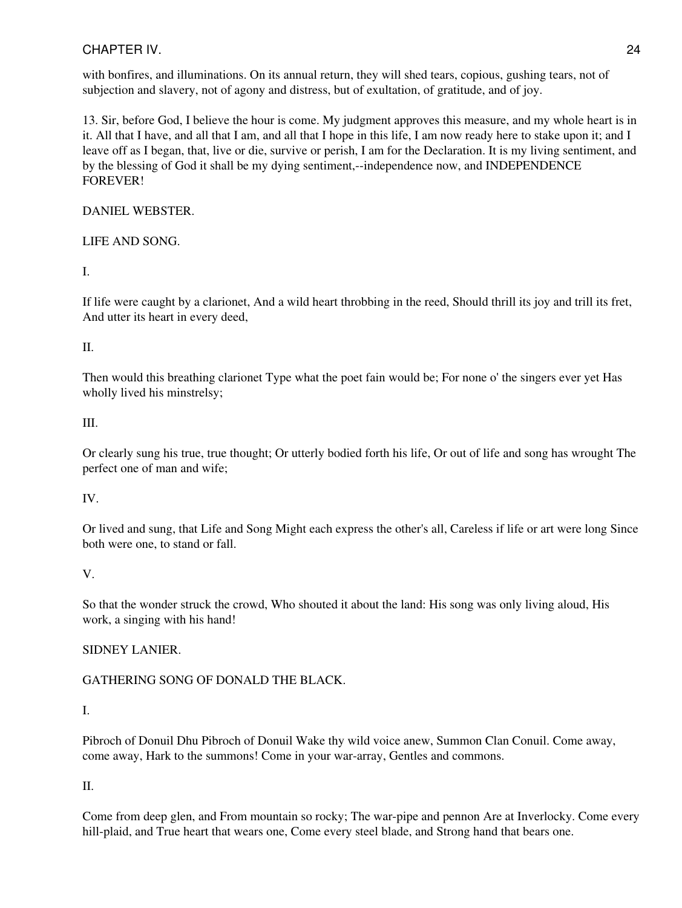with bonfires, and illuminations. On its annual return, they will shed tears, copious, gushing tears, not of subjection and slavery, not of agony and distress, but of exultation, of gratitude, and of joy.

13. Sir, before God, I believe the hour is come. My judgment approves this measure, and my whole heart is in it. All that I have, and all that I am, and all that I hope in this life, I am now ready here to stake upon it; and I leave off as I began, that, live or die, survive or perish, I am for the Declaration. It is my living sentiment, and by the blessing of God it shall be my dying sentiment,--independence now, and INDEPENDENCE FOREVER!

DANIEL WEBSTER.

## LIFE AND SONG.

I.

If life were caught by a clarionet, And a wild heart throbbing in the reed, Should thrill its joy and trill its fret, And utter its heart in every deed,

II.

Then would this breathing clarionet Type what the poet fain would be; For none o' the singers ever yet Has wholly lived his minstrelsy;

III.

Or clearly sung his true, true thought; Or utterly bodied forth his life, Or out of life and song has wrought The perfect one of man and wife;

IV.

Or lived and sung, that Life and Song Might each express the other's all, Careless if life or art were long Since both were one, to stand or fall.

V.

So that the wonder struck the crowd, Who shouted it about the land: His song was only living aloud, His work, a singing with his hand!

SIDNEY LANIER.

## GATHERING SONG OF DONALD THE BLACK.

I.

Pibroch of Donuil Dhu Pibroch of Donuil Wake thy wild voice anew, Summon Clan Conuil. Come away, come away, Hark to the summons! Come in your war-array, Gentles and commons.

II.

Come from deep glen, and From mountain so rocky; The war-pipe and pennon Are at Inverlocky. Come every hill-plaid, and True heart that wears one, Come every steel blade, and Strong hand that bears one.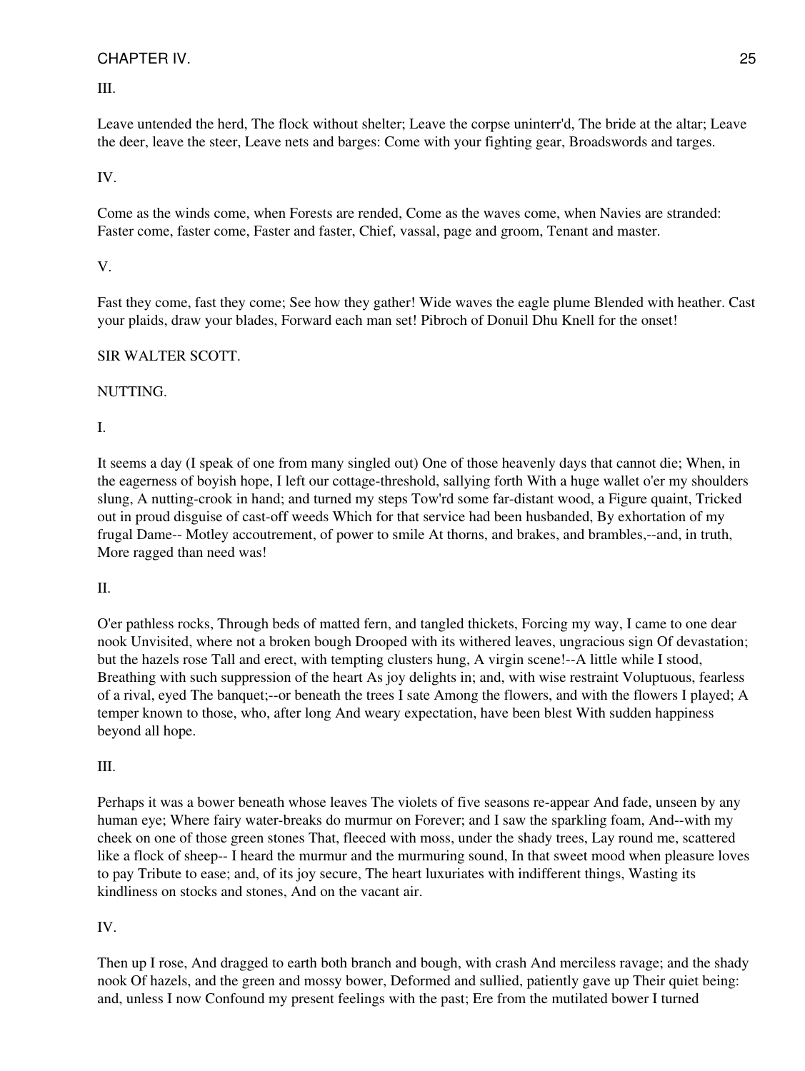III.

Leave untended the herd, The flock without shelter; Leave the corpse uninterr'd, The bride at the altar; Leave the deer, leave the steer, Leave nets and barges: Come with your fighting gear, Broadswords and targes.

IV.

Come as the winds come, when Forests are rended, Come as the waves come, when Navies are stranded: Faster come, faster come, Faster and faster, Chief, vassal, page and groom, Tenant and master.

V.

Fast they come, fast they come; See how they gather! Wide waves the eagle plume Blended with heather. Cast your plaids, draw your blades, Forward each man set! Pibroch of Donuil Dhu Knell for the onset!

SIR WALTER SCOTT.

NUTTING.

I.

It seems a day (I speak of one from many singled out) One of those heavenly days that cannot die; When, in the eagerness of boyish hope, I left our cottage-threshold, sallying forth With a huge wallet o'er my shoulders slung, A nutting-crook in hand; and turned my steps Tow'rd some far-distant wood, a Figure quaint, Tricked out in proud disguise of cast-off weeds Which for that service had been husbanded, By exhortation of my frugal Dame-- Motley accoutrement, of power to smile At thorns, and brakes, and brambles,--and, in truth, More ragged than need was!

II.

O'er pathless rocks, Through beds of matted fern, and tangled thickets, Forcing my way, I came to one dear nook Unvisited, where not a broken bough Drooped with its withered leaves, ungracious sign Of devastation; but the hazels rose Tall and erect, with tempting clusters hung, A virgin scene!--A little while I stood, Breathing with such suppression of the heart As joy delights in; and, with wise restraint Voluptuous, fearless of a rival, eyed The banquet;--or beneath the trees I sate Among the flowers, and with the flowers I played; A temper known to those, who, after long And weary expectation, have been blest With sudden happiness beyond all hope.

III.

Perhaps it was a bower beneath whose leaves The violets of five seasons re-appear And fade, unseen by any human eye; Where fairy water-breaks do murmur on Forever; and I saw the sparkling foam, And--with my cheek on one of those green stones That, fleeced with moss, under the shady trees, Lay round me, scattered like a flock of sheep-- I heard the murmur and the murmuring sound, In that sweet mood when pleasure loves to pay Tribute to ease; and, of its joy secure, The heart luxuriates with indifferent things, Wasting its kindliness on stocks and stones, And on the vacant air.

IV.

Then up I rose, And dragged to earth both branch and bough, with crash And merciless ravage; and the shady nook Of hazels, and the green and mossy bower, Deformed and sullied, patiently gave up Their quiet being: and, unless I now Confound my present feelings with the past; Ere from the mutilated bower I turned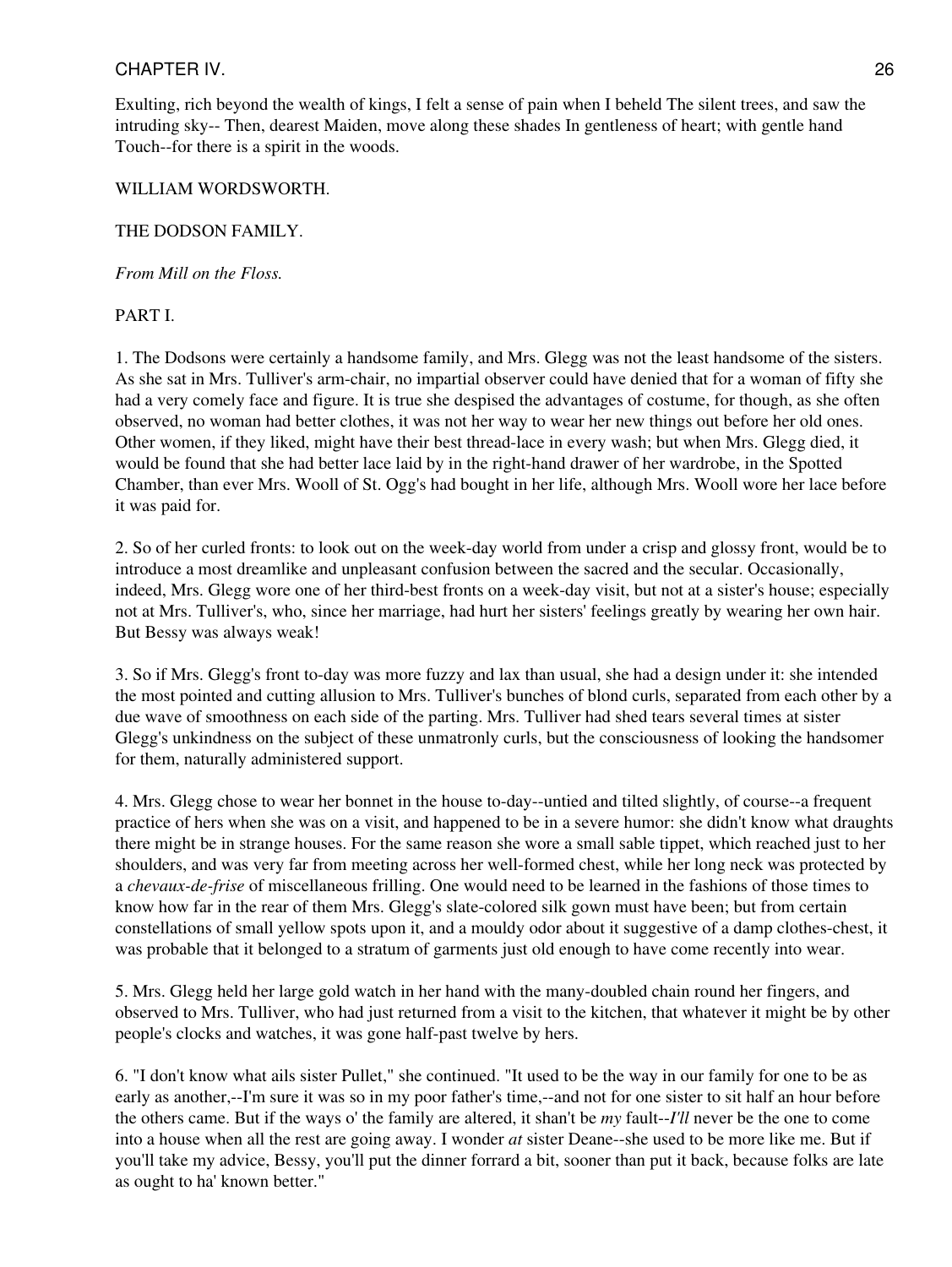Exulting, rich beyond the wealth of kings, I felt a sense of pain when I beheld The silent trees, and saw the intruding sky-- Then, dearest Maiden, move along these shades In gentleness of heart; with gentle hand Touch--for there is a spirit in the woods.

WILLIAM WORDSWORTH.

## THE DODSON FAMILY.

*From Mill on the Floss.*

### PART I.

1. The Dodsons were certainly a handsome family, and Mrs. Glegg was not the least handsome of the sisters. As she sat in Mrs. Tulliver's arm-chair, no impartial observer could have denied that for a woman of fifty she had a very comely face and figure. It is true she despised the advantages of costume, for though, as she often observed, no woman had better clothes, it was not her way to wear her new things out before her old ones. Other women, if they liked, might have their best thread-lace in every wash; but when Mrs. Glegg died, it would be found that she had better lace laid by in the right-hand drawer of her wardrobe, in the Spotted Chamber, than ever Mrs. Wooll of St. Ogg's had bought in her life, although Mrs. Wooll wore her lace before it was paid for.

2. So of her curled fronts: to look out on the week-day world from under a crisp and glossy front, would be to introduce a most dreamlike and unpleasant confusion between the sacred and the secular. Occasionally, indeed, Mrs. Glegg wore one of her third-best fronts on a week-day visit, but not at a sister's house; especially not at Mrs. Tulliver's, who, since her marriage, had hurt her sisters' feelings greatly by wearing her own hair. But Bessy was always weak!

3. So if Mrs. Glegg's front to-day was more fuzzy and lax than usual, she had a design under it: she intended the most pointed and cutting allusion to Mrs. Tulliver's bunches of blond curls, separated from each other by a due wave of smoothness on each side of the parting. Mrs. Tulliver had shed tears several times at sister Glegg's unkindness on the subject of these unmatronly curls, but the consciousness of looking the handsomer for them, naturally administered support.

4. Mrs. Glegg chose to wear her bonnet in the house to-day--untied and tilted slightly, of course--a frequent practice of hers when she was on a visit, and happened to be in a severe humor: she didn't know what draughts there might be in strange houses. For the same reason she wore a small sable tippet, which reached just to her shoulders, and was very far from meeting across her well-formed chest, while her long neck was protected by a *chevaux-de-frise* of miscellaneous frilling. One would need to be learned in the fashions of those times to know how far in the rear of them Mrs. Glegg's slate-colored silk gown must have been; but from certain constellations of small yellow spots upon it, and a mouldy odor about it suggestive of a damp clothes-chest, it was probable that it belonged to a stratum of garments just old enough to have come recently into wear.

5. Mrs. Glegg held her large gold watch in her hand with the many-doubled chain round her fingers, and observed to Mrs. Tulliver, who had just returned from a visit to the kitchen, that whatever it might be by other people's clocks and watches, it was gone half-past twelve by hers.

6. "I don't know what ails sister Pullet," she continued. "It used to be the way in our family for one to be as early as another,--I'm sure it was so in my poor father's time,--and not for one sister to sit half an hour before the others came. But if the ways o' the family are altered, it shan't be *my* fault--*I'll* never be the one to come into a house when all the rest are going away. I wonder *at* sister Deane--she used to be more like me. But if you'll take my advice, Bessy, you'll put the dinner forrard a bit, sooner than put it back, because folks are late as ought to ha' known better."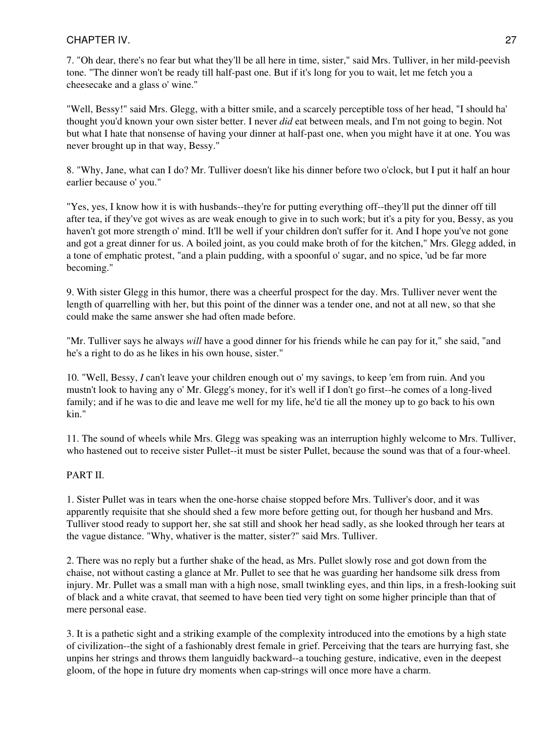7. "Oh dear, there's no fear but what they'll be all here in time, sister," said Mrs. Tulliver, in her mild-peevish tone. "The dinner won't be ready till half-past one. But if it's long for you to wait, let me fetch you a cheesecake and a glass o' wine."

"Well, Bessy!" said Mrs. Glegg, with a bitter smile, and a scarcely perceptible toss of her head, "I should ha' thought you'd known your own sister better. I never *did* eat between meals, and I'm not going to begin. Not but what I hate that nonsense of having your dinner at half-past one, when you might have it at one. You was never brought up in that way, Bessy."

8. "Why, Jane, what can I do? Mr. Tulliver doesn't like his dinner before two o'clock, but I put it half an hour earlier because o' you."

"Yes, yes, I know how it is with husbands--they're for putting everything off--they'll put the dinner off till after tea, if they've got wives as are weak enough to give in to such work; but it's a pity for you, Bessy, as you haven't got more strength o' mind. It'll be well if your children don't suffer for it. And I hope you've not gone and got a great dinner for us. A boiled joint, as you could make broth of for the kitchen," Mrs. Glegg added, in a tone of emphatic protest, "and a plain pudding, with a spoonful o' sugar, and no spice, 'ud be far more becoming."

9. With sister Glegg in this humor, there was a cheerful prospect for the day. Mrs. Tulliver never went the length of quarrelling with her, but this point of the dinner was a tender one, and not at all new, so that she could make the same answer she had often made before.

"Mr. Tulliver says he always *will* have a good dinner for his friends while he can pay for it," she said, "and he's a right to do as he likes in his own house, sister."

10. "Well, Bessy, *I* can't leave your children enough out o' my savings, to keep 'em from ruin. And you mustn't look to having any o' Mr. Glegg's money, for it's well if I don't go first--he comes of a long-lived family; and if he was to die and leave me well for my life, he'd tie all the money up to go back to his own kin."

11. The sound of wheels while Mrs. Glegg was speaking was an interruption highly welcome to Mrs. Tulliver, who hastened out to receive sister Pullet--it must be sister Pullet, because the sound was that of a four-wheel.

PART II.

1. Sister Pullet was in tears when the one-horse chaise stopped before Mrs. Tulliver's door, and it was apparently requisite that she should shed a few more before getting out, for though her husband and Mrs. Tulliver stood ready to support her, she sat still and shook her head sadly, as she looked through her tears at the vague distance. "Why, whativer is the matter, sister?" said Mrs. Tulliver.

2. There was no reply but a further shake of the head, as Mrs. Pullet slowly rose and got down from the chaise, not without casting a glance at Mr. Pullet to see that he was guarding her handsome silk dress from injury. Mr. Pullet was a small man with a high nose, small twinkling eyes, and thin lips, in a fresh-looking suit of black and a white cravat, that seemed to have been tied very tight on some higher principle than that of mere personal ease.

3. It is a pathetic sight and a striking example of the complexity introduced into the emotions by a high state of civilization--the sight of a fashionably drest female in grief. Perceiving that the tears are hurrying fast, she unpins her strings and throws them languidly backward--a touching gesture, indicative, even in the deepest gloom, of the hope in future dry moments when cap-strings will once more have a charm.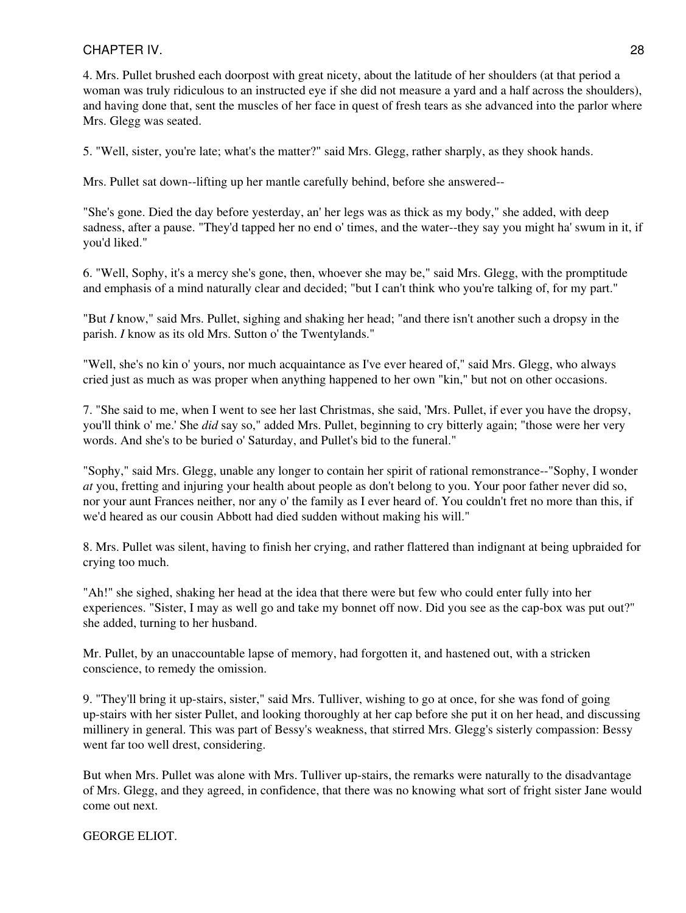4. Mrs. Pullet brushed each doorpost with great nicety, about the latitude of her shoulders (at that period a woman was truly ridiculous to an instructed eye if she did not measure a yard and a half across the shoulders), and having done that, sent the muscles of her face in quest of fresh tears as she advanced into the parlor where Mrs. Glegg was seated.

5. "Well, sister, you're late; what's the matter?" said Mrs. Glegg, rather sharply, as they shook hands.

Mrs. Pullet sat down--lifting up her mantle carefully behind, before she answered--

"She's gone. Died the day before yesterday, an' her legs was as thick as my body," she added, with deep sadness, after a pause. "They'd tapped her no end o' times, and the water--they say you might ha' swum in it, if you'd liked."

6. "Well, Sophy, it's a mercy she's gone, then, whoever she may be," said Mrs. Glegg, with the promptitude and emphasis of a mind naturally clear and decided; "but I can't think who you're talking of, for my part."

"But *I* know," said Mrs. Pullet, sighing and shaking her head; "and there isn't another such a dropsy in the parish. *I* know as its old Mrs. Sutton o' the Twentylands."

"Well, she's no kin o' yours, nor much acquaintance as I've ever heared of," said Mrs. Glegg, who always cried just as much as was proper when anything happened to her own "kin," but not on other occasions.

7. "She said to me, when I went to see her last Christmas, she said, 'Mrs. Pullet, if ever you have the dropsy, you'll think o' me.' She *did* say so," added Mrs. Pullet, beginning to cry bitterly again; "those were her very words. And she's to be buried o' Saturday, and Pullet's bid to the funeral."

"Sophy," said Mrs. Glegg, unable any longer to contain her spirit of rational remonstrance--"Sophy, I wonder *at* you, fretting and injuring your health about people as don't belong to you. Your poor father never did so, nor your aunt Frances neither, nor any o' the family as I ever heard of. You couldn't fret no more than this, if we'd heared as our cousin Abbott had died sudden without making his will."

8. Mrs. Pullet was silent, having to finish her crying, and rather flattered than indignant at being upbraided for crying too much.

"Ah!" she sighed, shaking her head at the idea that there were but few who could enter fully into her experiences. "Sister, I may as well go and take my bonnet off now. Did you see as the cap-box was put out?" she added, turning to her husband.

Mr. Pullet, by an unaccountable lapse of memory, had forgotten it, and hastened out, with a stricken conscience, to remedy the omission.

9. "They'll bring it up-stairs, sister," said Mrs. Tulliver, wishing to go at once, for she was fond of going up-stairs with her sister Pullet, and looking thoroughly at her cap before she put it on her head, and discussing millinery in general. This was part of Bessy's weakness, that stirred Mrs. Glegg's sisterly compassion: Bessy went far too well drest, considering.

But when Mrs. Pullet was alone with Mrs. Tulliver up-stairs, the remarks were naturally to the disadvantage of Mrs. Glegg, and they agreed, in confidence, that there was no knowing what sort of fright sister Jane would come out next.

GEORGE ELIOT.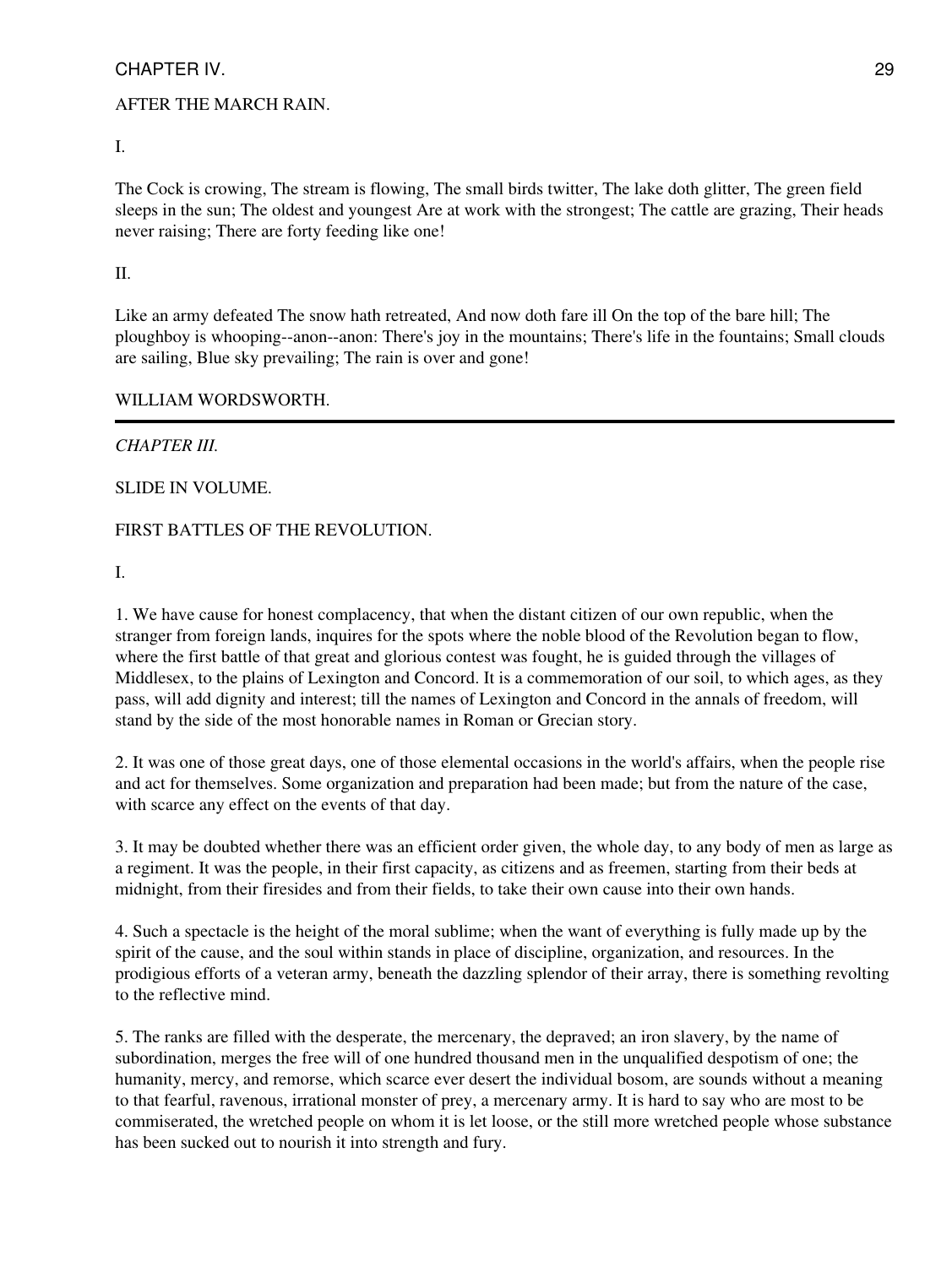AFTER THE MARCH RAIN.

I.

The Cock is crowing, The stream is flowing, The small birds twitter, The lake doth glitter, The green field sleeps in the sun; The oldest and youngest Are at work with the strongest; The cattle are grazing, Their heads never raising; There are forty feeding like one!

II.

Like an army defeated The snow hath retreated, And now doth fare ill On the top of the bare hill; The ploughboy is whooping--anon--anon: There's joy in the mountains; There's life in the fountains; Small clouds are sailing, Blue sky prevailing; The rain is over and gone!

WILLIAM WORDSWORTH.

---

*CHAPTER III.*

SLIDE IN VOLUME.

FIRST BATTLES OF THE REVOLUTION.

I.

1. We have cause for honest complacency, that when the distant citizen of our own republic, when the stranger from foreign lands, inquires for the spots where the noble blood of the Revolution began to flow, where the first battle of that great and glorious contest was fought, he is guided through the villages of Middlesex, to the plains of Lexington and Concord. It is a commemoration of our soil, to which ages, as they pass, will add dignity and interest; till the names of Lexington and Concord in the annals of freedom, will stand by the side of the most honorable names in Roman or Grecian story.

2. It was one of those great days, one of those elemental occasions in the world's affairs, when the people rise and act for themselves. Some organization and preparation had been made; but from the nature of the case, with scarce any effect on the events of that day.

3. It may be doubted whether there was an efficient order given, the whole day, to any body of men as large as a regiment. It was the people, in their first capacity, as citizens and as freemen, starting from their beds at midnight, from their firesides and from their fields, to take their own cause into their own hands.

4. Such a spectacle is the height of the moral sublime; when the want of everything is fully made up by the spirit of the cause, and the soul within stands in place of discipline, organization, and resources. In the prodigious efforts of a veteran army, beneath the dazzling splendor of their array, there is something revolting to the reflective mind.

5. The ranks are filled with the desperate, the mercenary, the depraved; an iron slavery, by the name of subordination, merges the free will of one hundred thousand men in the unqualified despotism of one; the humanity, mercy, and remorse, which scarce ever desert the individual bosom, are sounds without a meaning to that fearful, ravenous, irrational monster of prey, a mercenary army. It is hard to say who are most to be commiserated, the wretched people on whom it is let loose, or the still more wretched people whose substance has been sucked out to nourish it into strength and fury.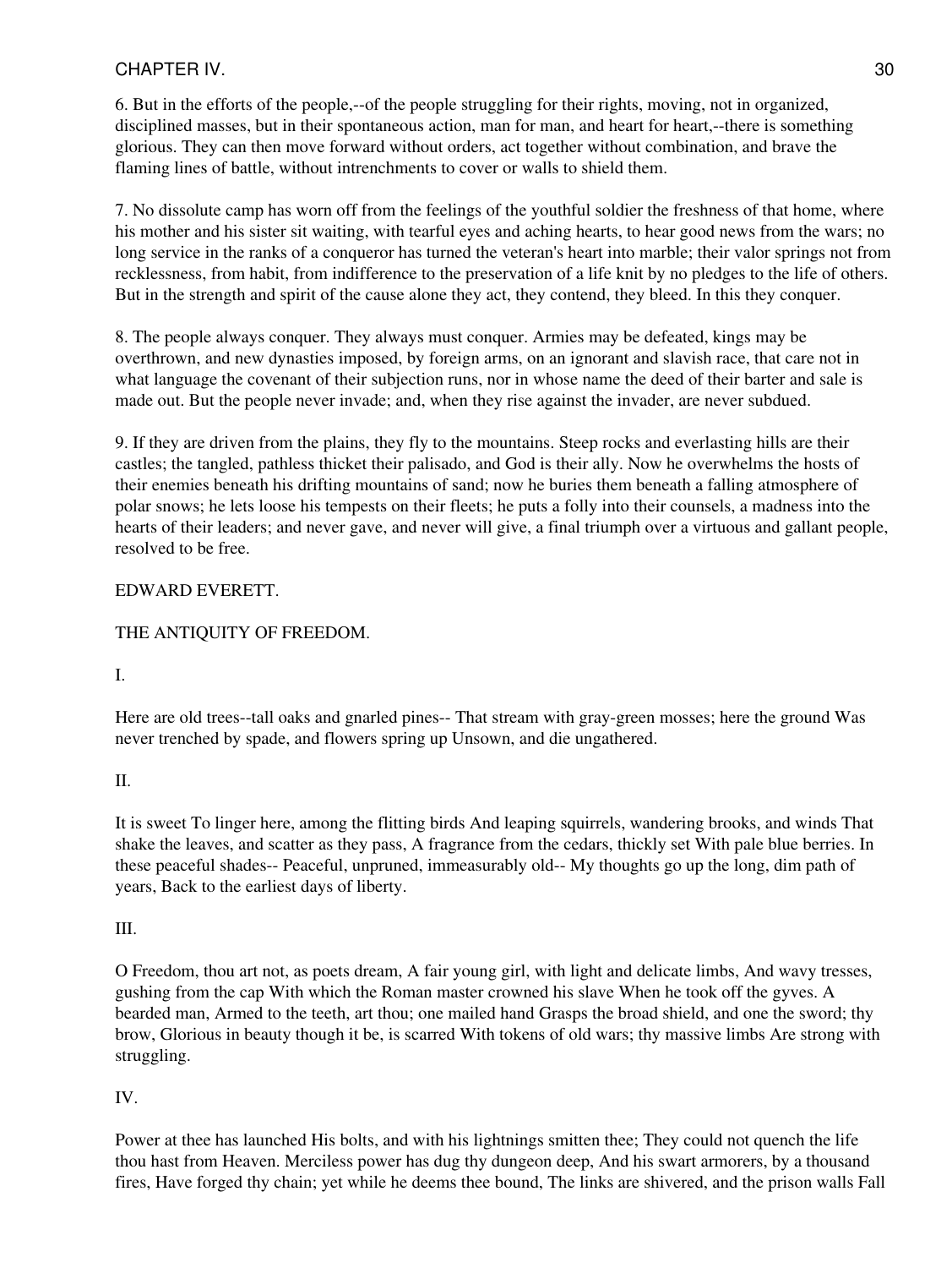6. But in the efforts of the people,--of the people struggling for their rights, moving, not in organized, disciplined masses, but in their spontaneous action, man for man, and heart for heart,--there is something glorious. They can then move forward without orders, act together without combination, and brave the flaming lines of battle, without intrenchments to cover or walls to shield them.

7. No dissolute camp has worn off from the feelings of the youthful soldier the freshness of that home, where his mother and his sister sit waiting, with tearful eyes and aching hearts, to hear good news from the wars; no long service in the ranks of a conqueror has turned the veteran's heart into marble; their valor springs not from recklessness, from habit, from indifference to the preservation of a life knit by no pledges to the life of others. But in the strength and spirit of the cause alone they act, they contend, they bleed. In this they conquer.

8. The people always conquer. They always must conquer. Armies may be defeated, kings may be overthrown, and new dynasties imposed, by foreign arms, on an ignorant and slavish race, that care not in what language the covenant of their subjection runs, nor in whose name the deed of their barter and sale is made out. But the people never invade; and, when they rise against the invader, are never subdued.

9. If they are driven from the plains, they fly to the mountains. Steep rocks and everlasting hills are their castles; the tangled, pathless thicket their palisado, and God is their ally. Now he overwhelms the hosts of their enemies beneath his drifting mountains of sand; now he buries them beneath a falling atmosphere of polar snows; he lets loose his tempests on their fleets; he puts a folly into their counsels, a madness into the hearts of their leaders; and never gave, and never will give, a final triumph over a virtuous and gallant people, resolved to be free.

EDWARD EVERETT.

## THE ANTIQUITY OF FREEDOM.

I.

Here are old trees--tall oaks and gnarled pines-- That stream with gray-green mosses; here the ground Was never trenched by spade, and flowers spring up Unsown, and die ungathered.

II.

It is sweet To linger here, among the flitting birds And leaping squirrels, wandering brooks, and winds That shake the leaves, and scatter as they pass, A fragrance from the cedars, thickly set With pale blue berries. In these peaceful shades-- Peaceful, unpruned, immeasurably old-- My thoughts go up the long, dim path of years, Back to the earliest days of liberty.

III.

O Freedom, thou art not, as poets dream, A fair young girl, with light and delicate limbs, And wavy tresses, gushing from the cap With which the Roman master crowned his slave When he took off the gyves. A bearded man, Armed to the teeth, art thou; one mailed hand Grasps the broad shield, and one the sword; thy brow, Glorious in beauty though it be, is scarred With tokens of old wars; thy massive limbs Are strong with struggling.

IV.

Power at thee has launched His bolts, and with his lightnings smitten thee; They could not quench the life thou hast from Heaven. Merciless power has dug thy dungeon deep, And his swart armorers, by a thousand fires, Have forged thy chain; yet while he deems thee bound, The links are shivered, and the prison walls Fall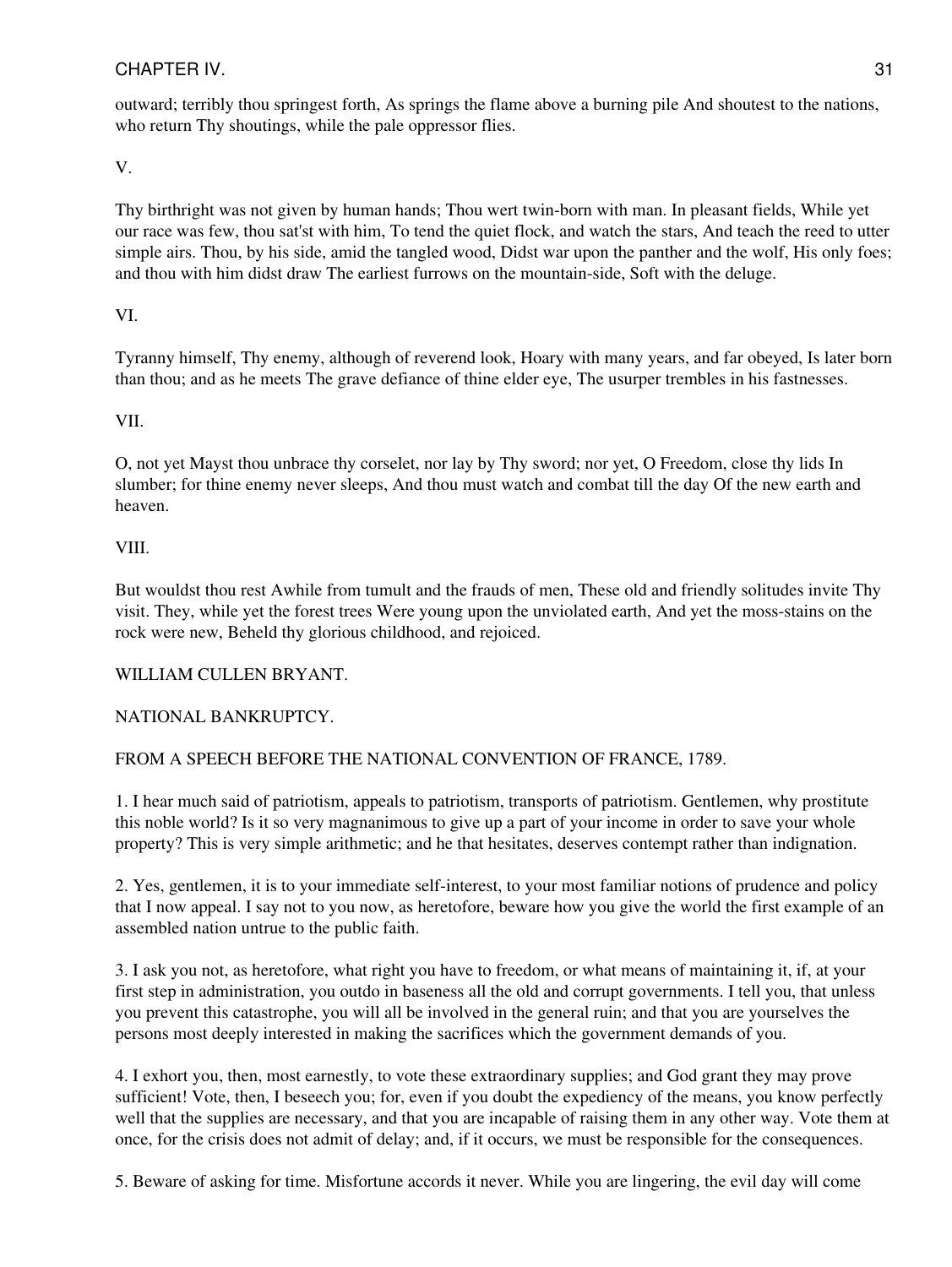outward; terribly thou springest forth, As springs the flame above a burning pile And shoutest to the nations, who return Thy shoutings, while the pale oppressor flies.

V.

Thy birthright was not given by human hands; Thou wert twin-born with man. In pleasant fields, While yet our race was few, thou sat'st with him, To tend the quiet flock, and watch the stars, And teach the reed to utter simple airs. Thou, by his side, amid the tangled wood, Didst war upon the panther and the wolf, His only foes; and thou with him didst draw The earliest furrows on the mountain-side, Soft with the deluge.

VI.

Tyranny himself, Thy enemy, although of reverend look, Hoary with many years, and far obeyed, Is later born than thou; and as he meets The grave defiance of thine elder eye, The usurper trembles in his fastnesses.

VII.

O, not yet Mayst thou unbrace thy corselet, nor lay by Thy sword; nor yet, O Freedom, close thy lids In slumber; for thine enemy never sleeps, And thou must watch and combat till the day Of the new earth and heaven.

VIII.

But wouldst thou rest Awhile from tumult and the frauds of men, These old and friendly solitudes invite Thy visit. They, while yet the forest trees Were young upon the unviolated earth, And yet the moss-stains on the rock were new, Beheld thy glorious childhood, and rejoiced.

WILLIAM CULLEN BRYANT.

## NATIONAL BANKRUPTCY.

FROM A SPEECH BEFORE THE NATIONAL CONVENTION OF FRANCE, 1789.

1. I hear much said of patriotism, appeals to patriotism, transports of patriotism. Gentlemen, why prostitute this noble world? Is it so very magnanimous to give up a part of your income in order to save your whole property? This is very simple arithmetic; and he that hesitates, deserves contempt rather than indignation.

2. Yes, gentlemen, it is to your immediate self-interest, to your most familiar notions of prudence and policy that I now appeal. I say not to you now, as heretofore, beware how you give the world the first example of an assembled nation untrue to the public faith.

3. I ask you not, as heretofore, what right you have to freedom, or what means of maintaining it, if, at your first step in administration, you outdo in baseness all the old and corrupt governments. I tell you, that unless you prevent this catastrophe, you will all be involved in the general ruin; and that you are yourselves the persons most deeply interested in making the sacrifices which the government demands of you.

4. I exhort you, then, most earnestly, to vote these extraordinary supplies; and God grant they may prove sufficient! Vote, then, I beseech you; for, even if you doubt the expediency of the means, you know perfectly well that the supplies are necessary, and that you are incapable of raising them in any other way. Vote them at once, for the crisis does not admit of delay; and, if it occurs, we must be responsible for the consequences.

5. Beware of asking for time. Misfortune accords it never. While you are lingering, the evil day will come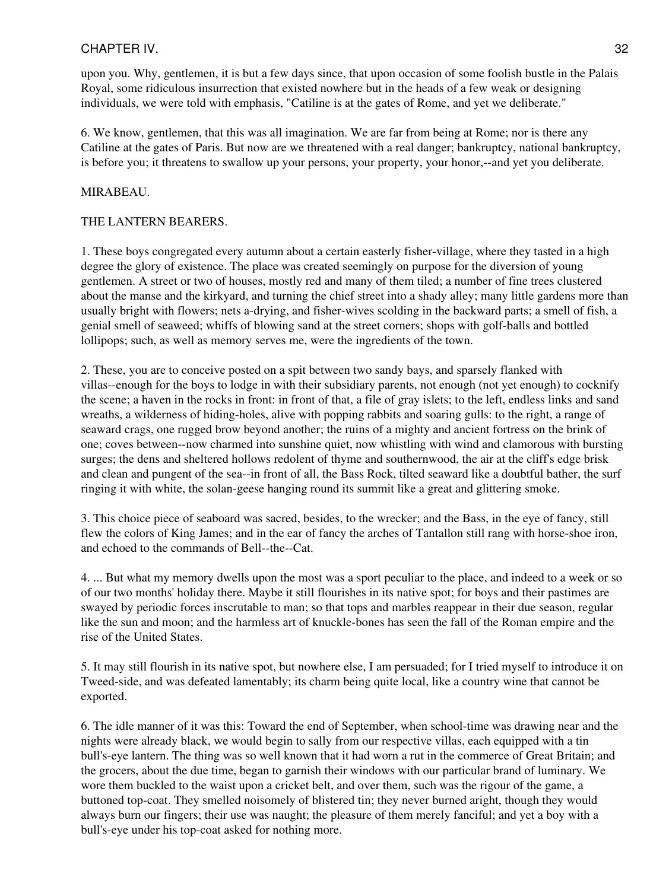upon you. Why, gentlemen, it is but a few days since, that upon occasion of some foolish bustle in the Palais Royal, some ridiculous insurrection that existed nowhere but in the heads of a few weak or designing individuals, we were told with emphasis, "Catiline is at the gates of Rome, and yet we deliberate."

6. We know, gentlemen, that this was all imagination. We are far from being at Rome; nor is there any Catiline at the gates of Paris. But now are we threatened with a real danger; bankruptcy, national bankruptcy, is before you; it threatens to swallow up your persons, your property, your honor,--and yet you deliberate.

MIRABEAU.

## THE LANTERN BEARERS.

1. These boys congregated every autumn about a certain easterly fisher-village, where they tasted in a high degree the glory of existence. The place was created seemingly on purpose for the diversion of young gentlemen. A street or two of houses, mostly red and many of them tiled; a number of fine trees clustered about the manse and the kirkyard, and turning the chief street into a shady alley; many little gardens more than usually bright with flowers; nets a-drying, and fisher-wives scolding in the backward parts; a smell of fish, a genial smell of seaweed; whiffs of blowing sand at the street corners; shops with golf-balls and bottled lollipops; such, as well as memory serves me, were the ingredients of the town.

2. These, you are to conceive posted on a spit between two sandy bays, and sparsely flanked with villas--enough for the boys to lodge in with their subsidiary parents, not enough (not yet enough) to cocknify the scene; a haven in the rocks in front: in front of that, a file of gray islets; to the left, endless links and sand wreaths, a wilderness of hiding-holes, alive with popping rabbits and soaring gulls: to the right, a range of seaward crags, one rugged brow beyond another; the ruins of a mighty and ancient fortress on the brink of one; coves between--now charmed into sunshine quiet, now whistling with wind and clamorous with bursting surges; the dens and sheltered hollows redolent of thyme and southernwood, the air at the cliff's edge brisk and clean and pungent of the sea--in front of all, the Bass Rock, tilted seaward like a doubtful bather, the surf ringing it with white, the solan-geese hanging round its summit like a great and glittering smoke.

3. This choice piece of seaboard was sacred, besides, to the wrecker; and the Bass, in the eye of fancy, still flew the colors of King James; and in the ear of fancy the arches of Tantallon still rang with horse-shoe iron, and echoed to the commands of Bell--the--Cat.

4. ... But what my memory dwells upon the most was a sport peculiar to the place, and indeed to a week or so of our two months' holiday there. Maybe it still flourishes in its native spot; for boys and their pastimes are swayed by periodic forces inscrutable to man; so that tops and marbles reappear in their due season, regular like the sun and moon; and the harmless art of knuckle-bones has seen the fall of the Roman empire and the rise of the United States.

5. It may still flourish in its native spot, but nowhere else, I am persuaded; for I tried myself to introduce it on Tweed-side, and was defeated lamentably; its charm being quite local, like a country wine that cannot be exported.

6. The idle manner of it was this: Toward the end of September, when school-time was drawing near and the nights were already black, we would begin to sally from our respective villas, each equipped with a tin bull's-eye lantern. The thing was so well known that it had worn a rut in the commerce of Great Britain; and the grocers, about the due time, began to garnish their windows with our particular brand of luminary. We wore them buckled to the waist upon a cricket belt, and over them, such was the rigour of the game, a buttoned top-coat. They smelled noisomely of blistered tin; they never burned aright, though they would always burn our fingers; their use was naught; the pleasure of them merely fanciful; and yet a boy with a bull's-eye under his top-coat asked for nothing more.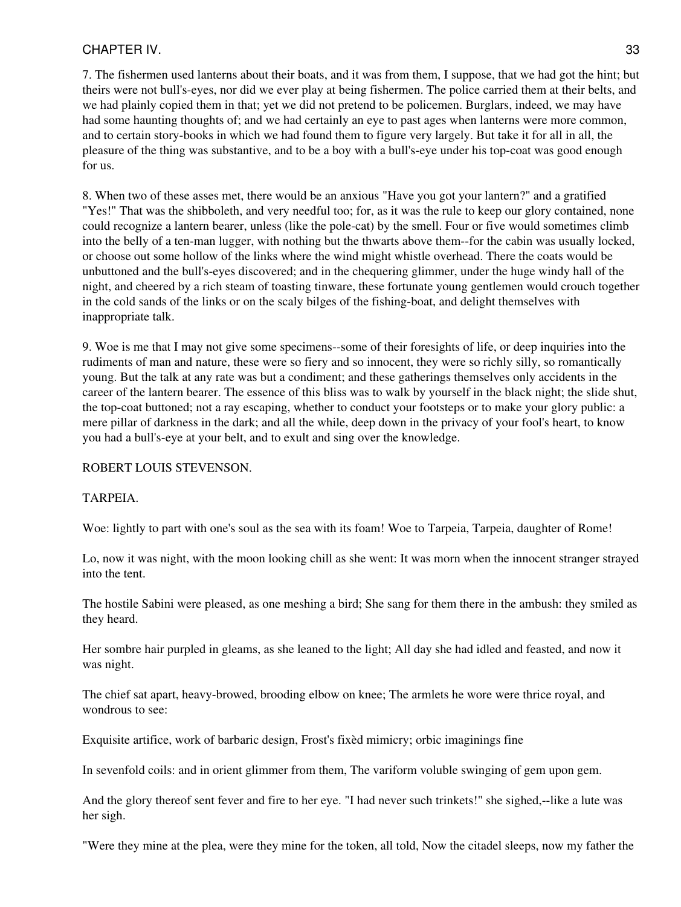7. The fishermen used lanterns about their boats, and it was from them, I suppose, that we had got the hint; but theirs were not bull's-eyes, nor did we ever play at being fishermen. The police carried them at their belts, and we had plainly copied them in that; yet we did not pretend to be policemen. Burglars, indeed, we may have had some haunting thoughts of; and we had certainly an eye to past ages when lanterns were more common, and to certain story-books in which we had found them to figure very largely. But take it for all in all, the pleasure of the thing was substantive, and to be a boy with a bull's-eye under his top-coat was good enough for us.

8. When two of these asses met, there would be an anxious "Have you got your lantern?" and a gratified "Yes!" That was the shibboleth, and very needful too; for, as it was the rule to keep our glory contained, none could recognize a lantern bearer, unless (like the pole-cat) by the smell. Four or five would sometimes climb into the belly of a ten-man lugger, with nothing but the thwarts above them--for the cabin was usually locked, or choose out some hollow of the links where the wind might whistle overhead. There the coats would be unbuttoned and the bull's-eyes discovered; and in the chequering glimmer, under the huge windy hall of the night, and cheered by a rich steam of toasting tinware, these fortunate young gentlemen would crouch together in the cold sands of the links or on the scaly bilges of the fishing-boat, and delight themselves with inappropriate talk.

9. Woe is me that I may not give some specimens--some of their foresights of life, or deep inquiries into the rudiments of man and nature, these were so fiery and so innocent, they were so richly silly, so romantically young. But the talk at any rate was but a condiment; and these gatherings themselves only accidents in the career of the lantern bearer. The essence of this bliss was to walk by yourself in the black night; the slide shut, the top-coat buttoned; not a ray escaping, whether to conduct your footsteps or to make your glory public: a mere pillar of darkness in the dark; and all the while, deep down in the privacy of your fool's heart, to know you had a bull's-eye at your belt, and to exult and sing over the knowledge.

ROBERT LOUIS STEVENSON.

TARPEIA.

Woe: lightly to part with one's soul as the sea with its foam! Woe to Tarpeia, Tarpeia, daughter of Rome!

Lo, now it was night, with the moon looking chill as she went: It was morn when the innocent stranger strayed into the tent.

The hostile Sabini were pleased, as one meshing a bird; She sang for them there in the ambush: they smiled as they heard.

Her sombre hair purpled in gleams, as she leaned to the light; All day she had idled and feasted, and now it was night.

The chief sat apart, heavy-browed, brooding elbow on knee; The armlets he wore were thrice royal, and wondrous to see:

Exquisite artifice, work of barbaric design, Frost's fixèd mimicry; orbic imaginings fine

In sevenfold coils: and in orient glimmer from them, The variform voluble swinging of gem upon gem.

And the glory thereof sent fever and fire to her eye. "I had never such trinkets!" she sighed,--like a lute was her sigh.

"Were they mine at the plea, were they mine for the token, all told, Now the citadel sleeps, now my father the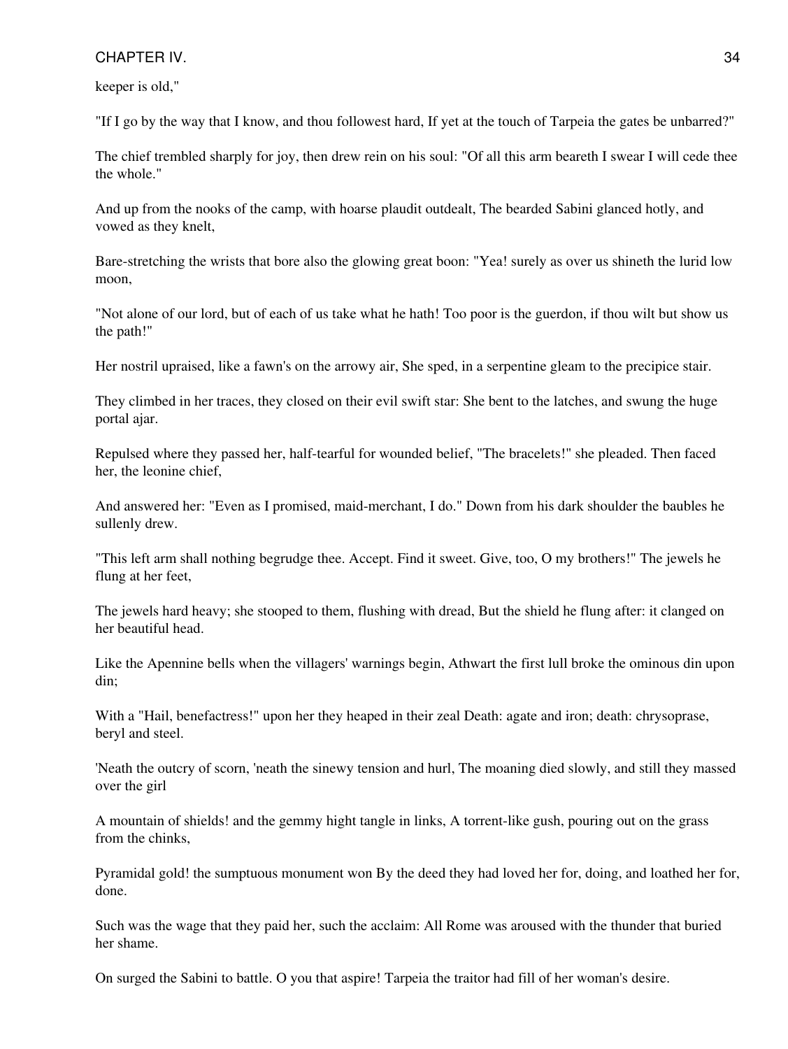keeper is old,"

"If I go by the way that I know, and thou followest hard, If yet at the touch of Tarpeia the gates be unbarred?"

The chief trembled sharply for joy, then drew rein on his soul: "Of all this arm beareth I swear I will cede thee the whole."

And up from the nooks of the camp, with hoarse plaudit outdealt, The bearded Sabini glanced hotly, and vowed as they knelt,

Bare-stretching the wrists that bore also the glowing great boon: "Yea! surely as over us shineth the lurid low moon,

"Not alone of our lord, but of each of us take what he hath! Too poor is the guerdon, if thou wilt but show us the path!"

Her nostril upraised, like a fawn's on the arrowy air, She sped, in a serpentine gleam to the precipice stair.

They climbed in her traces, they closed on their evil swift star: She bent to the latches, and swung the huge portal ajar.

Repulsed where they passed her, half-tearful for wounded belief, "The bracelets!" she pleaded. Then faced her, the leonine chief,

And answered her: "Even as I promised, maid-merchant, I do." Down from his dark shoulder the baubles he sullenly drew.

"This left arm shall nothing begrudge thee. Accept. Find it sweet. Give, too, O my brothers!" The jewels he flung at her feet,

The jewels hard heavy; she stooped to them, flushing with dread, But the shield he flung after: it clanged on her beautiful head.

Like the Apennine bells when the villagers' warnings begin, Athwart the first lull broke the ominous din upon din;

With a "Hail, benefactress!" upon her they heaped in their zeal Death: agate and iron; death: chrysoprase, beryl and steel.

'Neath the outcry of scorn, 'neath the sinewy tension and hurl, The moaning died slowly, and still they massed over the girl

A mountain of shields! and the gemmy hight tangle in links, A torrent-like gush, pouring out on the grass from the chinks,

Pyramidal gold! the sumptuous monument won By the deed they had loved her for, doing, and loathed her for, done.

Such was the wage that they paid her, such the acclaim: All Rome was aroused with the thunder that buried her shame.

On surged the Sabini to battle. O you that aspire! Tarpeia the traitor had fill of her woman's desire.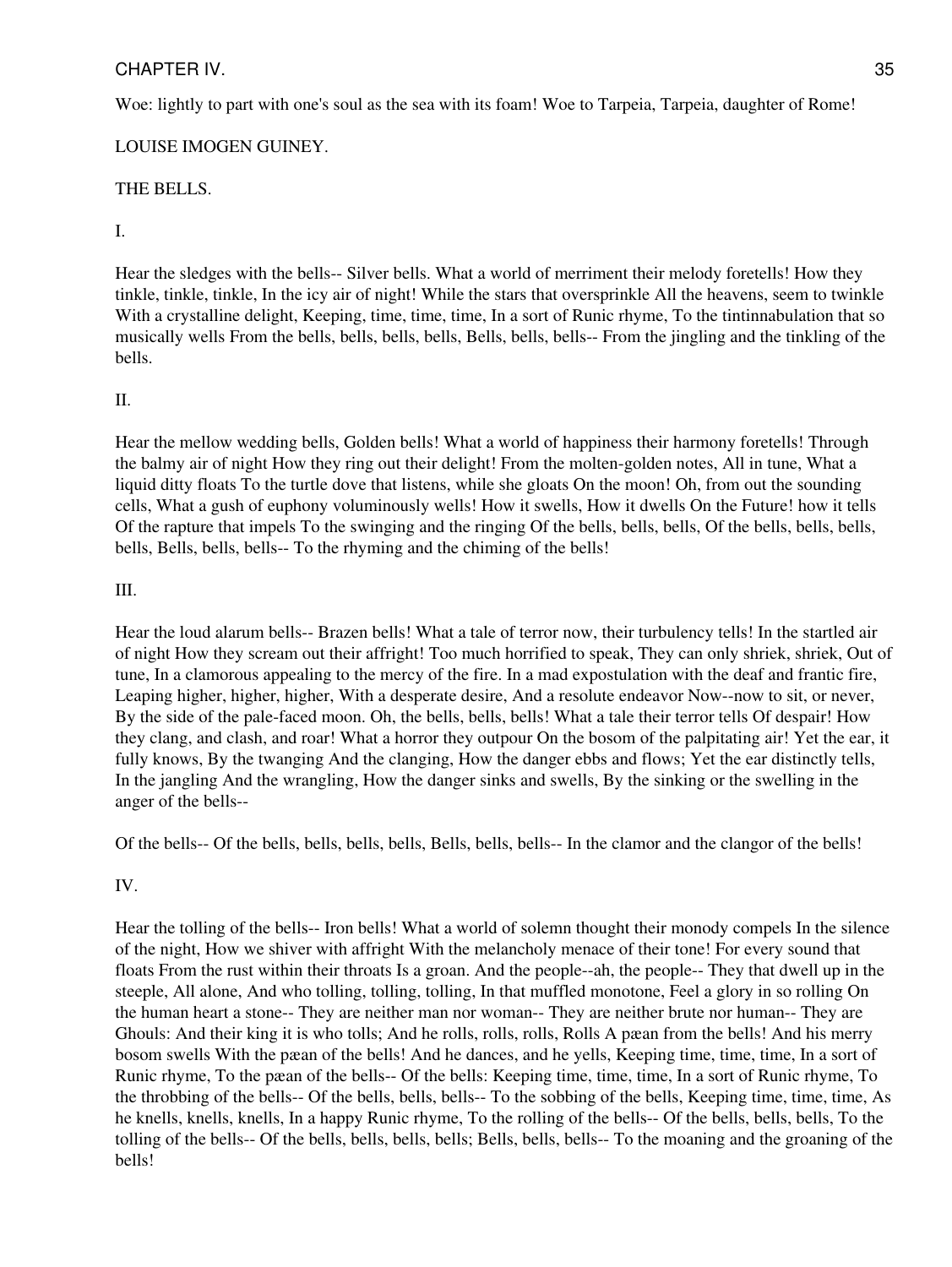Woe: lightly to part with one's soul as the sea with its foam! Woe to Tarpeia, Tarpeia, daughter of Rome!

LOUISE IMOGEN GUINEY.

THE BELLS.

I.

Hear the sledges with the bells-- Silver bells. What a world of merriment their melody foretells! How they tinkle, tinkle, tinkle, In the icy air of night! While the stars that oversprinkle All the heavens, seem to twinkle With a crystalline delight, Keeping, time, time, time, In a sort of Runic rhyme, To the tintinnabulation that so musically wells From the bells, bells, bells, bells, Bells, bells, bells-- From the jingling and the tinkling of the bells.

II.

Hear the mellow wedding bells, Golden bells! What a world of happiness their harmony foretells! Through the balmy air of night How they ring out their delight! From the molten-golden notes, All in tune, What a liquid ditty floats To the turtle dove that listens, while she gloats On the moon! Oh, from out the sounding cells, What a gush of euphony voluminously wells! How it swells, How it dwells On the Future! how it tells Of the rapture that impels To the swinging and the ringing Of the bells, bells, bells, Of the bells, bells, bells, bells, Bells, bells, bells-- To the rhyming and the chiming of the bells!

III.

Hear the loud alarum bells-- Brazen bells! What a tale of terror now, their turbulency tells! In the startled air of night How they scream out their affright! Too much horrified to speak, They can only shriek, shriek, Out of tune, In a clamorous appealing to the mercy of the fire. In a mad expostulation with the deaf and frantic fire, Leaping higher, higher, higher, With a desperate desire, And a resolute endeavor Now--now to sit, or never, By the side of the pale-faced moon. Oh, the bells, bells, bells! What a tale their terror tells Of despair! How they clang, and clash, and roar! What a horror they outpour On the bosom of the palpitating air! Yet the ear, it fully knows, By the twanging And the clanging, How the danger ebbs and flows; Yet the ear distinctly tells, In the jangling And the wrangling, How the danger sinks and swells, By the sinking or the swelling in the anger of the bells--

Of the bells-- Of the bells, bells, bells, bells, Bells, bells, bells-- In the clamor and the clangor of the bells!

IV.

Hear the tolling of the bells-- Iron bells! What a world of solemn thought their monody compels In the silence of the night, How we shiver with affright With the melancholy menace of their tone! For every sound that floats From the rust within their throats Is a groan. And the people--ah, the people-- They that dwell up in the steeple, All alone, And who tolling, tolling, tolling, In that muffled monotone, Feel a glory in so rolling On the human heart a stone-- They are neither man nor woman-- They are neither brute nor human-- They are Ghouls: And their king it is who tolls; And he rolls, rolls, rolls, Rolls A pæan from the bells! And his merry bosom swells With the pæan of the bells! And he dances, and he yells, Keeping time, time, time, In a sort of Runic rhyme, To the pæan of the bells-- Of the bells: Keeping time, time, time, In a sort of Runic rhyme, To the throbbing of the bells-- Of the bells, bells, bells-- To the sobbing of the bells, Keeping time, time, time, As he knells, knells, knells, In a happy Runic rhyme, To the rolling of the bells-- Of the bells, bells, bells, To the tolling of the bells-- Of the bells, bells, bells, bells; Bells, bells, bells-- To the moaning and the groaning of the bells!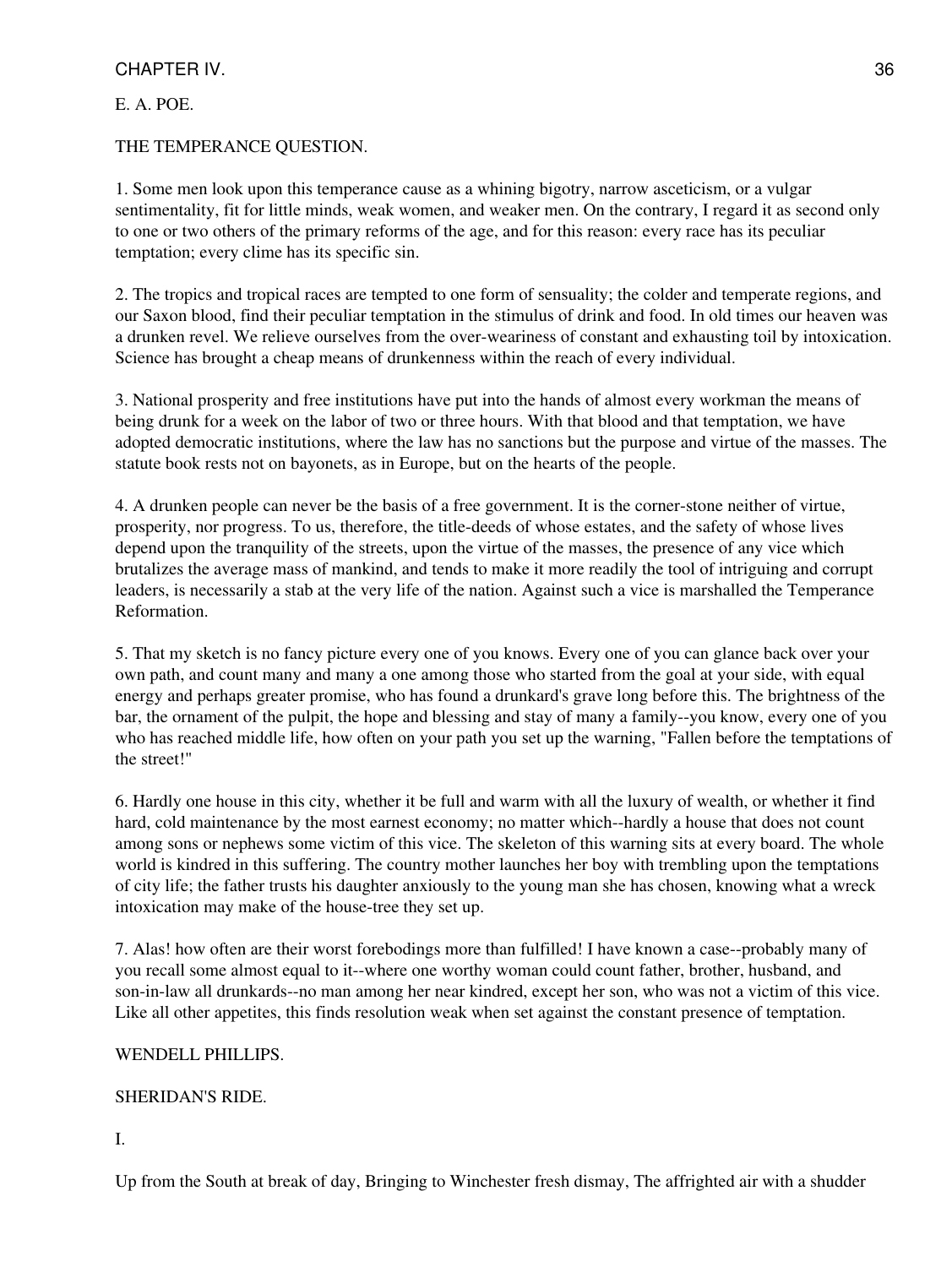E. A. POE.

THE TEMPERANCE QUESTION.

1. Some men look upon this temperance cause as a whining bigotry, narrow asceticism, or a vulgar sentimentality, fit for little minds, weak women, and weaker men. On the contrary, I regard it as second only to one or two others of the primary reforms of the age, and for this reason: every race has its peculiar temptation; every clime has its specific sin.

2. The tropics and tropical races are tempted to one form of sensuality; the colder and temperate regions, and our Saxon blood, find their peculiar temptation in the stimulus of drink and food. In old times our heaven was a drunken revel. We relieve ourselves from the over-weariness of constant and exhausting toil by intoxication. Science has brought a cheap means of drunkenness within the reach of every individual.

3. National prosperity and free institutions have put into the hands of almost every workman the means of being drunk for a week on the labor of two or three hours. With that blood and that temptation, we have adopted democratic institutions, where the law has no sanctions but the purpose and virtue of the masses. The statute book rests not on bayonets, as in Europe, but on the hearts of the people.

4. A drunken people can never be the basis of a free government. It is the corner-stone neither of virtue, prosperity, nor progress. To us, therefore, the title-deeds of whose estates, and the safety of whose lives depend upon the tranquility of the streets, upon the virtue of the masses, the presence of any vice which brutalizes the average mass of mankind, and tends to make it more readily the tool of intriguing and corrupt leaders, is necessarily a stab at the very life of the nation. Against such a vice is marshalled the Temperance Reformation.

5. That my sketch is no fancy picture every one of you knows. Every one of you can glance back over your own path, and count many and many a one among those who started from the goal at your side, with equal energy and perhaps greater promise, who has found a drunkard's grave long before this. The brightness of the bar, the ornament of the pulpit, the hope and blessing and stay of many a family--you know, every one of you who has reached middle life, how often on your path you set up the warning, "Fallen before the temptations of the street!"

6. Hardly one house in this city, whether it be full and warm with all the luxury of wealth, or whether it find hard, cold maintenance by the most earnest economy; no matter which--hardly a house that does not count among sons or nephews some victim of this vice. The skeleton of this warning sits at every board. The whole world is kindred in this suffering. The country mother launches her boy with trembling upon the temptations of city life; the father trusts his daughter anxiously to the young man she has chosen, knowing what a wreck intoxication may make of the house-tree they set up.

7. Alas! how often are their worst forebodings more than fulfilled! I have known a case--probably many of you recall some almost equal to it--where one worthy woman could count father, brother, husband, and son-in-law all drunkards--no man among her near kindred, except her son, who was not a victim of this vice. Like all other appetites, this finds resolution weak when set against the constant presence of temptation.

WENDELL PHILLIPS.

SHERIDAN'S RIDE.

I.

Up from the South at break of day, Bringing to Winchester fresh dismay, The affrighted air with a shudder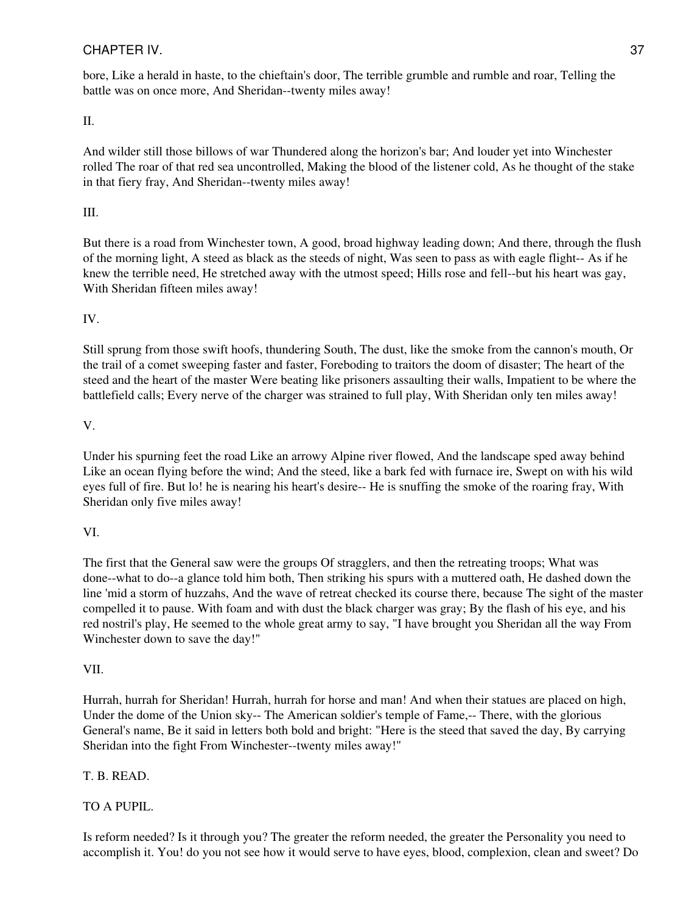bore, Like a herald in haste, to the chieftain's door, The terrible grumble and rumble and roar, Telling the battle was on once more, And Sheridan--twenty miles away!

II.

And wilder still those billows of war Thundered along the horizon's bar; And louder yet into Winchester rolled The roar of that red sea uncontrolled, Making the blood of the listener cold, As he thought of the stake in that fiery fray, And Sheridan--twenty miles away!

III.

But there is a road from Winchester town, A good, broad highway leading down; And there, through the flush of the morning light, A steed as black as the steeds of night, Was seen to pass as with eagle flight-- As if he knew the terrible need, He stretched away with the utmost speed; Hills rose and fell--but his heart was gay, With Sheridan fifteen miles away!

IV.

Still sprung from those swift hoofs, thundering South, The dust, like the smoke from the cannon's mouth, Or the trail of a comet sweeping faster and faster, Foreboding to traitors the doom of disaster; The heart of the steed and the heart of the master Were beating like prisoners assaulting their walls, Impatient to be where the battlefield calls; Every nerve of the charger was strained to full play, With Sheridan only ten miles away!

V.

Under his spurning feet the road Like an arrowy Alpine river flowed, And the landscape sped away behind Like an ocean flying before the wind; And the steed, like a bark fed with furnace ire, Swept on with his wild eyes full of fire. But lo! he is nearing his heart's desire-- He is snuffing the smoke of the roaring fray, With Sheridan only five miles away!

VI.

The first that the General saw were the groups Of stragglers, and then the retreating troops; What was done--what to do--a glance told him both, Then striking his spurs with a muttered oath, He dashed down the line 'mid a storm of huzzahs, And the wave of retreat checked its course there, because The sight of the master compelled it to pause. With foam and with dust the black charger was gray; By the flash of his eye, and his red nostril's play, He seemed to the whole great army to say, "I have brought you Sheridan all the way From Winchester down to save the day!"

VII.

Hurrah, hurrah for Sheridan! Hurrah, hurrah for horse and man! And when their statues are placed on high, Under the dome of the Union sky-- The American soldier's temple of Fame,-- There, with the glorious General's name, Be it said in letters both bold and bright: "Here is the steed that saved the day, By carrying Sheridan into the fight From Winchester--twenty miles away!"

T. B. READ.

TO A PUPIL.

Is reform needed? Is it through you? The greater the reform needed, the greater the Personality you need to accomplish it. You! do you not see how it would serve to have eyes, blood, complexion, clean and sweet? Do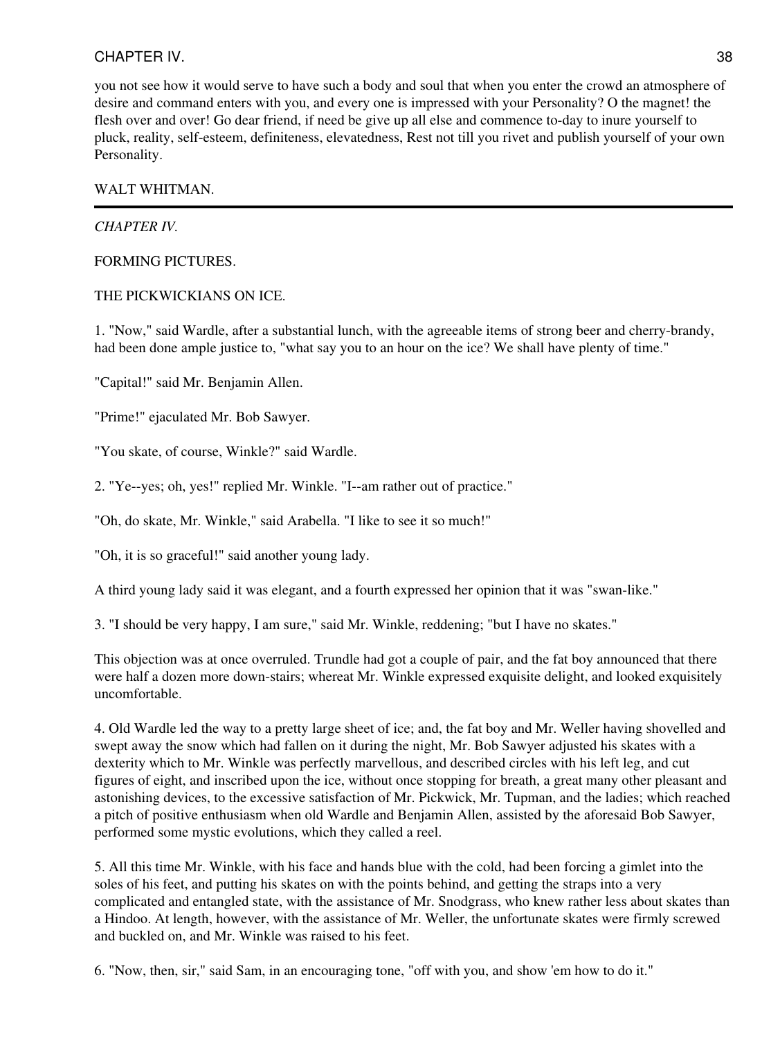you not see how it would serve to have such a body and soul that when you enter the crowd an atmosphere of desire and command enters with you, and every one is impressed with your Personality? O the magnet! the flesh over and over! Go dear friend, if need be give up all else and commence to-day to inure yourself to pluck, reality, self-esteem, definiteness, elevatedness, Rest not till you rivet and publish yourself of your own Personality.

WALT WHITMAN.

---

## *CHAPTER IV.*

### FORMING PICTURES.

### THE PICKWICKIANS ON ICE.

1. "Now," said Wardle, after a substantial lunch, with the agreeable items of strong beer and cherry-brandy, had been done ample justice to, "what say you to an hour on the ice? We shall have plenty of time."

"Capital!" said Mr. Benjamin Allen.

"Prime!" ejaculated Mr. Bob Sawyer.

"You skate, of course, Winkle?" said Wardle.

2. "Ye--yes; oh, yes!" replied Mr. Winkle. "I--am rather out of practice."

"Oh, do skate, Mr. Winkle," said Arabella. "I like to see it so much!"

"Oh, it is so graceful!" said another young lady.

A third young lady said it was elegant, and a fourth expressed her opinion that it was "swan-like."

3. "I should be very happy, I am sure," said Mr. Winkle, reddening; "but I have no skates."

This objection was at once overruled. Trundle had got a couple of pair, and the fat boy announced that there were half a dozen more down-stairs; whereat Mr. Winkle expressed exquisite delight, and looked exquisitely uncomfortable.

4. Old Wardle led the way to a pretty large sheet of ice; and, the fat boy and Mr. Weller having shovelled and swept away the snow which had fallen on it during the night, Mr. Bob Sawyer adjusted his skates with a dexterity which to Mr. Winkle was perfectly marvellous, and described circles with his left leg, and cut figures of eight, and inscribed upon the ice, without once stopping for breath, a great many other pleasant and astonishing devices, to the excessive satisfaction of Mr. Pickwick, Mr. Tupman, and the ladies; which reached a pitch of positive enthusiasm when old Wardle and Benjamin Allen, assisted by the aforesaid Bob Sawyer, performed some mystic evolutions, which they called a reel.

5. All this time Mr. Winkle, with his face and hands blue with the cold, had been forcing a gimlet into the soles of his feet, and putting his skates on with the points behind, and getting the straps into a very complicated and entangled state, with the assistance of Mr. Snodgrass, who knew rather less about skates than a Hindoo. At length, however, with the assistance of Mr. Weller, the unfortunate skates were firmly screwed and buckled on, and Mr. Winkle was raised to his feet.

6. "Now, then, sir," said Sam, in an encouraging tone, "off with you, and show 'em how to do it."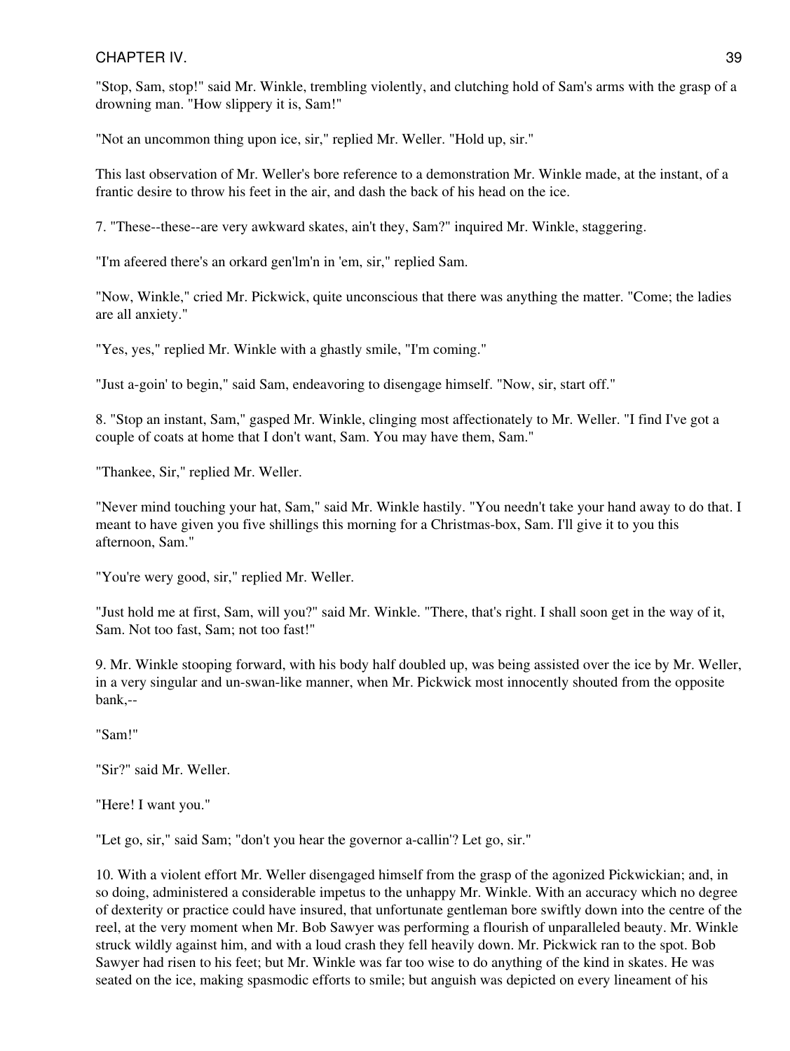"Stop, Sam, stop!" said Mr. Winkle, trembling violently, and clutching hold of Sam's arms with the grasp of a drowning man. "How slippery it is, Sam!"

"Not an uncommon thing upon ice, sir," replied Mr. Weller. "Hold up, sir."

This last observation of Mr. Weller's bore reference to a demonstration Mr. Winkle made, at the instant, of a frantic desire to throw his feet in the air, and dash the back of his head on the ice.

7. "These--these--are very awkward skates, ain't they, Sam?" inquired Mr. Winkle, staggering.

"I'm afeered there's an orkard gen'lm'n in 'em, sir," replied Sam.

"Now, Winkle," cried Mr. Pickwick, quite unconscious that there was anything the matter. "Come; the ladies are all anxiety."

"Yes, yes," replied Mr. Winkle with a ghastly smile, "I'm coming."

"Just a-goin' to begin," said Sam, endeavoring to disengage himself. "Now, sir, start off."

8. "Stop an instant, Sam," gasped Mr. Winkle, clinging most affectionately to Mr. Weller. "I find I've got a couple of coats at home that I don't want, Sam. You may have them, Sam."

"Thankee, Sir," replied Mr. Weller.

"Never mind touching your hat, Sam," said Mr. Winkle hastily. "You needn't take your hand away to do that. I meant to have given you five shillings this morning for a Christmas-box, Sam. I'll give it to you this afternoon, Sam."

"You're wery good, sir," replied Mr. Weller.

"Just hold me at first, Sam, will you?" said Mr. Winkle. "There, that's right. I shall soon get in the way of it, Sam. Not too fast, Sam; not too fast!"

9. Mr. Winkle stooping forward, with his body half doubled up, was being assisted over the ice by Mr. Weller, in a very singular and un-swan-like manner, when Mr. Pickwick most innocently shouted from the opposite bank,--

"Sam!"

"Sir?" said Mr. Weller.

"Here! I want you."

"Let go, sir," said Sam; "don't you hear the governor a-callin'? Let go, sir."

10. With a violent effort Mr. Weller disengaged himself from the grasp of the agonized Pickwickian; and, in so doing, administered a considerable impetus to the unhappy Mr. Winkle. With an accuracy which no degree of dexterity or practice could have insured, that unfortunate gentleman bore swiftly down into the centre of the reel, at the very moment when Mr. Bob Sawyer was performing a flourish of unparalleled beauty. Mr. Winkle struck wildly against him, and with a loud crash they fell heavily down. Mr. Pickwick ran to the spot. Bob Sawyer had risen to his feet; but Mr. Winkle was far too wise to do anything of the kind in skates. He was seated on the ice, making spasmodic efforts to smile; but anguish was depicted on every lineament of his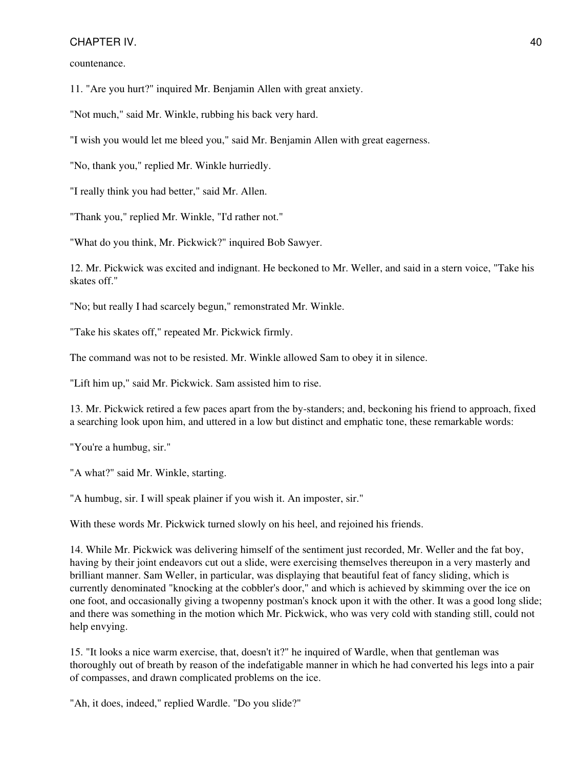countenance.

11. "Are you hurt?" inquired Mr. Benjamin Allen with great anxiety.

"Not much," said Mr. Winkle, rubbing his back very hard.

"I wish you would let me bleed you," said Mr. Benjamin Allen with great eagerness.

"No, thank you," replied Mr. Winkle hurriedly.

"I really think you had better," said Mr. Allen.

"Thank you," replied Mr. Winkle, "I'd rather not."

"What do you think, Mr. Pickwick?" inquired Bob Sawyer.

12. Mr. Pickwick was excited and indignant. He beckoned to Mr. Weller, and said in a stern voice, "Take his skates off."

"No; but really I had scarcely begun," remonstrated Mr. Winkle.

"Take his skates off," repeated Mr. Pickwick firmly.

The command was not to be resisted. Mr. Winkle allowed Sam to obey it in silence.

"Lift him up," said Mr. Pickwick. Sam assisted him to rise.

13. Mr. Pickwick retired a few paces apart from the by-standers; and, beckoning his friend to approach, fixed a searching look upon him, and uttered in a low but distinct and emphatic tone, these remarkable words:

"You're a humbug, sir."

"A what?" said Mr. Winkle, starting.

"A humbug, sir. I will speak plainer if you wish it. An imposter, sir."

With these words Mr. Pickwick turned slowly on his heel, and rejoined his friends.

14. While Mr. Pickwick was delivering himself of the sentiment just recorded, Mr. Weller and the fat boy, having by their joint endeavors cut out a slide, were exercising themselves thereupon in a very masterly and brilliant manner. Sam Weller, in particular, was displaying that beautiful feat of fancy sliding, which is currently denominated "knocking at the cobbler's door," and which is achieved by skimming over the ice on one foot, and occasionally giving a twopenny postman's knock upon it with the other. It was a good long slide; and there was something in the motion which Mr. Pickwick, who was very cold with standing still, could not help envying.

15. "It looks a nice warm exercise, that, doesn't it?" he inquired of Wardle, when that gentleman was thoroughly out of breath by reason of the indefatigable manner in which he had converted his legs into a pair of compasses, and drawn complicated problems on the ice.

"Ah, it does, indeed," replied Wardle. "Do you slide?"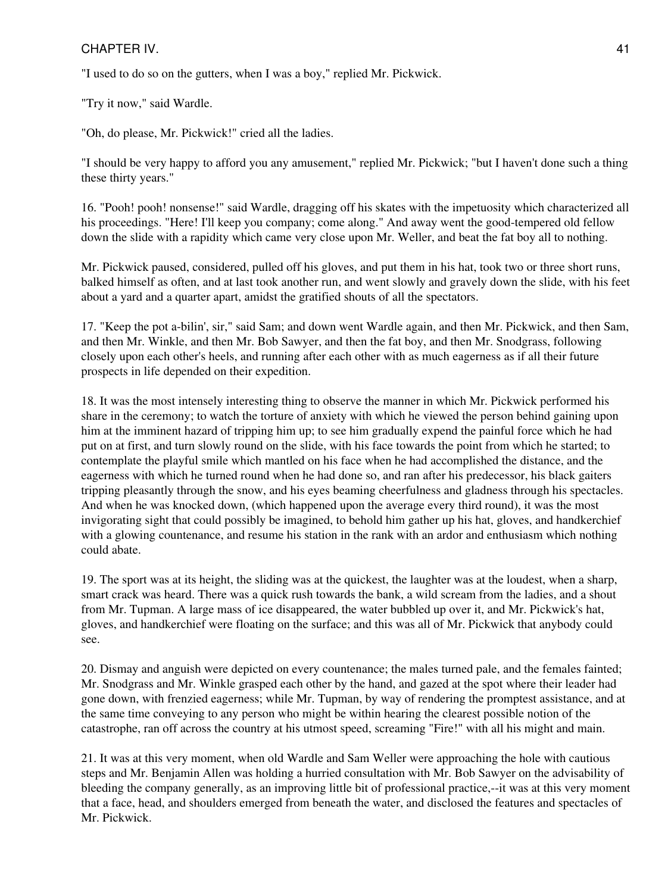"I used to do so on the gutters, when I was a boy," replied Mr. Pickwick.

"Try it now," said Wardle.

"Oh, do please, Mr. Pickwick!" cried all the ladies.

"I should be very happy to afford you any amusement," replied Mr. Pickwick; "but I haven't done such a thing these thirty years."

16. "Pooh! pooh! nonsense!" said Wardle, dragging off his skates with the impetuosity which characterized all his proceedings. "Here! I'll keep you company; come along." And away went the good-tempered old fellow down the slide with a rapidity which came very close upon Mr. Weller, and beat the fat boy all to nothing.

Mr. Pickwick paused, considered, pulled off his gloves, and put them in his hat, took two or three short runs, balked himself as often, and at last took another run, and went slowly and gravely down the slide, with his feet about a yard and a quarter apart, amidst the gratified shouts of all the spectators.

17. "Keep the pot a-bilin', sir," said Sam; and down went Wardle again, and then Mr. Pickwick, and then Sam, and then Mr. Winkle, and then Mr. Bob Sawyer, and then the fat boy, and then Mr. Snodgrass, following closely upon each other's heels, and running after each other with as much eagerness as if all their future prospects in life depended on their expedition.

18. It was the most intensely interesting thing to observe the manner in which Mr. Pickwick performed his share in the ceremony; to watch the torture of anxiety with which he viewed the person behind gaining upon him at the imminent hazard of tripping him up; to see him gradually expend the painful force which he had put on at first, and turn slowly round on the slide, with his face towards the point from which he started; to contemplate the playful smile which mantled on his face when he had accomplished the distance, and the eagerness with which he turned round when he had done so, and ran after his predecessor, his black gaiters tripping pleasantly through the snow, and his eyes beaming cheerfulness and gladness through his spectacles. And when he was knocked down, (which happened upon the average every third round), it was the most invigorating sight that could possibly be imagined, to behold him gather up his hat, gloves, and handkerchief with a glowing countenance, and resume his station in the rank with an ardor and enthusiasm which nothing could abate.

19. The sport was at its height, the sliding was at the quickest, the laughter was at the loudest, when a sharp, smart crack was heard. There was a quick rush towards the bank, a wild scream from the ladies, and a shout from Mr. Tupman. A large mass of ice disappeared, the water bubbled up over it, and Mr. Pickwick's hat, gloves, and handkerchief were floating on the surface; and this was all of Mr. Pickwick that anybody could see.

20. Dismay and anguish were depicted on every countenance; the males turned pale, and the females fainted; Mr. Snodgrass and Mr. Winkle grasped each other by the hand, and gazed at the spot where their leader had gone down, with frenzied eagerness; while Mr. Tupman, by way of rendering the promptest assistance, and at the same time conveying to any person who might be within hearing the clearest possible notion of the catastrophe, ran off across the country at his utmost speed, screaming "Fire!" with all his might and main.

21. It was at this very moment, when old Wardle and Sam Weller were approaching the hole with cautious steps and Mr. Benjamin Allen was holding a hurried consultation with Mr. Bob Sawyer on the advisability of bleeding the company generally, as an improving little bit of professional practice,--it was at this very moment that a face, head, and shoulders emerged from beneath the water, and disclosed the features and spectacles of Mr. Pickwick.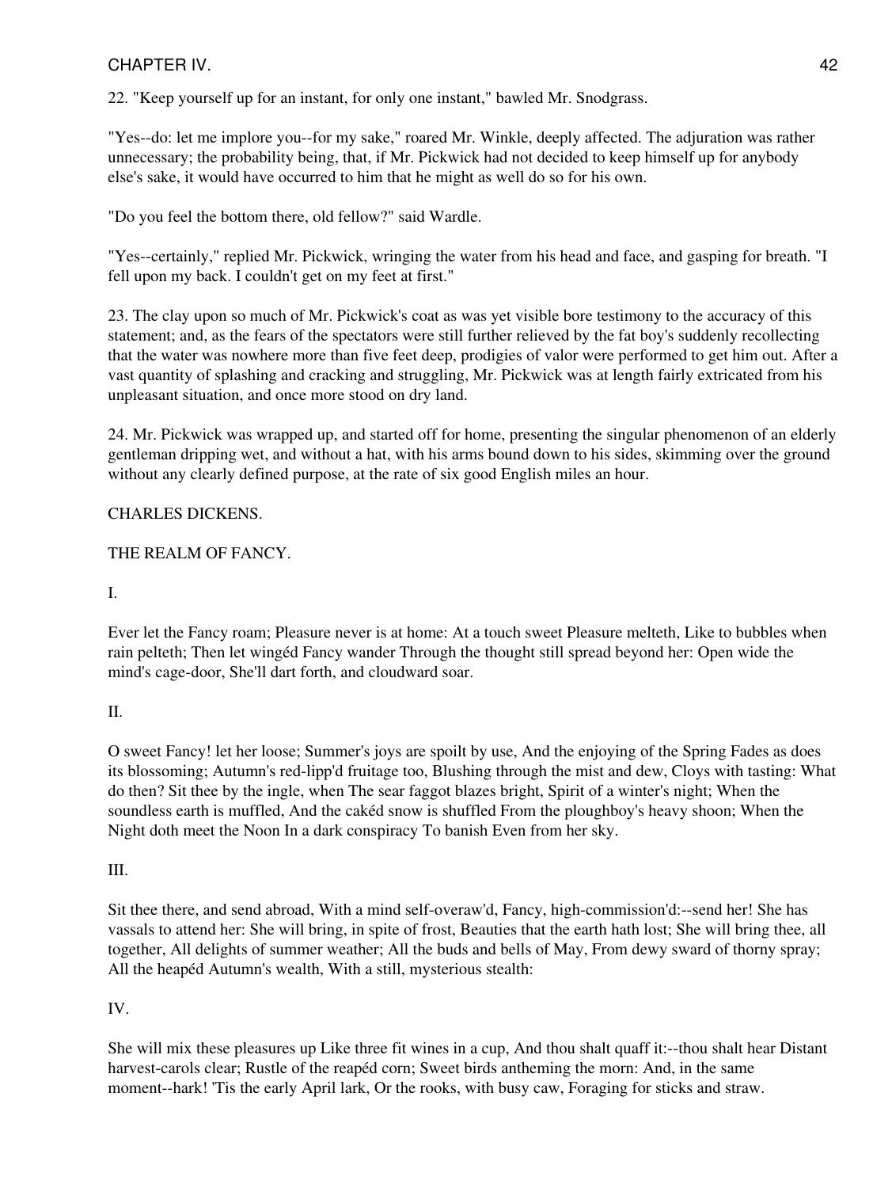22. "Keep yourself up for an instant, for only one instant," bawled Mr. Snodgrass.

"Yes--do: let me implore you--for my sake," roared Mr. Winkle, deeply affected. The adjuration was rather unnecessary; the probability being, that, if Mr. Pickwick had not decided to keep himself up for anybody else's sake, it would have occurred to him that he might as well do so for his own.

"Do you feel the bottom there, old fellow?" said Wardle.

"Yes--certainly," replied Mr. Pickwick, wringing the water from his head and face, and gasping for breath. "I fell upon my back. I couldn't get on my feet at first."

23. The clay upon so much of Mr. Pickwick's coat as was yet visible bore testimony to the accuracy of this statement; and, as the fears of the spectators were still further relieved by the fat boy's suddenly recollecting that the water was nowhere more than five feet deep, prodigies of valor were performed to get him out. After a vast quantity of splashing and cracking and struggling, Mr. Pickwick was at length fairly extricated from his unpleasant situation, and once more stood on dry land.

24. Mr. Pickwick was wrapped up, and started off for home, presenting the singular phenomenon of an elderly gentleman dripping wet, and without a hat, with his arms bound down to his sides, skimming over the ground without any clearly defined purpose, at the rate of six good English miles an hour.

CHARLES DICKENS.

## THE REALM OF FANCY.

I.

Ever let the Fancy roam; Pleasure never is at home: At a touch sweet Pleasure melteth, Like to bubbles when rain pelteth; Then let wingéd Fancy wander Through the thought still spread beyond her: Open wide the mind's cage-door, She'll dart forth, and cloudward soar.

II.

O sweet Fancy! let her loose; Summer's joys are spoilt by use, And the enjoying of the Spring Fades as does its blossoming; Autumn's red-lipp'd fruitage too, Blushing through the mist and dew, Cloys with tasting: What do then? Sit thee by the ingle, when The sear faggot blazes bright, Spirit of a winter's night; When the soundless earth is muffled, And the cakéd snow is shuffled From the ploughboy's heavy shoon; When the Night doth meet the Noon In a dark conspiracy To banish Even from her sky.

III.

Sit thee there, and send abroad, With a mind self-overaw'd, Fancy, high-commission'd:--send her! She has vassals to attend her: She will bring, in spite of frost, Beauties that the earth hath lost; She will bring thee, all together, All delights of summer weather; All the buds and bells of May, From dewy sward of thorny spray; All the heapéd Autumn's wealth, With a still, mysterious stealth:

IV.

She will mix these pleasures up Like three fit wines in a cup, And thou shalt quaff it:--thou shalt hear Distant harvest-carols clear; Rustle of the reapéd corn; Sweet birds antheming the morn: And, in the same moment--hark! 'Tis the early April lark, Or the rooks, with busy caw, Foraging for sticks and straw.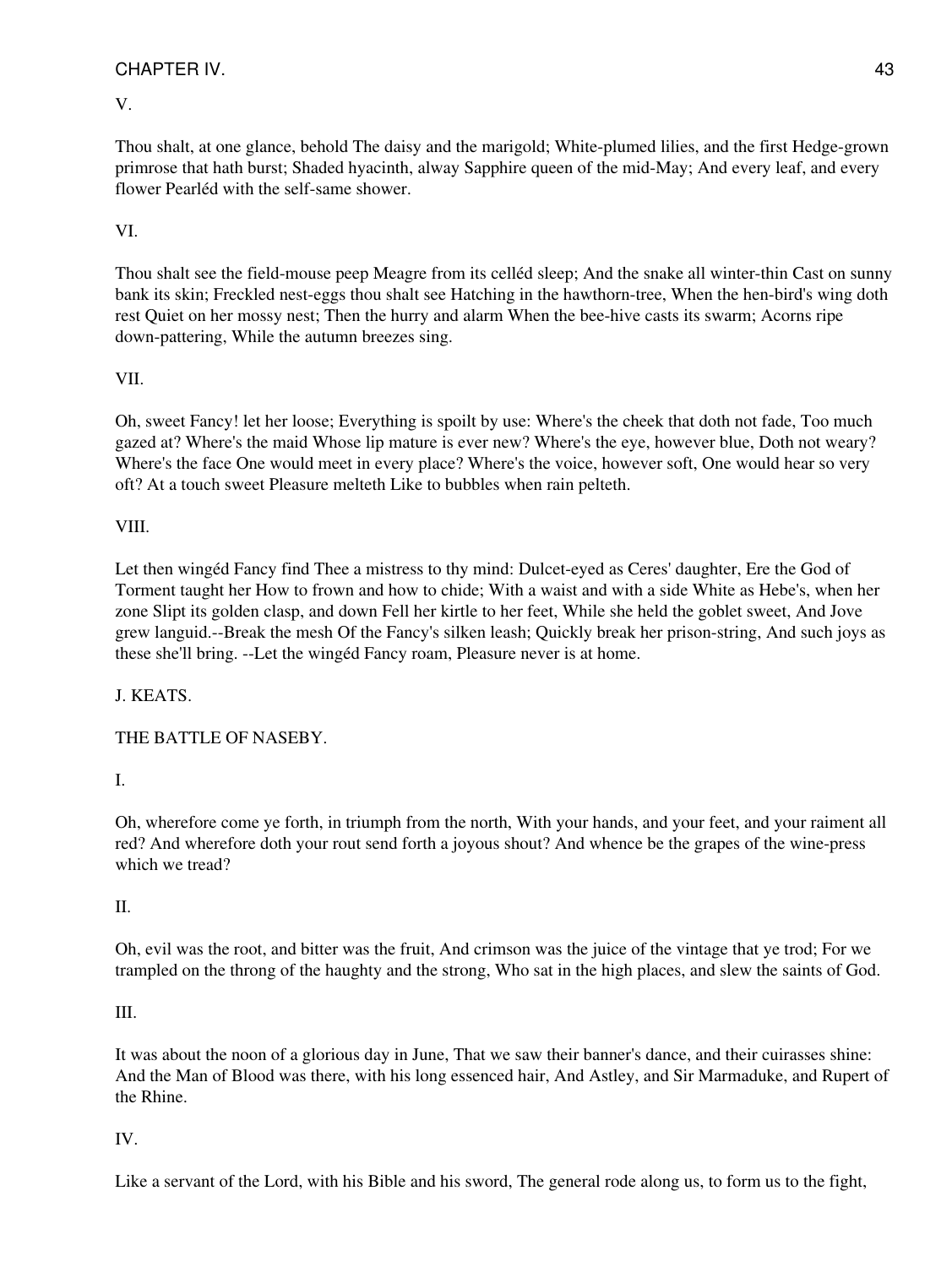V.

Thou shalt, at one glance, behold The daisy and the marigold; White-plumed lilies, and the first Hedge-grown primrose that hath burst; Shaded hyacinth, alway Sapphire queen of the mid-May; And every leaf, and every flower Pearléd with the self-same shower.

VI.

Thou shalt see the field-mouse peep Meagre from its celléd sleep; And the snake all winter-thin Cast on sunny bank its skin; Freckled nest-eggs thou shalt see Hatching in the hawthorn-tree, When the hen-bird's wing doth rest Quiet on her mossy nest; Then the hurry and alarm When the bee-hive casts its swarm; Acorns ripe down-pattering, While the autumn breezes sing.

VII.

Oh, sweet Fancy! let her loose; Everything is spoilt by use: Where's the cheek that doth not fade, Too much gazed at? Where's the maid Whose lip mature is ever new? Where's the eye, however blue, Doth not weary? Where's the face One would meet in every place? Where's the voice, however soft, One would hear so very oft? At a touch sweet Pleasure melteth Like to bubbles when rain pelteth.

VIII.

Let then wingéd Fancy find Thee a mistress to thy mind: Dulcet-eyed as Ceres' daughter, Ere the God of Torment taught her How to frown and how to chide; With a waist and with a side White as Hebe's, when her zone Slipt its golden clasp, and down Fell her kirtle to her feet, While she held the goblet sweet, And Jove grew languid.--Break the mesh Of the Fancy's silken leash; Quickly break her prison-string, And such joys as these she'll bring. --Let the wingéd Fancy roam, Pleasure never is at home.

J. KEATS.

## THE BATTLE OF NASEBY.

I.

Oh, wherefore come ye forth, in triumph from the north, With your hands, and your feet, and your raiment all red? And wherefore doth your rout send forth a joyous shout? And whence be the grapes of the wine-press which we tread?

II.

Oh, evil was the root, and bitter was the fruit, And crimson was the juice of the vintage that ye trod; For we trampled on the throng of the haughty and the strong, Who sat in the high places, and slew the saints of God.

III.

It was about the noon of a glorious day in June, That we saw their banner's dance, and their cuirasses shine: And the Man of Blood was there, with his long essenced hair, And Astley, and Sir Marmaduke, and Rupert of the Rhine.

IV.

Like a servant of the Lord, with his Bible and his sword, The general rode along us, to form us to the fight,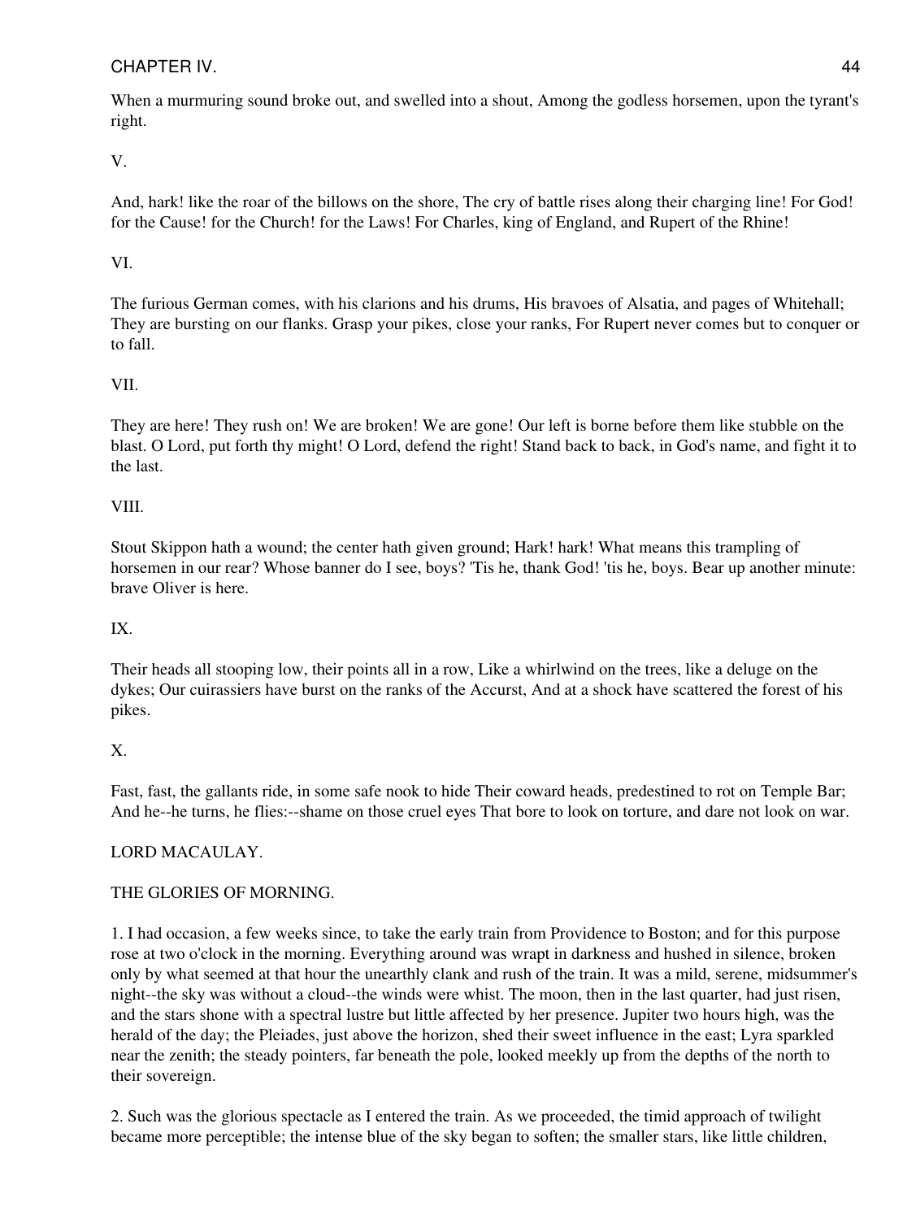When a murmuring sound broke out, and swelled into a shout, Among the godless horsemen, upon the tyrant's right.

V.

And, hark! like the roar of the billows on the shore, The cry of battle rises along their charging line! For God! for the Cause! for the Church! for the Laws! For Charles, king of England, and Rupert of the Rhine!

VI.

The furious German comes, with his clarions and his drums, His bravoes of Alsatia, and pages of Whitehall; They are bursting on our flanks. Grasp your pikes, close your ranks, For Rupert never comes but to conquer or to fall.

VII.

They are here! They rush on! We are broken! We are gone! Our left is borne before them like stubble on the blast. O Lord, put forth thy might! O Lord, defend the right! Stand back to back, in God's name, and fight it to the last.

VIII.

Stout Skippon hath a wound; the center hath given ground; Hark! hark! What means this trampling of horsemen in our rear? Whose banner do I see, boys? 'Tis he, thank God! 'tis he, boys. Bear up another minute: brave Oliver is here.

IX.

Their heads all stooping low, their points all in a row, Like a whirlwind on the trees, like a deluge on the dykes; Our cuirassiers have burst on the ranks of the Accurst, And at a shock have scattered the forest of his pikes.

X.

Fast, fast, the gallants ride, in some safe nook to hide Their coward heads, predestined to rot on Temple Bar; And he--he turns, he flies:--shame on those cruel eyes That bore to look on torture, and dare not look on war.

LORD MACAULAY.

## THE GLORIES OF MORNING.

1. I had occasion, a few weeks since, to take the early train from Providence to Boston; and for this purpose rose at two o'clock in the morning. Everything around was wrapt in darkness and hushed in silence, broken only by what seemed at that hour the unearthly clank and rush of the train. It was a mild, serene, midsummer's night--the sky was without a cloud--the winds were whist. The moon, then in the last quarter, had just risen, and the stars shone with a spectral lustre but little affected by her presence. Jupiter two hours high, was the herald of the day; the Pleiades, just above the horizon, shed their sweet influence in the east; Lyra sparkled near the zenith; the steady pointers, far beneath the pole, looked meekly up from the depths of the north to their sovereign.

2. Such was the glorious spectacle as I entered the train. As we proceeded, the timid approach of twilight became more perceptible; the intense blue of the sky began to soften; the smaller stars, like little children,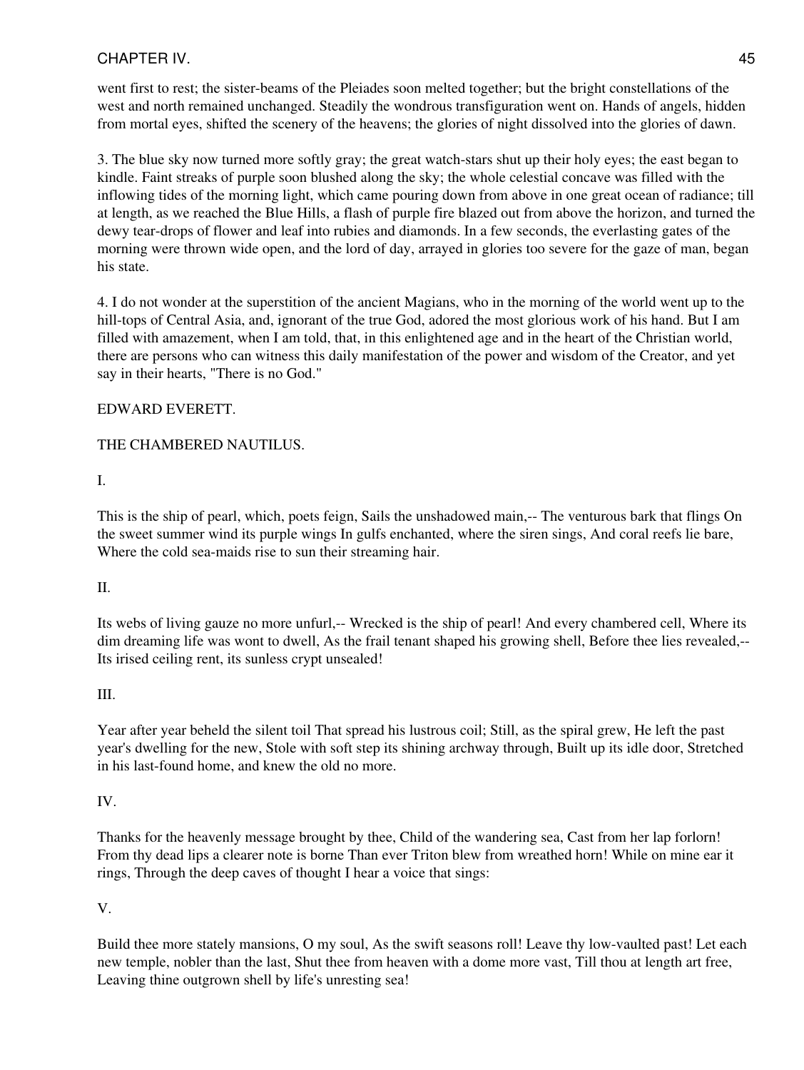went first to rest; the sister-beams of the Pleiades soon melted together; but the bright constellations of the west and north remained unchanged. Steadily the wondrous transfiguration went on. Hands of angels, hidden from mortal eyes, shifted the scenery of the heavens; the glories of night dissolved into the glories of dawn.

3. The blue sky now turned more softly gray; the great watch-stars shut up their holy eyes; the east began to kindle. Faint streaks of purple soon blushed along the sky; the whole celestial concave was filled with the inflowing tides of the morning light, which came pouring down from above in one great ocean of radiance; till at length, as we reached the Blue Hills, a flash of purple fire blazed out from above the horizon, and turned the dewy tear-drops of flower and leaf into rubies and diamonds. In a few seconds, the everlasting gates of the morning were thrown wide open, and the lord of day, arrayed in glories too severe for the gaze of man, began his state.

4. I do not wonder at the superstition of the ancient Magians, who in the morning of the world went up to the hill-tops of Central Asia, and, ignorant of the true God, adored the most glorious work of his hand. But I am filled with amazement, when I am told, that, in this enlightened age and in the heart of the Christian world, there are persons who can witness this daily manifestation of the power and wisdom of the Creator, and yet say in their hearts, "There is no God."

EDWARD EVERETT.

## THE CHAMBERED NAUTILUS.

I.

This is the ship of pearl, which, poets feign, Sails the unshadowed main,-- The venturous bark that flings On the sweet summer wind its purple wings In gulfs enchanted, where the siren sings, And coral reefs lie bare, Where the cold sea-maids rise to sun their streaming hair.

II.

Its webs of living gauze no more unfurl,-- Wrecked is the ship of pearl! And every chambered cell, Where its dim dreaming life was wont to dwell, As the frail tenant shaped his growing shell, Before thee lies revealed,-- Its irised ceiling rent, its sunless crypt unsealed!

III.

Year after year beheld the silent toil That spread his lustrous coil; Still, as the spiral grew, He left the past year's dwelling for the new, Stole with soft step its shining archway through, Built up its idle door, Stretched in his last-found home, and knew the old no more.

IV.

Thanks for the heavenly message brought by thee, Child of the wandering sea, Cast from her lap forlorn! From thy dead lips a clearer note is borne Than ever Triton blew from wreathed horn! While on mine ear it rings, Through the deep caves of thought I hear a voice that sings:

V.

Build thee more stately mansions, O my soul, As the swift seasons roll! Leave thy low-vaulted past! Let each new temple, nobler than the last, Shut thee from heaven with a dome more vast, Till thou at length art free, Leaving thine outgrown shell by life's unresting sea!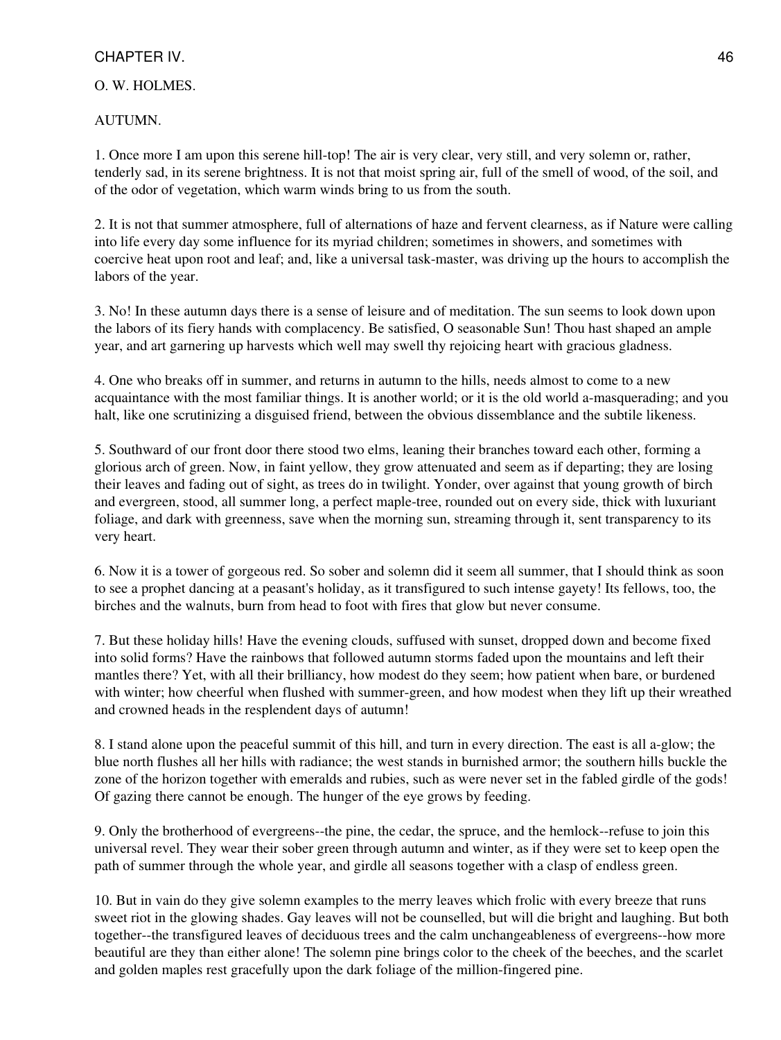O. W. HOLMES.

AUTUMN.

1. Once more I am upon this serene hill-top! The air is very clear, very still, and very solemn or, rather, tenderly sad, in its serene brightness. It is not that moist spring air, full of the smell of wood, of the soil, and of the odor of vegetation, which warm winds bring to us from the south.

2. It is not that summer atmosphere, full of alternations of haze and fervent clearness, as if Nature were calling into life every day some influence for its myriad children; sometimes in showers, and sometimes with coercive heat upon root and leaf; and, like a universal task-master, was driving up the hours to accomplish the labors of the year.

3. No! In these autumn days there is a sense of leisure and of meditation. The sun seems to look down upon the labors of its fiery hands with complacency. Be satisfied, O seasonable Sun! Thou hast shaped an ample year, and art garnering up harvests which well may swell thy rejoicing heart with gracious gladness.

4. One who breaks off in summer, and returns in autumn to the hills, needs almost to come to a new acquaintance with the most familiar things. It is another world; or it is the old world a-masquerading; and you halt, like one scrutinizing a disguised friend, between the obvious dissemblance and the subtile likeness.

5. Southward of our front door there stood two elms, leaning their branches toward each other, forming a glorious arch of green. Now, in faint yellow, they grow attenuated and seem as if departing; they are losing their leaves and fading out of sight, as trees do in twilight. Yonder, over against that young growth of birch and evergreen, stood, all summer long, a perfect maple-tree, rounded out on every side, thick with luxuriant foliage, and dark with greenness, save when the morning sun, streaming through it, sent transparency to its very heart.

6. Now it is a tower of gorgeous red. So sober and solemn did it seem all summer, that I should think as soon to see a prophet dancing at a peasant's holiday, as it transfigured to such intense gayety! Its fellows, too, the birches and the walnuts, burn from head to foot with fires that glow but never consume.

7. But these holiday hills! Have the evening clouds, suffused with sunset, dropped down and become fixed into solid forms? Have the rainbows that followed autumn storms faded upon the mountains and left their mantles there? Yet, with all their brilliancy, how modest do they seem; how patient when bare, or burdened with winter; how cheerful when flushed with summer-green, and how modest when they lift up their wreathed and crowned heads in the resplendent days of autumn!

8. I stand alone upon the peaceful summit of this hill, and turn in every direction. The east is all a-glow; the blue north flushes all her hills with radiance; the west stands in burnished armor; the southern hills buckle the zone of the horizon together with emeralds and rubies, such as were never set in the fabled girdle of the gods! Of gazing there cannot be enough. The hunger of the eye grows by feeding.

9. Only the brotherhood of evergreens--the pine, the cedar, the spruce, and the hemlock--refuse to join this universal revel. They wear their sober green through autumn and winter, as if they were set to keep open the path of summer through the whole year, and girdle all seasons together with a clasp of endless green.

10. But in vain do they give solemn examples to the merry leaves which frolic with every breeze that runs sweet riot in the glowing shades. Gay leaves will not be counselled, but will die bright and laughing. But both together--the transfigured leaves of deciduous trees and the calm unchangeableness of evergreens--how more beautiful are they than either alone! The solemn pine brings color to the cheek of the beeches, and the scarlet and golden maples rest gracefully upon the dark foliage of the million-fingered pine.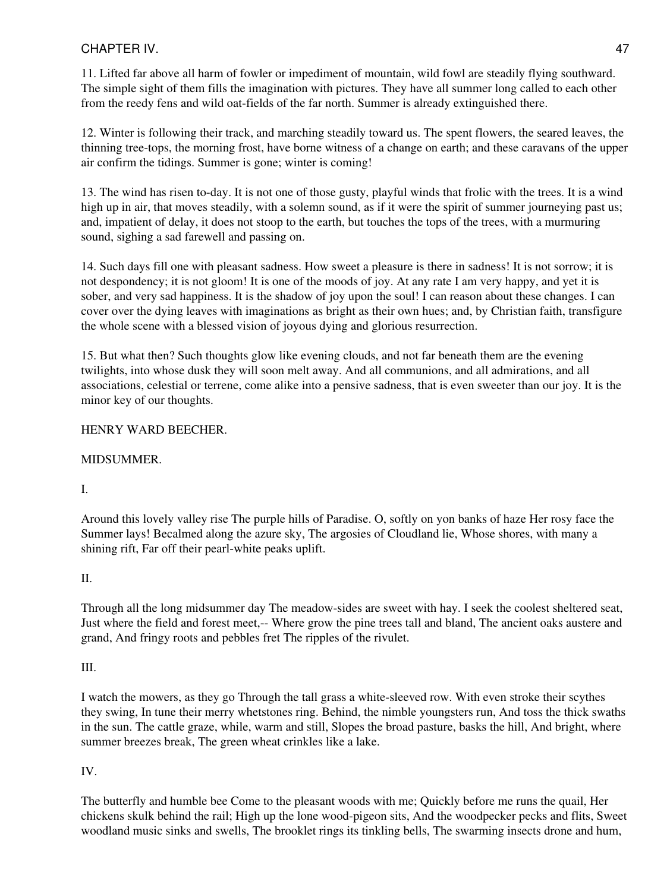11. Lifted far above all harm of fowler or impediment of mountain, wild fowl are steadily flying southward. The simple sight of them fills the imagination with pictures. They have all summer long called to each other from the reedy fens and wild oat-fields of the far north. Summer is already extinguished there.

12. Winter is following their track, and marching steadily toward us. The spent flowers, the seared leaves, the thinning tree-tops, the morning frost, have borne witness of a change on earth; and these caravans of the upper air confirm the tidings. Summer is gone; winter is coming!

13. The wind has risen to-day. It is not one of those gusty, playful winds that frolic with the trees. It is a wind high up in air, that moves steadily, with a solemn sound, as if it were the spirit of summer journeying past us; and, impatient of delay, it does not stoop to the earth, but touches the tops of the trees, with a murmuring sound, sighing a sad farewell and passing on.

14. Such days fill one with pleasant sadness. How sweet a pleasure is there in sadness! It is not sorrow; it is not despondency; it is not gloom! It is one of the moods of joy. At any rate I am very happy, and yet it is sober, and very sad happiness. It is the shadow of joy upon the soul! I can reason about these changes. I can cover over the dying leaves with imaginations as bright as their own hues; and, by Christian faith, transfigure the whole scene with a blessed vision of joyous dying and glorious resurrection.

15. But what then? Such thoughts glow like evening clouds, and not far beneath them are the evening twilights, into whose dusk they will soon melt away. And all communions, and all admirations, and all associations, celestial or terrene, come alike into a pensive sadness, that is even sweeter than our joy. It is the minor key of our thoughts.

HENRY WARD BEECHER.

## MIDSUMMER.

I.

Around this lovely valley rise The purple hills of Paradise. O, softly on yon banks of haze Her rosy face the Summer lays! Becalmed along the azure sky, The argosies of Cloudland lie, Whose shores, with many a shining rift, Far off their pearl-white peaks uplift.

II.

Through all the long midsummer day The meadow-sides are sweet with hay. I seek the coolest sheltered seat, Just where the field and forest meet,-- Where grow the pine trees tall and bland, The ancient oaks austere and grand, And fringy roots and pebbles fret The ripples of the rivulet.

III.

I watch the mowers, as they go Through the tall grass a white-sleeved row. With even stroke their scythes they swing, In tune their merry whetstones ring. Behind, the nimble youngsters run, And toss the thick swaths in the sun. The cattle graze, while, warm and still, Slopes the broad pasture, basks the hill, And bright, where summer breezes break, The green wheat crinkles like a lake.

IV.

The butterfly and humble bee Come to the pleasant woods with me; Quickly before me runs the quail, Her chickens skulk behind the rail; High up the lone wood-pigeon sits, And the woodpecker pecks and flits, Sweet woodland music sinks and swells, The brooklet rings its tinkling bells, The swarming insects drone and hum,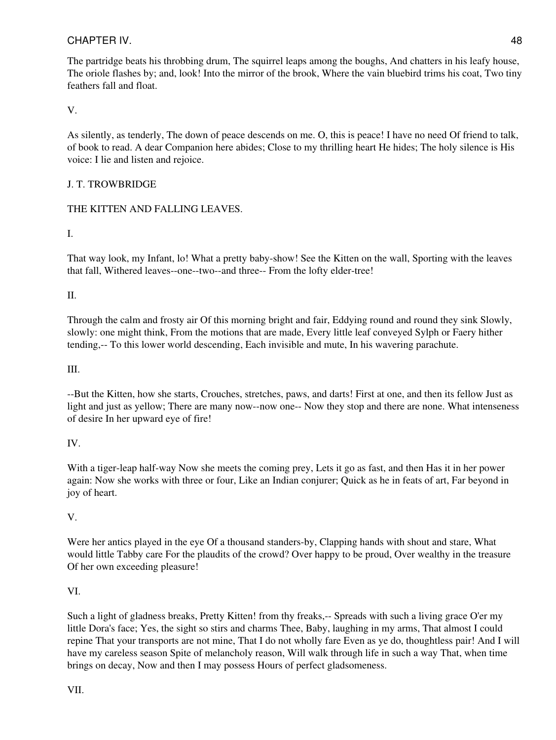The partridge beats his throbbing drum, The squirrel leaps among the boughs, And chatters in his leafy house, The oriole flashes by; and, look! Into the mirror of the brook, Where the vain bluebird trims his coat, Two tiny feathers fall and float.

V.

As silently, as tenderly, The down of peace descends on me. O, this is peace! I have no need Of friend to talk, of book to read. A dear Companion here abides; Close to my thrilling heart He hides; The holy silence is His voice: I lie and listen and rejoice.

J. T. TROWBRIDGE

## THE KITTEN AND FALLING LEAVES.

I.

That way look, my Infant, lo! What a pretty baby-show! See the Kitten on the wall, Sporting with the leaves that fall, Withered leaves--one--two--and three-- From the lofty elder-tree!

II.

Through the calm and frosty air Of this morning bright and fair, Eddying round and round they sink Slowly, slowly: one might think, From the motions that are made, Every little leaf conveyed Sylph or Faery hither tending,-- To this lower world descending, Each invisible and mute, In his wavering parachute.

III.

--But the Kitten, how she starts, Crouches, stretches, paws, and darts! First at one, and then its fellow Just as light and just as yellow; There are many now--now one-- Now they stop and there are none. What intenseness of desire In her upward eye of fire!

IV.

With a tiger-leap half-way Now she meets the coming prey, Lets it go as fast, and then Has it in her power again: Now she works with three or four, Like an Indian conjurer; Quick as he in feats of art, Far beyond in joy of heart.

V.

Were her antics played in the eye Of a thousand standers-by, Clapping hands with shout and stare, What would little Tabby care For the plaudits of the crowd? Over happy to be proud, Over wealthy in the treasure Of her own exceeding pleasure!

VI.

Such a light of gladness breaks, Pretty Kitten! from thy freaks,-- Spreads with such a living grace O'er my little Dora's face; Yes, the sight so stirs and charms Thee, Baby, laughing in my arms, That almost I could repine That your transports are not mine, That I do not wholly fare Even as ye do, thoughtless pair! And I will have my careless season Spite of melancholy reason, Will walk through life in such a way That, when time brings on decay, Now and then I may possess Hours of perfect gladsomeness.

VII.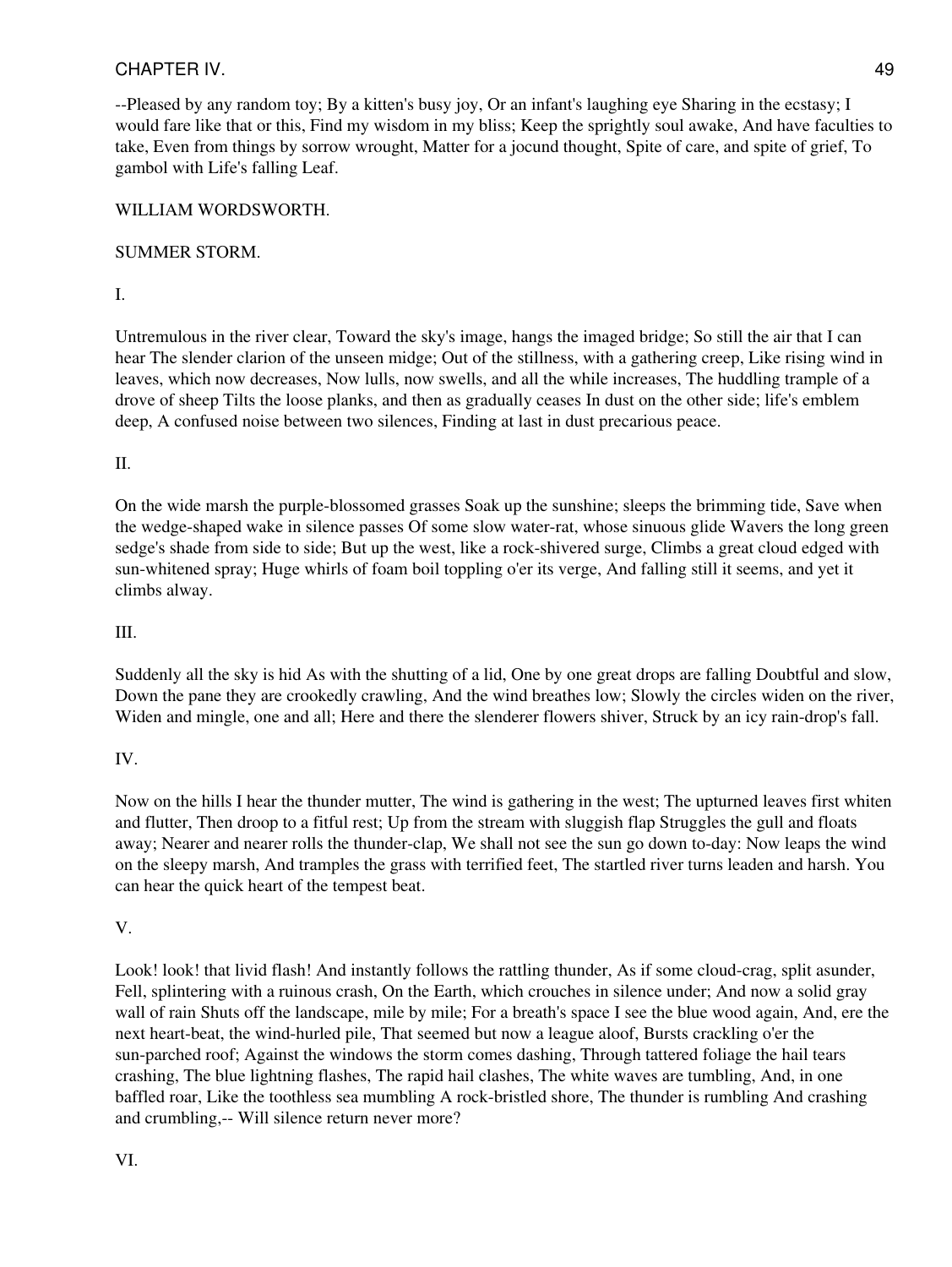--Pleased by any random toy; By a kitten's busy joy, Or an infant's laughing eye Sharing in the ecstasy; I would fare like that or this, Find my wisdom in my bliss; Keep the sprightly soul awake, And have faculties to take, Even from things by sorrow wrought, Matter for a jocund thought, Spite of care, and spite of grief, To gambol with Life's falling Leaf.

WILLIAM WORDSWORTH.

SUMMER STORM.

I.

Untremulous in the river clear, Toward the sky's image, hangs the imaged bridge; So still the air that I can hear The slender clarion of the unseen midge; Out of the stillness, with a gathering creep, Like rising wind in leaves, which now decreases, Now lulls, now swells, and all the while increases, The huddling trample of a drove of sheep Tilts the loose planks, and then as gradually ceases In dust on the other side; life's emblem deep, A confused noise between two silences, Finding at last in dust precarious peace.

II.

On the wide marsh the purple-blossomed grasses Soak up the sunshine; sleeps the brimming tide, Save when the wedge-shaped wake in silence passes Of some slow water-rat, whose sinuous glide Wavers the long green sedge's shade from side to side; But up the west, like a rock-shivered surge, Climbs a great cloud edged with sun-whitened spray; Huge whirls of foam boil toppling o'er its verge, And falling still it seems, and yet it climbs alway.

III.

Suddenly all the sky is hid As with the shutting of a lid, One by one great drops are falling Doubtful and slow, Down the pane they are crookedly crawling, And the wind breathes low; Slowly the circles widen on the river, Widen and mingle, one and all; Here and there the slenderer flowers shiver, Struck by an icy rain-drop's fall.

IV.

Now on the hills I hear the thunder mutter, The wind is gathering in the west; The upturned leaves first whiten and flutter, Then droop to a fitful rest; Up from the stream with sluggish flap Struggles the gull and floats away; Nearer and nearer rolls the thunder-clap, We shall not see the sun go down to-day: Now leaps the wind on the sleepy marsh, And tramples the grass with terrified feet, The startled river turns leaden and harsh. You can hear the quick heart of the tempest beat.

V.

Look! look! that livid flash! And instantly follows the rattling thunder, As if some cloud-crag, split asunder, Fell, splintering with a ruinous crash, On the Earth, which crouches in silence under; And now a solid gray wall of rain Shuts off the landscape, mile by mile; For a breath's space I see the blue wood again, And, ere the next heart-beat, the wind-hurled pile, That seemed but now a league aloof, Bursts crackling o'er the sun-parched roof; Against the windows the storm comes dashing, Through tattered foliage the hail tears crashing, The blue lightning flashes, The rapid hail clashes, The white waves are tumbling, And, in one baffled roar, Like the toothless sea mumbling A rock-bristled shore, The thunder is rumbling And crashing and crumbling,-- Will silence return never more?

VI.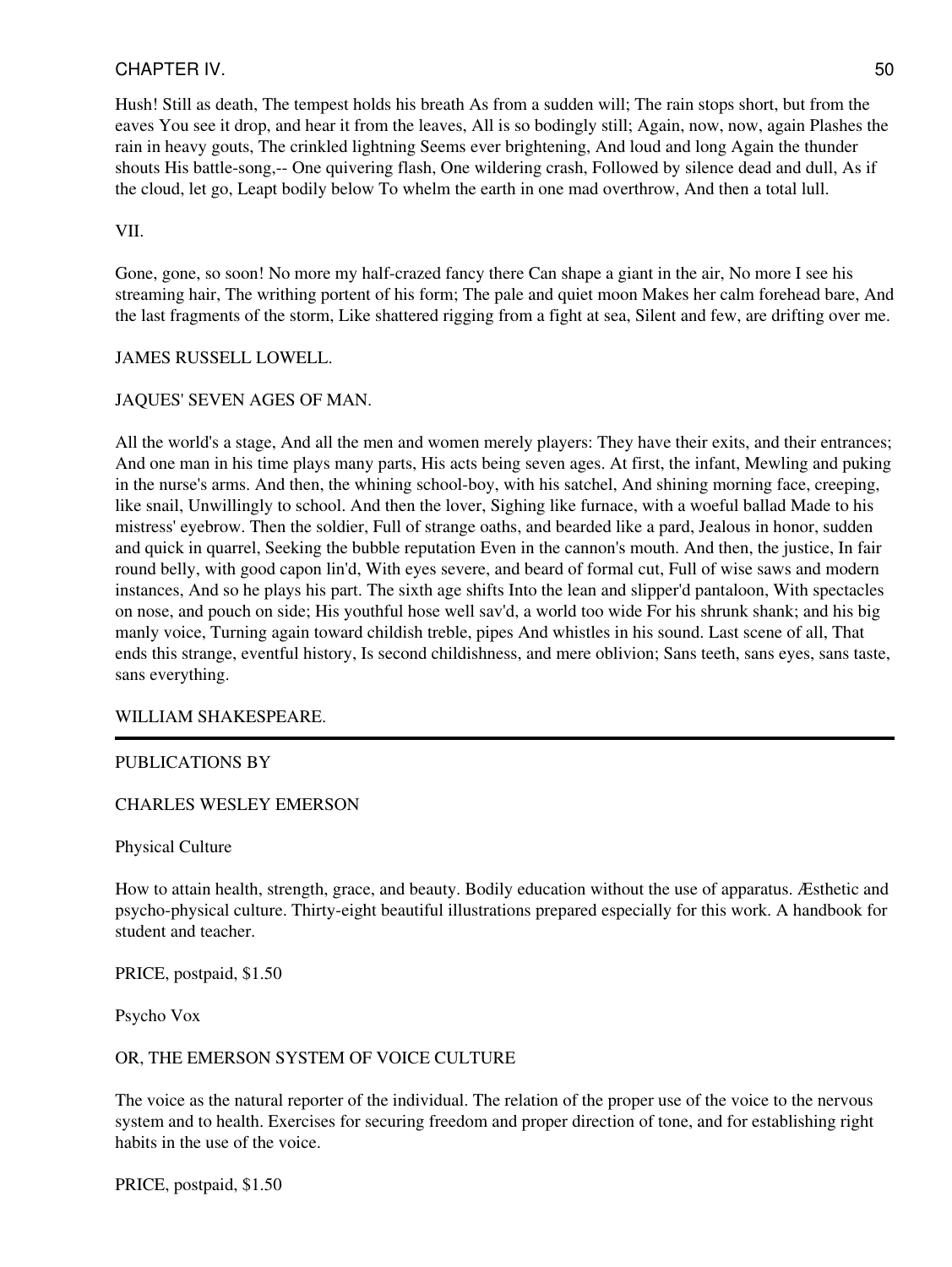Hush! Still as death, The tempest holds his breath As from a sudden will; The rain stops short, but from the eaves You see it drop, and hear it from the leaves, All is so bodingly still; Again, now, now, again Plashes the rain in heavy gouts, The crinkled lightning Seems ever brightening, And loud and long Again the thunder shouts His battle-song,-- One quivering flash, One wildering crash, Followed by silence dead and dull, As if the cloud, let go, Leapt bodily below To whelm the earth in one mad overthrow, And then a total lull.

VII.

Gone, gone, so soon! No more my half-crazed fancy there Can shape a giant in the air, No more I see his streaming hair, The writhing portent of his form; The pale and quiet moon Makes her calm forehead bare, And the last fragments of the storm, Like shattered rigging from a fight at sea, Silent and few, are drifting over me.

JAMES RUSSELL LOWELL.

JAQUES' SEVEN AGES OF MAN.

All the world's a stage, And all the men and women merely players: They have their exits, and their entrances; And one man in his time plays many parts, His acts being seven ages. At first, the infant, Mewling and puking in the nurse's arms. And then, the whining school-boy, with his satchel, And shining morning face, creeping, like snail, Unwillingly to school. And then the lover, Sighing like furnace, with a woeful ballad Made to his mistress' eyebrow. Then the soldier, Full of strange oaths, and bearded like a pard, Jealous in honor, sudden and quick in quarrel, Seeking the bubble reputation Even in the cannon's mouth. And then, the justice, In fair round belly, with good capon lin'd, With eyes severe, and beard of formal cut, Full of wise saws and modern instances, And so he plays his part. The sixth age shifts Into the lean and slipper'd pantaloon, With spectacles on nose, and pouch on side; His youthful hose well sav'd, a world too wide For his shrunk shank; and his big manly voice, Turning again toward childish treble, pipes And whistles in his sound. Last scene of all, That ends this strange, eventful history, Is second childishness, and mere oblivion; Sans teeth, sans eyes, sans taste, sans everything.

WILLIAM SHAKESPEARE.

---

PUBLICATIONS BY

CHARLES WESLEY EMERSON

Physical Culture

How to attain health, strength, grace, and beauty. Bodily education without the use of apparatus. Æsthetic and psycho-physical culture. Thirty-eight beautiful illustrations prepared especially for this work. A handbook for student and teacher.

PRICE, postpaid, $1.50

Psycho Vox

OR, THE EMERSON SYSTEM OF VOICE CULTURE

The voice as the natural reporter of the individual. The relation of the proper use of the voice to the nervous system and to health. Exercises for securing freedom and proper direction of tone, and for establishing right habits in the use of the voice.

PRICE, postpaid, $1.50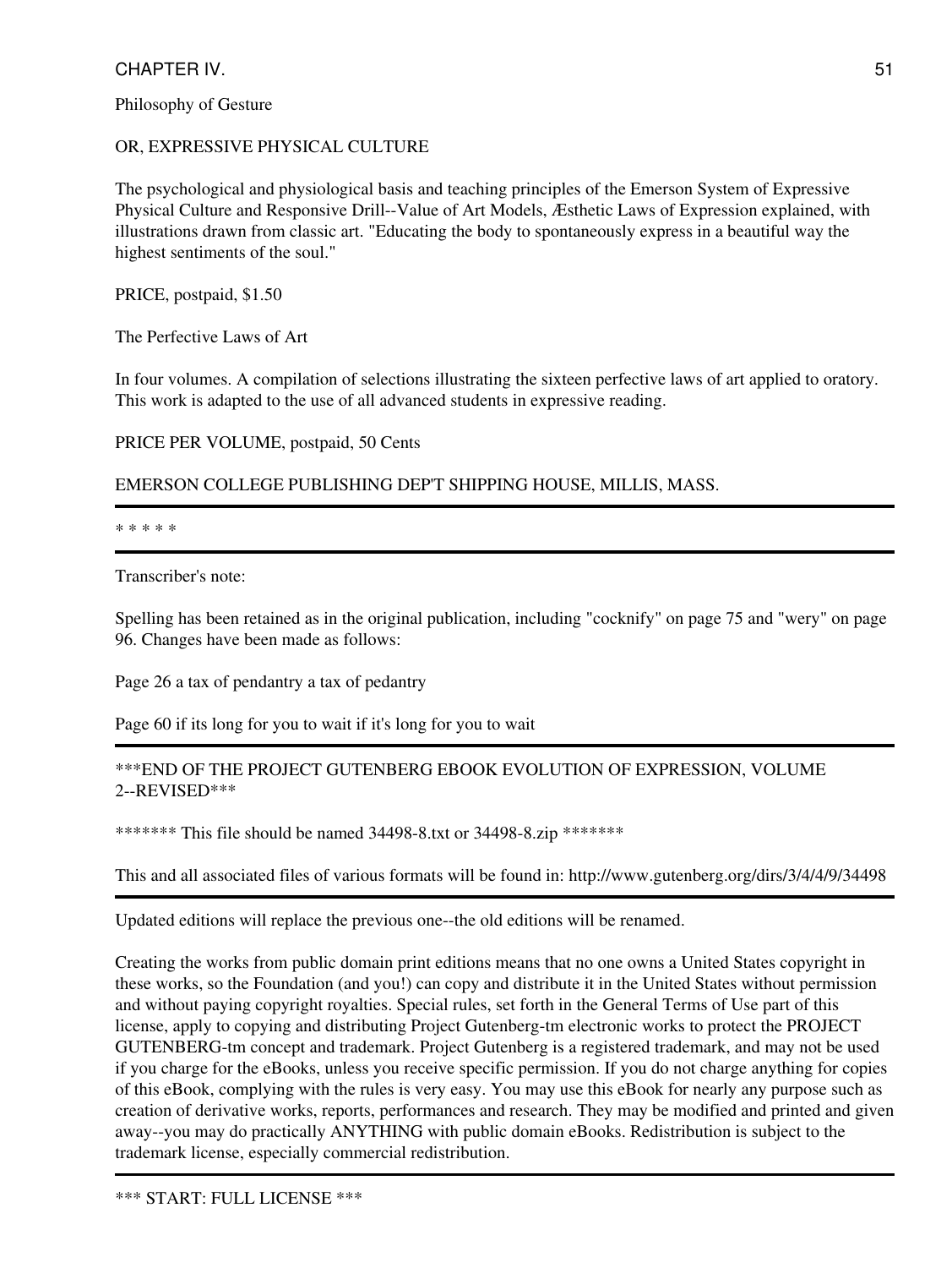Philosophy of Gesture

OR, EXPRESSIVE PHYSICAL CULTURE

The psychological and physiological basis and teaching principles of the Emerson System of Expressive Physical Culture and Responsive Drill--Value of Art Models, Æsthetic Laws of Expression explained, with illustrations drawn from classic art. "Educating the body to spontaneously express in a beautiful way the highest sentiments of the soul."

PRICE, postpaid, $1.50

The Perfective Laws of Art

In four volumes. A compilation of selections illustrating the sixteen perfective laws of art applied to oratory. This work is adapted to the use of all advanced students in expressive reading.

PRICE PER VOLUME, postpaid, 50 Cents

EMERSON COLLEGE PUBLISHING DEP'T SHIPPING HOUSE, MILLIS, MASS.

---

* * * * *

---

Transcriber's note:

Spelling has been retained as in the original publication, including "cocknify" on page 75 and "wery" on page 96. Changes have been made as follows:

Page 26 a tax of pendantry a tax of pedantry

Page 60 if its long for you to wait if it's long for you to wait

---

***END OF THE PROJECT GUTENBERG EBOOK EVOLUTION OF EXPRESSION, VOLUME 2--REVISED***

******* This file should be named 34498-8.txt or 34498-8.zip *******

This and all associated files of various formats will be found in: http://www.gutenberg.org/dirs/3/4/4/9/34498

---

Updated editions will replace the previous one--the old editions will be renamed.

Creating the works from public domain print editions means that no one owns a United States copyright in these works, so the Foundation (and you!) can copy and distribute it in the United States without permission and without paying copyright royalties. Special rules, set forth in the General Terms of Use part of this license, apply to copying and distributing Project Gutenberg-tm electronic works to protect the PROJECT GUTENBERG-tm concept and trademark. Project Gutenberg is a registered trademark, and may not be used if you charge for the eBooks, unless you receive specific permission. If you do not charge anything for copies of this eBook, complying with the rules is very easy. You may use this eBook for nearly any purpose such as creation of derivative works, reports, performances and research. They may be modified and printed and given away--you may do practically ANYTHING with public domain eBooks. Redistribution is subject to the trademark license, especially commercial redistribution.

---

*** START: FULL LICENSE ***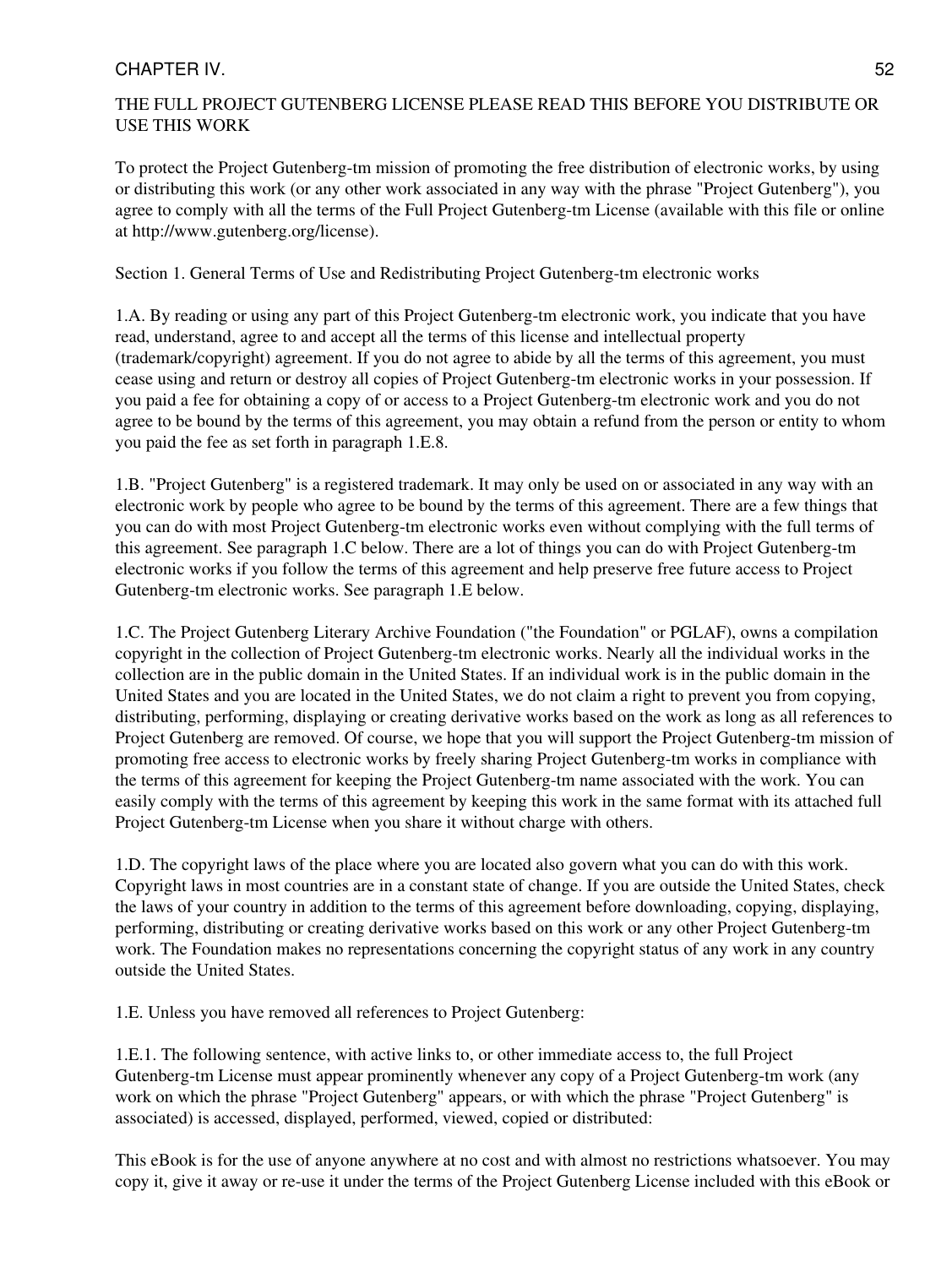THE FULL PROJECT GUTENBERG LICENSE PLEASE READ THIS BEFORE YOU DISTRIBUTE OR USE THIS WORK

To protect the Project Gutenberg-tm mission of promoting the free distribution of electronic works, by using or distributing this work (or any other work associated in any way with the phrase "Project Gutenberg"), you agree to comply with all the terms of the Full Project Gutenberg-tm License (available with this file or online at http://www.gutenberg.org/license).

Section 1. General Terms of Use and Redistributing Project Gutenberg-tm electronic works

1.A. By reading or using any part of this Project Gutenberg-tm electronic work, you indicate that you have read, understand, agree to and accept all the terms of this license and intellectual property (trademark/copyright) agreement. If you do not agree to abide by all the terms of this agreement, you must cease using and return or destroy all copies of Project Gutenberg-tm electronic works in your possession. If you paid a fee for obtaining a copy of or access to a Project Gutenberg-tm electronic work and you do not agree to be bound by the terms of this agreement, you may obtain a refund from the person or entity to whom you paid the fee as set forth in paragraph 1.E.8.

1.B. "Project Gutenberg" is a registered trademark. It may only be used on or associated in any way with an electronic work by people who agree to be bound by the terms of this agreement. There are a few things that you can do with most Project Gutenberg-tm electronic works even without complying with the full terms of this agreement. See paragraph 1.C below. There are a lot of things you can do with Project Gutenberg-tm electronic works if you follow the terms of this agreement and help preserve free future access to Project Gutenberg-tm electronic works. See paragraph 1.E below.

1.C. The Project Gutenberg Literary Archive Foundation ("the Foundation" or PGLAF), owns a compilation copyright in the collection of Project Gutenberg-tm electronic works. Nearly all the individual works in the collection are in the public domain in the United States. If an individual work is in the public domain in the United States and you are located in the United States, we do not claim a right to prevent you from copying, distributing, performing, displaying or creating derivative works based on the work as long as all references to Project Gutenberg are removed. Of course, we hope that you will support the Project Gutenberg-tm mission of promoting free access to electronic works by freely sharing Project Gutenberg-tm works in compliance with the terms of this agreement for keeping the Project Gutenberg-tm name associated with the work. You can easily comply with the terms of this agreement by keeping this work in the same format with its attached full Project Gutenberg-tm License when you share it without charge with others.

1.D. The copyright laws of the place where you are located also govern what you can do with this work. Copyright laws in most countries are in a constant state of change. If you are outside the United States, check the laws of your country in addition to the terms of this agreement before downloading, copying, displaying, performing, distributing or creating derivative works based on this work or any other Project Gutenberg-tm work. The Foundation makes no representations concerning the copyright status of any work in any country outside the United States.

1.E. Unless you have removed all references to Project Gutenberg:

1.E.1. The following sentence, with active links to, or other immediate access to, the full Project Gutenberg-tm License must appear prominently whenever any copy of a Project Gutenberg-tm work (any work on which the phrase "Project Gutenberg" appears, or with which the phrase "Project Gutenberg" is associated) is accessed, displayed, performed, viewed, copied or distributed:

This eBook is for the use of anyone anywhere at no cost and with almost no restrictions whatsoever. You may copy it, give it away or re-use it under the terms of the Project Gutenberg License included with this eBook or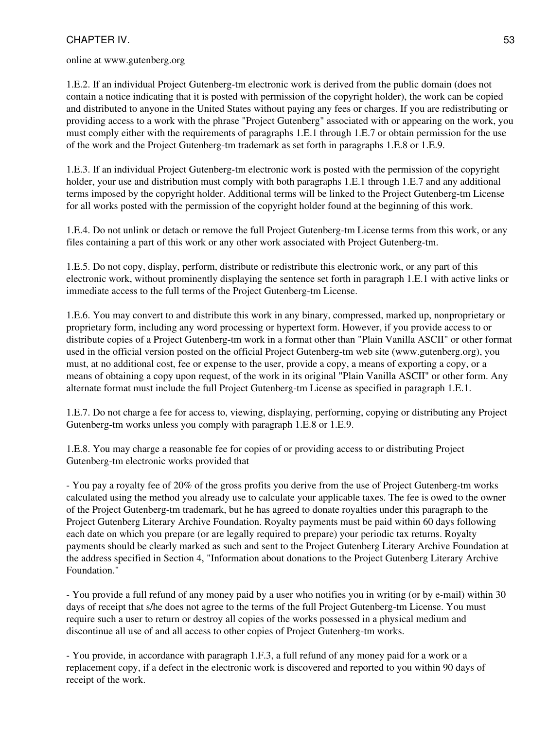online at www.gutenberg.org

1.E.2. If an individual Project Gutenberg-tm electronic work is derived from the public domain (does not contain a notice indicating that it is posted with permission of the copyright holder), the work can be copied and distributed to anyone in the United States without paying any fees or charges. If you are redistributing or providing access to a work with the phrase "Project Gutenberg" associated with or appearing on the work, you must comply either with the requirements of paragraphs 1.E.1 through 1.E.7 or obtain permission for the use of the work and the Project Gutenberg-tm trademark as set forth in paragraphs 1.E.8 or 1.E.9.

1.E.3. If an individual Project Gutenberg-tm electronic work is posted with the permission of the copyright holder, your use and distribution must comply with both paragraphs 1.E.1 through 1.E.7 and any additional terms imposed by the copyright holder. Additional terms will be linked to the Project Gutenberg-tm License for all works posted with the permission of the copyright holder found at the beginning of this work.

1.E.4. Do not unlink or detach or remove the full Project Gutenberg-tm License terms from this work, or any files containing a part of this work or any other work associated with Project Gutenberg-tm.

1.E.5. Do not copy, display, perform, distribute or redistribute this electronic work, or any part of this electronic work, without prominently displaying the sentence set forth in paragraph 1.E.1 with active links or immediate access to the full terms of the Project Gutenberg-tm License.

1.E.6. You may convert to and distribute this work in any binary, compressed, marked up, nonproprietary or proprietary form, including any word processing or hypertext form. However, if you provide access to or distribute copies of a Project Gutenberg-tm work in a format other than "Plain Vanilla ASCII" or other format used in the official version posted on the official Project Gutenberg-tm web site (www.gutenberg.org), you must, at no additional cost, fee or expense to the user, provide a copy, a means of exporting a copy, or a means of obtaining a copy upon request, of the work in its original "Plain Vanilla ASCII" or other form. Any alternate format must include the full Project Gutenberg-tm License as specified in paragraph 1.E.1.

1.E.7. Do not charge a fee for access to, viewing, displaying, performing, copying or distributing any Project Gutenberg-tm works unless you comply with paragraph 1.E.8 or 1.E.9.

1.E.8. You may charge a reasonable fee for copies of or providing access to or distributing Project Gutenberg-tm electronic works provided that

- You pay a royalty fee of 20% of the gross profits you derive from the use of Project Gutenberg-tm works calculated using the method you already use to calculate your applicable taxes. The fee is owed to the owner of the Project Gutenberg-tm trademark, but he has agreed to donate royalties under this paragraph to the Project Gutenberg Literary Archive Foundation. Royalty payments must be paid within 60 days following each date on which you prepare (or are legally required to prepare) your periodic tax returns. Royalty payments should be clearly marked as such and sent to the Project Gutenberg Literary Archive Foundation at the address specified in Section 4, "Information about donations to the Project Gutenberg Literary Archive Foundation."

- You provide a full refund of any money paid by a user who notifies you in writing (or by e-mail) within 30 days of receipt that s/he does not agree to the terms of the full Project Gutenberg-tm License. You must require such a user to return or destroy all copies of the works possessed in a physical medium and discontinue all use of and all access to other copies of Project Gutenberg-tm works.

- You provide, in accordance with paragraph 1.F.3, a full refund of any money paid for a work or a replacement copy, if a defect in the electronic work is discovered and reported to you within 90 days of receipt of the work.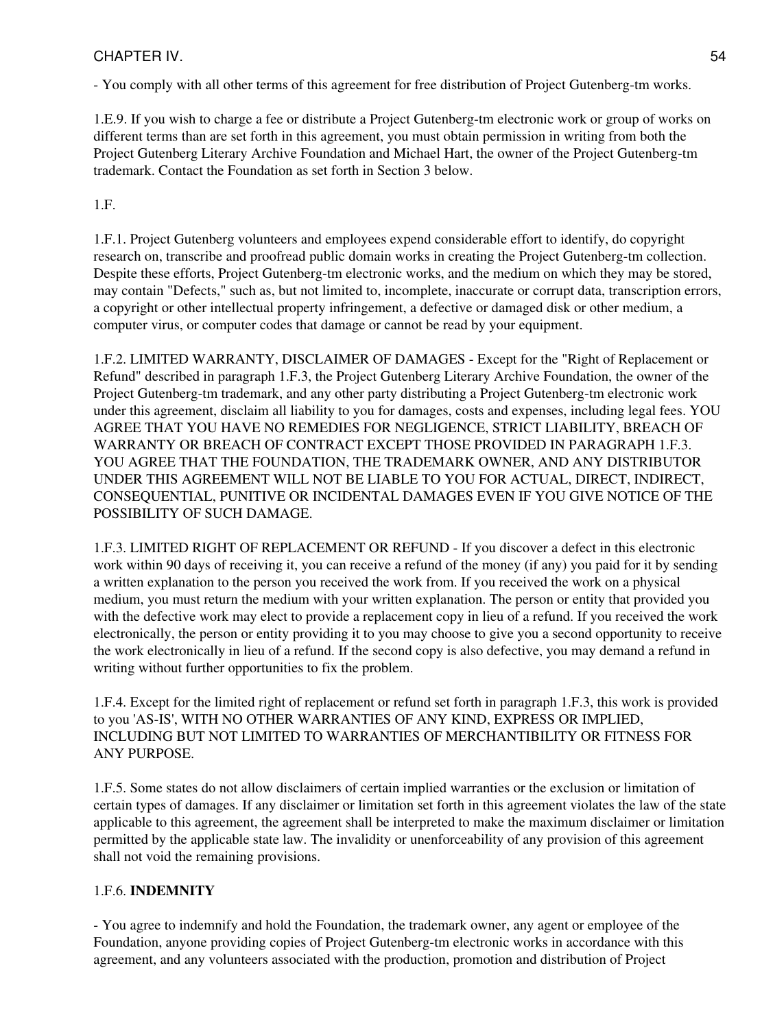- You comply with all other terms of this agreement for free distribution of Project Gutenberg-tm works.

1.E.9. If you wish to charge a fee or distribute a Project Gutenberg-tm electronic work or group of works on different terms than are set forth in this agreement, you must obtain permission in writing from both the Project Gutenberg Literary Archive Foundation and Michael Hart, the owner of the Project Gutenberg-tm trademark. Contact the Foundation as set forth in Section 3 below.

1.F.

1.F.1. Project Gutenberg volunteers and employees expend considerable effort to identify, do copyright research on, transcribe and proofread public domain works in creating the Project Gutenberg-tm collection. Despite these efforts, Project Gutenberg-tm electronic works, and the medium on which they may be stored, may contain "Defects," such as, but not limited to, incomplete, inaccurate or corrupt data, transcription errors, a copyright or other intellectual property infringement, a defective or damaged disk or other medium, a computer virus, or computer codes that damage or cannot be read by your equipment.

1.F.2. LIMITED WARRANTY, DISCLAIMER OF DAMAGES - Except for the "Right of Replacement or Refund" described in paragraph 1.F.3, the Project Gutenberg Literary Archive Foundation, the owner of the Project Gutenberg-tm trademark, and any other party distributing a Project Gutenberg-tm electronic work under this agreement, disclaim all liability to you for damages, costs and expenses, including legal fees. YOU AGREE THAT YOU HAVE NO REMEDIES FOR NEGLIGENCE, STRICT LIABILITY, BREACH OF WARRANTY OR BREACH OF CONTRACT EXCEPT THOSE PROVIDED IN PARAGRAPH 1.F.3. YOU AGREE THAT THE FOUNDATION, THE TRADEMARK OWNER, AND ANY DISTRIBUTOR UNDER THIS AGREEMENT WILL NOT BE LIABLE TO YOU FOR ACTUAL, DIRECT, INDIRECT, CONSEQUENTIAL, PUNITIVE OR INCIDENTAL DAMAGES EVEN IF YOU GIVE NOTICE OF THE POSSIBILITY OF SUCH DAMAGE.

1.F.3. LIMITED RIGHT OF REPLACEMENT OR REFUND - If you discover a defect in this electronic work within 90 days of receiving it, you can receive a refund of the money (if any) you paid for it by sending a written explanation to the person you received the work from. If you received the work on a physical medium, you must return the medium with your written explanation. The person or entity that provided you with the defective work may elect to provide a replacement copy in lieu of a refund. If you received the work electronically, the person or entity providing it to you may choose to give you a second opportunity to receive the work electronically in lieu of a refund. If the second copy is also defective, you may demand a refund in writing without further opportunities to fix the problem.

1.F.4. Except for the limited right of replacement or refund set forth in paragraph 1.F.3, this work is provided to you 'AS-IS', WITH NO OTHER WARRANTIES OF ANY KIND, EXPRESS OR IMPLIED, INCLUDING BUT NOT LIMITED TO WARRANTIES OF MERCHANTIBILITY OR FITNESS FOR ANY PURPOSE.

1.F.5. Some states do not allow disclaimers of certain implied warranties or the exclusion or limitation of certain types of damages. If any disclaimer or limitation set forth in this agreement violates the law of the state applicable to this agreement, the agreement shall be interpreted to make the maximum disclaimer or limitation permitted by the applicable state law. The invalidity or unenforceability of any provision of this agreement shall not void the remaining provisions.

1.F.6. **INDEMNITY**

- You agree to indemnify and hold the Foundation, the trademark owner, any agent or employee of the Foundation, anyone providing copies of Project Gutenberg-tm electronic works in accordance with this agreement, and any volunteers associated with the production, promotion and distribution of Project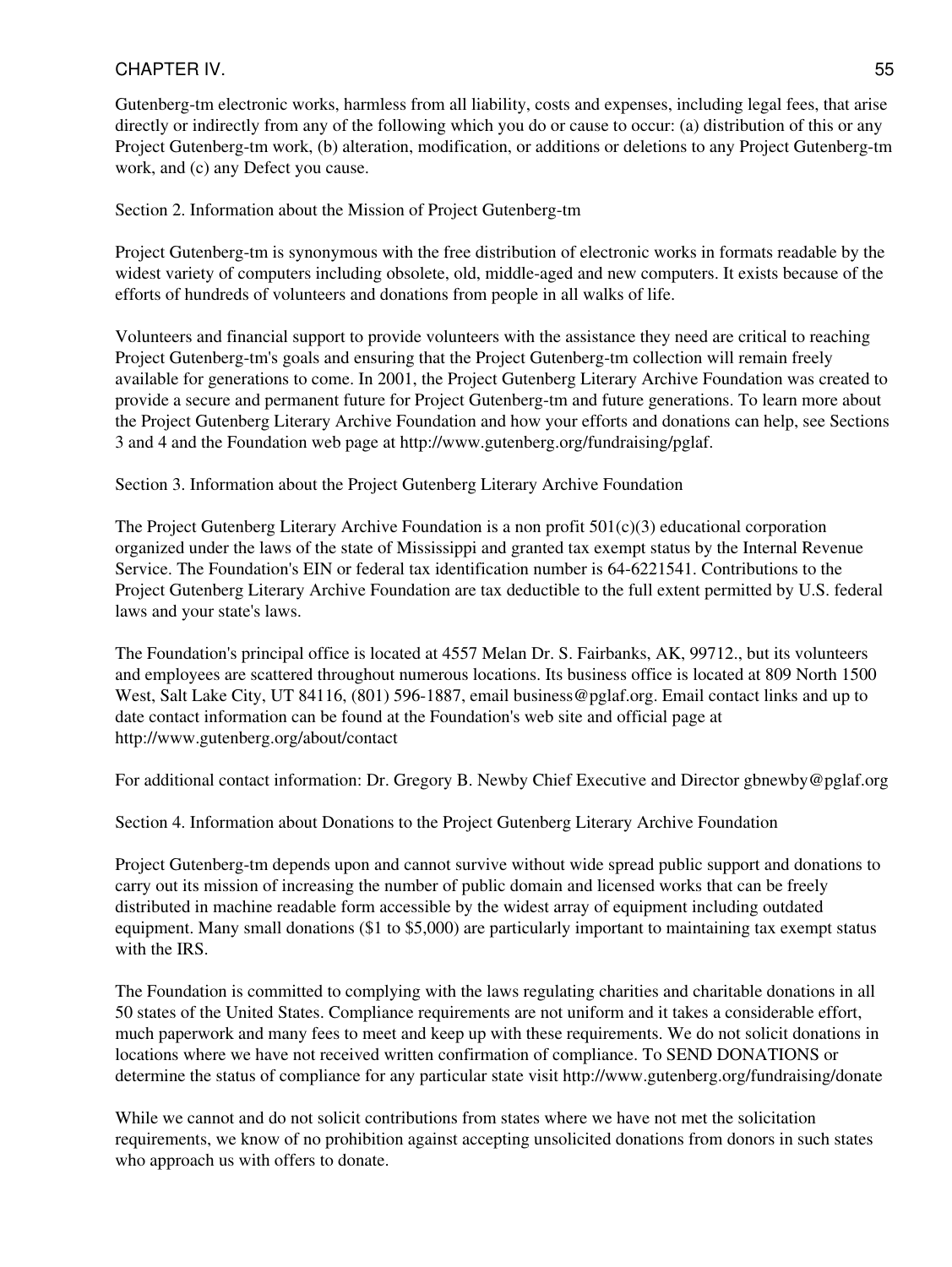Gutenberg-tm electronic works, harmless from all liability, costs and expenses, including legal fees, that arise directly or indirectly from any of the following which you do or cause to occur: (a) distribution of this or any Project Gutenberg-tm work, (b) alteration, modification, or additions or deletions to any Project Gutenberg-tm work, and (c) any Defect you cause.

Section 2. Information about the Mission of Project Gutenberg-tm

Project Gutenberg-tm is synonymous with the free distribution of electronic works in formats readable by the widest variety of computers including obsolete, old, middle-aged and new computers. It exists because of the efforts of hundreds of volunteers and donations from people in all walks of life.

Volunteers and financial support to provide volunteers with the assistance they need are critical to reaching Project Gutenberg-tm's goals and ensuring that the Project Gutenberg-tm collection will remain freely available for generations to come. In 2001, the Project Gutenberg Literary Archive Foundation was created to provide a secure and permanent future for Project Gutenberg-tm and future generations. To learn more about the Project Gutenberg Literary Archive Foundation and how your efforts and donations can help, see Sections 3 and 4 and the Foundation web page at http://www.gutenberg.org/fundraising/pglaf.

Section 3. Information about the Project Gutenberg Literary Archive Foundation

The Project Gutenberg Literary Archive Foundation is a non profit 501(c)(3) educational corporation organized under the laws of the state of Mississippi and granted tax exempt status by the Internal Revenue Service. The Foundation's EIN or federal tax identification number is 64-6221541. Contributions to the Project Gutenberg Literary Archive Foundation are tax deductible to the full extent permitted by U.S. federal laws and your state's laws.

The Foundation's principal office is located at 4557 Melan Dr. S. Fairbanks, AK, 99712., but its volunteers and employees are scattered throughout numerous locations. Its business office is located at 809 North 1500 West, Salt Lake City, UT 84116, (801) 596-1887, email business@pglaf.org. Email contact links and up to date contact information can be found at the Foundation's web site and official page at http://www.gutenberg.org/about/contact

For additional contact information: Dr. Gregory B. Newby Chief Executive and Director gbnewby@pglaf.org

Section 4. Information about Donations to the Project Gutenberg Literary Archive Foundation

Project Gutenberg-tm depends upon and cannot survive without wide spread public support and donations to carry out its mission of increasing the number of public domain and licensed works that can be freely distributed in machine readable form accessible by the widest array of equipment including outdated equipment. Many small donations ($1 to $5,000) are particularly important to maintaining tax exempt status with the IRS.

The Foundation is committed to complying with the laws regulating charities and charitable donations in all 50 states of the United States. Compliance requirements are not uniform and it takes a considerable effort, much paperwork and many fees to meet and keep up with these requirements. We do not solicit donations in locations where we have not received written confirmation of compliance. To SEND DONATIONS or determine the status of compliance for any particular state visit http://www.gutenberg.org/fundraising/donate

While we cannot and do not solicit contributions from states where we have not met the solicitation requirements, we know of no prohibition against accepting unsolicited donations from donors in such states who approach us with offers to donate.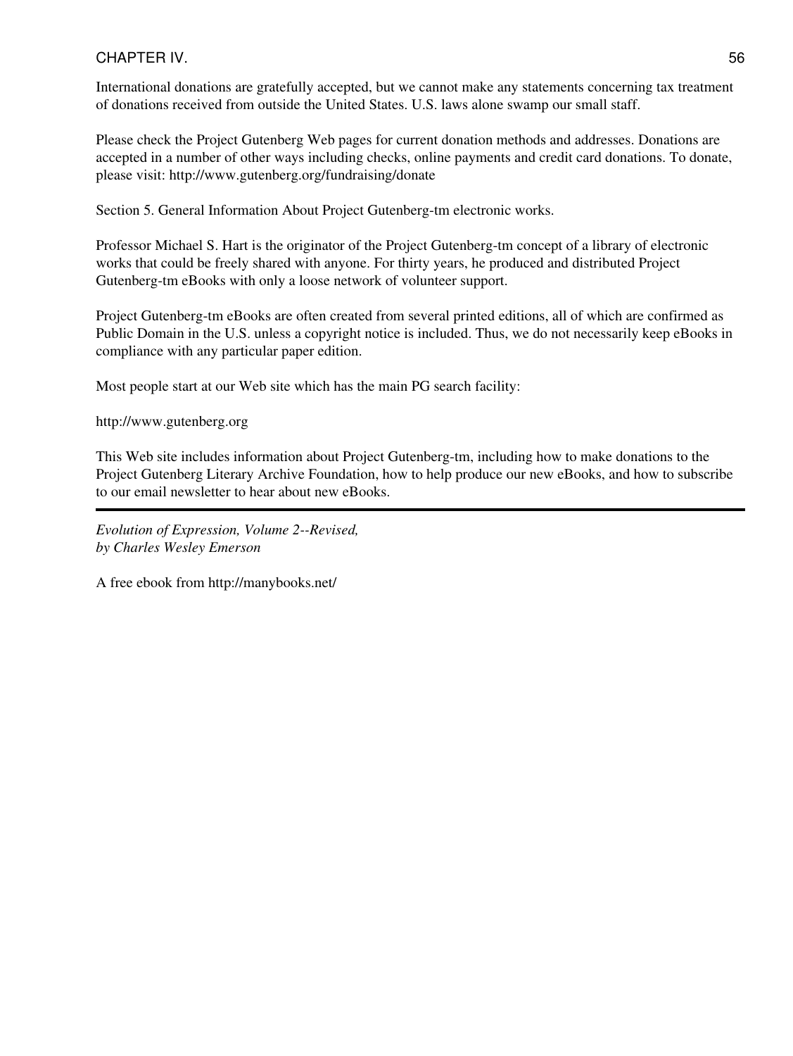International donations are gratefully accepted, but we cannot make any statements concerning tax treatment of donations received from outside the United States. U.S. laws alone swamp our small staff.

Please check the Project Gutenberg Web pages for current donation methods and addresses. Donations are accepted in a number of other ways including checks, online payments and credit card donations. To donate, please visit: http://www.gutenberg.org/fundraising/donate

Section 5. General Information About Project Gutenberg-tm electronic works.

Professor Michael S. Hart is the originator of the Project Gutenberg-tm concept of a library of electronic works that could be freely shared with anyone. For thirty years, he produced and distributed Project Gutenberg-tm eBooks with only a loose network of volunteer support.

Project Gutenberg-tm eBooks are often created from several printed editions, all of which are confirmed as Public Domain in the U.S. unless a copyright notice is included. Thus, we do not necessarily keep eBooks in compliance with any particular paper edition.

Most people start at our Web site which has the main PG search facility:

http://www.gutenberg.org

This Web site includes information about Project Gutenberg-tm, including how to make donations to the Project Gutenberg Literary Archive Foundation, how to help produce our new eBooks, and how to subscribe to our email newsletter to hear about new eBooks.

---

*Evolution of Expression, Volume 2--Revised,*
*by Charles Wesley Emerson*

A free ebook from http://manybooks.net/